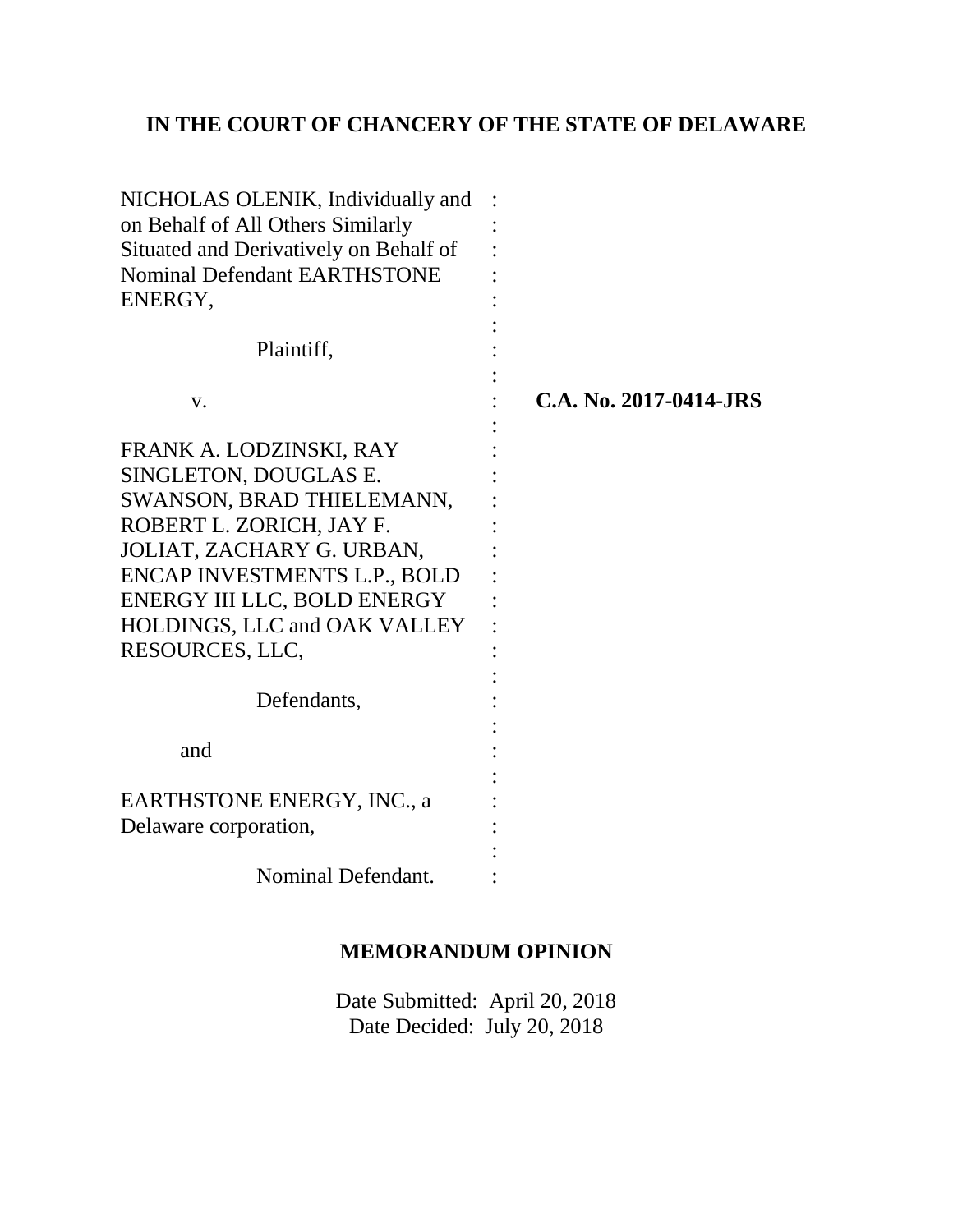**IN THE COURT OF CHANCERY OF THE STATE OF DELAWARE**

| | | |
|---|---|---|
| NICHOLAS OLENIK, Individually and on Behalf of All Others Similarly Situated and Derivatively on Behalf of Nominal Defendant EARTHSTONE ENERGY, | : | |
| Plaintiff, | : | |
| v. | : | **C.A. No. 2017-0414-JRS** |
| FRANK A. LODZINSKI, RAY SINGLETON, DOUGLAS E. SWANSON, BRAD THIELEMANN, ROBERT L. ZORICH, JAY F. JOLIAT, ZACHARY G. URBAN, ENCAP INVESTMENTS L.P., BOLD ENERGY III LLC, BOLD ENERGY HOLDINGS, LLC and OAK VALLEY RESOURCES, LLC, | : | |
| Defendants, | : | |
| and | : | |
| EARTHSTONE ENERGY, INC., a Delaware corporation, | : | |
| Nominal Defendant. | : | |

**MEMORANDUM OPINION**

Date Submitted: April 20, 2018
Date Decided: July 20, 2018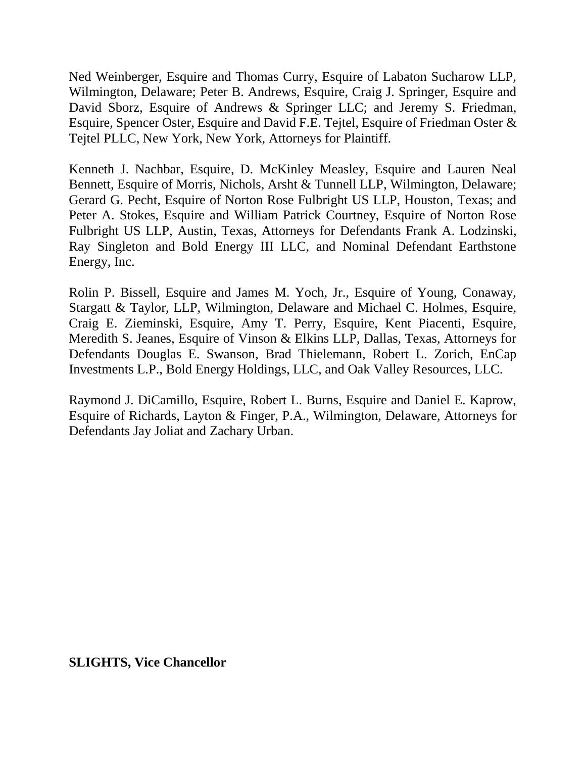Ned Weinberger, Esquire and Thomas Curry, Esquire of Labaton Sucharow LLP, Wilmington, Delaware; Peter B. Andrews, Esquire, Craig J. Springer, Esquire and David Sborz, Esquire of Andrews & Springer LLC; and Jeremy S. Friedman, Esquire, Spencer Oster, Esquire and David F.E. Tejtel, Esquire of Friedman Oster & Tejtel PLLC, New York, New York, Attorneys for Plaintiff.

Kenneth J. Nachbar, Esquire, D. McKinley Measley, Esquire and Lauren Neal Bennett, Esquire of Morris, Nichols, Arsht & Tunnell LLP, Wilmington, Delaware; Gerard G. Pecht, Esquire of Norton Rose Fulbright US LLP, Houston, Texas; and Peter A. Stokes, Esquire and William Patrick Courtney, Esquire of Norton Rose Fulbright US LLP, Austin, Texas, Attorneys for Defendants Frank A. Lodzinski, Ray Singleton and Bold Energy III LLC, and Nominal Defendant Earthstone Energy, Inc.

Rolin P. Bissell, Esquire and James M. Yoch, Jr., Esquire of Young, Conaway, Stargatt & Taylor, LLP, Wilmington, Delaware and Michael C. Holmes, Esquire, Craig E. Zieminski, Esquire, Amy T. Perry, Esquire, Kent Piacenti, Esquire, Meredith S. Jeanes, Esquire of Vinson & Elkins LLP, Dallas, Texas, Attorneys for Defendants Douglas E. Swanson, Brad Thielemann, Robert L. Zorich, EnCap Investments L.P., Bold Energy Holdings, LLC, and Oak Valley Resources, LLC.

Raymond J. DiCamillo, Esquire, Robert L. Burns, Esquire and Daniel E. Kaprow, Esquire of Richards, Layton & Finger, P.A., Wilmington, Delaware, Attorneys for Defendants Jay Joliat and Zachary Urban.

**SLIGHTS, Vice Chancellor**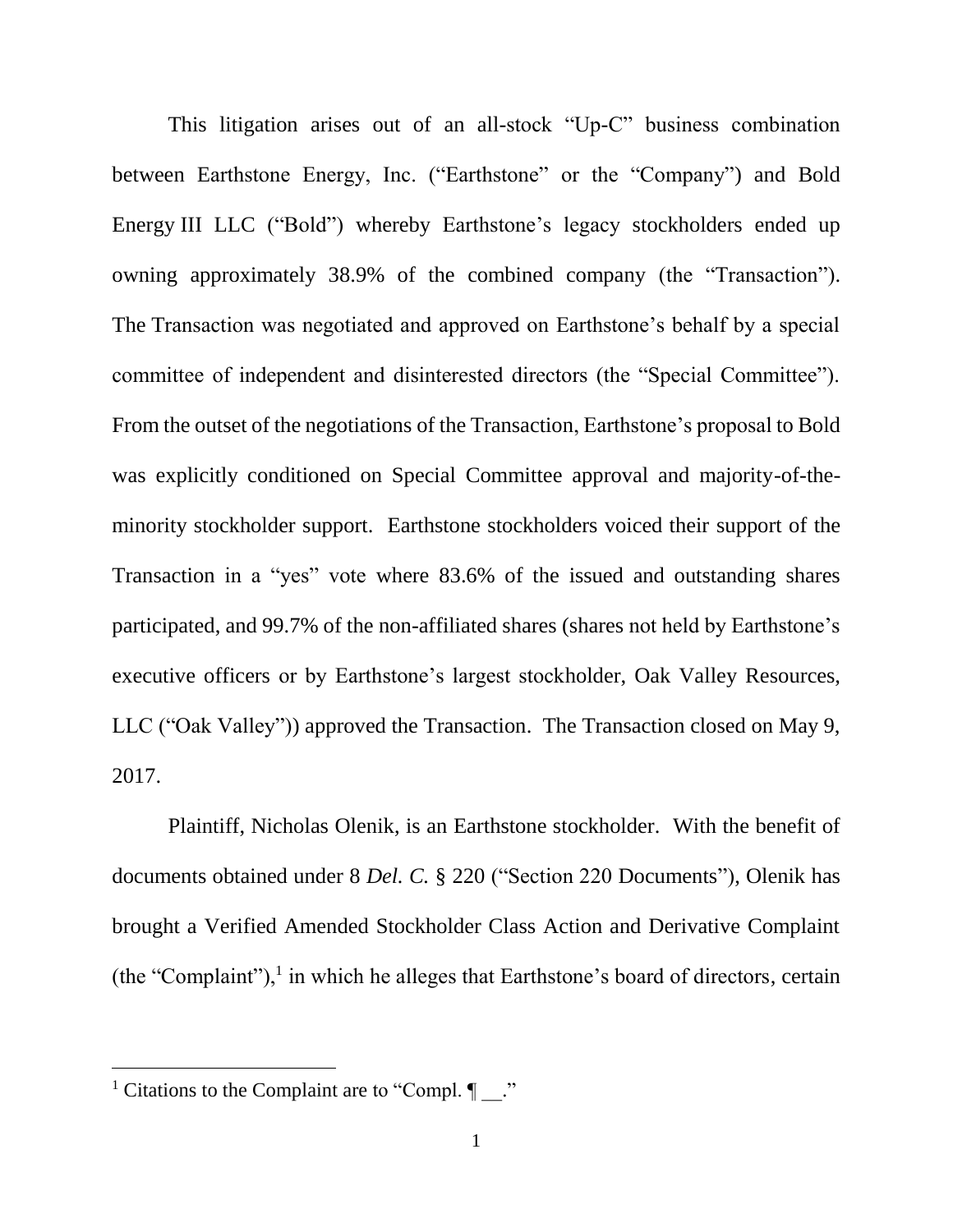This litigation arises out of an all-stock "Up-C" business combination between Earthstone Energy, Inc. ("Earthstone" or the "Company") and Bold Energy III LLC ("Bold") whereby Earthstone's legacy stockholders ended up owning approximately 38.9% of the combined company (the "Transaction"). The Transaction was negotiated and approved on Earthstone's behalf by a special committee of independent and disinterested directors (the "Special Committee"). From the outset of the negotiations of the Transaction, Earthstone's proposal to Bold was explicitly conditioned on Special Committee approval and majority-of-the-minority stockholder support. Earthstone stockholders voiced their support of the Transaction in a "yes" vote where 83.6% of the issued and outstanding shares participated, and 99.7% of the non-affiliated shares (shares not held by Earthstone's executive officers or by Earthstone's largest stockholder, Oak Valley Resources, LLC ("Oak Valley")) approved the Transaction. The Transaction closed on May 9, 2017.

Plaintiff, Nicholas Olenik, is an Earthstone stockholder. With the benefit of documents obtained under 8 *Del. C.* § 220 ("Section 220 Documents"), Olenik has brought a Verified Amended Stockholder Class Action and Derivative Complaint (the "Complaint"),[1] in which he alleges that Earthstone's board of directors, certain

---

[1] Citations to the Complaint are to "Compl. ¶ __."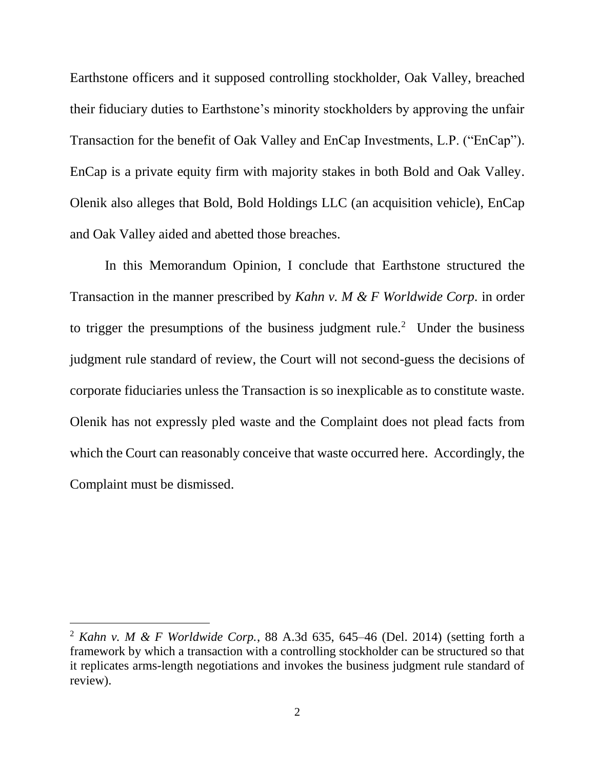Earthstone officers and it supposed controlling stockholder, Oak Valley, breached their fiduciary duties to Earthstone's minority stockholders by approving the unfair Transaction for the benefit of Oak Valley and EnCap Investments, L.P. ("EnCap"). EnCap is a private equity firm with majority stakes in both Bold and Oak Valley. Olenik also alleges that Bold, Bold Holdings LLC (an acquisition vehicle), EnCap and Oak Valley aided and abetted those breaches.

In this Memorandum Opinion, I conclude that Earthstone structured the Transaction in the manner prescribed by *Kahn v. M & F Worldwide Corp.* in order to trigger the presumptions of the business judgment rule.[2] Under the business judgment rule standard of review, the Court will not second-guess the decisions of corporate fiduciaries unless the Transaction is so inexplicable as to constitute waste. Olenik has not expressly pled waste and the Complaint does not plead facts from which the Court can reasonably conceive that waste occurred here. Accordingly, the Complaint must be dismissed.

---

[2] *Kahn v. M & F Worldwide Corp.*, 88 A.3d 635, 645–46 (Del. 2014) (setting forth a framework by which a transaction with a controlling stockholder can be structured so that it replicates arms-length negotiations and invokes the business judgment rule standard of review).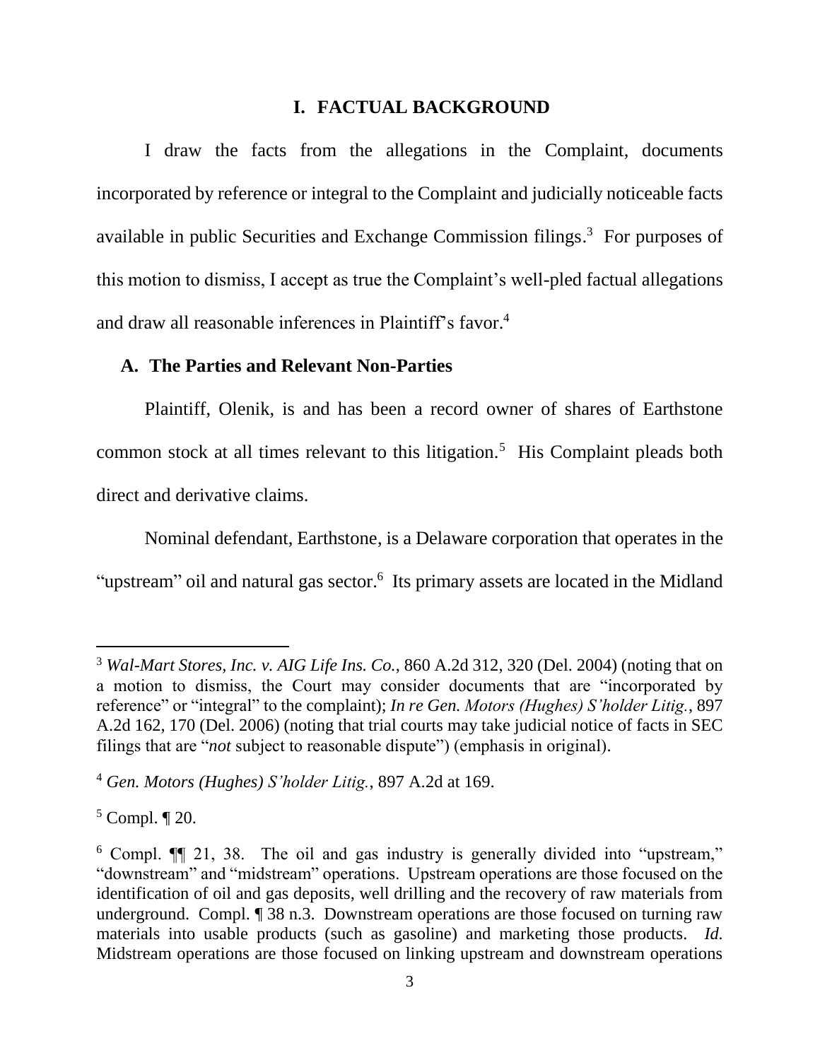# I. FACTUAL BACKGROUND

I draw the facts from the allegations in the Complaint, documents incorporated by reference or integral to the Complaint and judicially noticeable facts available in public Securities and Exchange Commission filings.[3] For purposes of this motion to dismiss, I accept as true the Complaint's well-pled factual allegations and draw all reasonable inferences in Plaintiff's favor.[4]

## A. The Parties and Relevant Non-Parties

Plaintiff, Olenik, is and has been a record owner of shares of Earthstone common stock at all times relevant to this litigation.[5] His Complaint pleads both direct and derivative claims.

Nominal defendant, Earthstone, is a Delaware corporation that operates in the "upstream" oil and natural gas sector.[6] Its primary assets are located in the Midland

---

[3] *Wal-Mart Stores, Inc. v. AIG Life Ins. Co.*, 860 A.2d 312, 320 (Del. 2004) (noting that on a motion to dismiss, the Court may consider documents that are "incorporated by reference" or "integral" to the complaint); *In re Gen. Motors (Hughes) S'holder Litig.*, 897 A.2d 162, 170 (Del. 2006) (noting that trial courts may take judicial notice of facts in SEC filings that are "*not* subject to reasonable dispute") (emphasis in original).

[4] *Gen. Motors (Hughes) S'holder Litig.*, 897 A.2d at 169.

[5] Compl. ¶ 20.

[6] Compl. ¶¶ 21, 38. The oil and gas industry is generally divided into "upstream," "downstream" and "midstream" operations. Upstream operations are those focused on the identification of oil and gas deposits, well drilling and the recovery of raw materials from underground. Compl. ¶ 38 n.3. Downstream operations are those focused on turning raw materials into usable products (such as gasoline) and marketing those products. *Id.* Midstream operations are those focused on linking upstream and downstream operations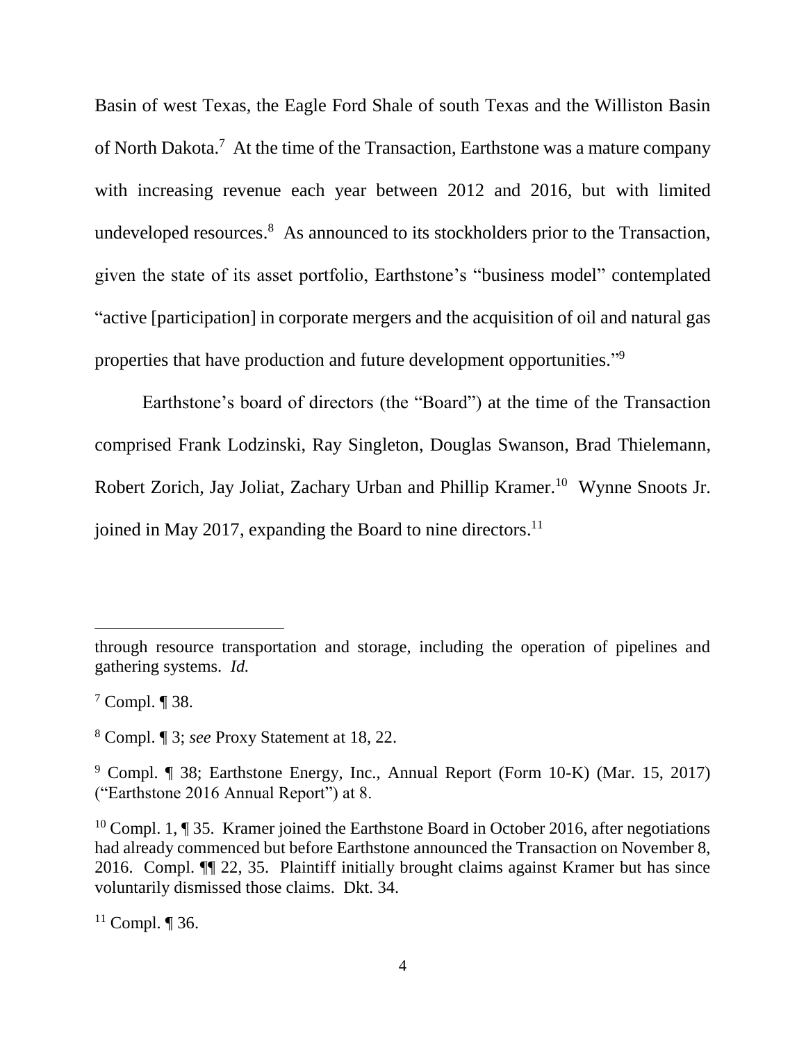Basin of west Texas, the Eagle Ford Shale of south Texas and the Williston Basin of North Dakota.[7] At the time of the Transaction, Earthstone was a mature company with increasing revenue each year between 2012 and 2016, but with limited undeveloped resources.[8] As announced to its stockholders prior to the Transaction, given the state of its asset portfolio, Earthstone's "business model" contemplated "active [participation] in corporate mergers and the acquisition of oil and natural gas properties that have production and future development opportunities."[9]

Earthstone's board of directors (the "Board") at the time of the Transaction comprised Frank Lodzinski, Ray Singleton, Douglas Swanson, Brad Thielemann, Robert Zorich, Jay Joliat, Zachary Urban and Phillip Kramer.[10] Wynne Snoots Jr. joined in May 2017, expanding the Board to nine directors.[11]

---

through resource transportation and storage, including the operation of pipelines and gathering systems. *Id.*

[7] Compl. ¶ 38.

[8] Compl. ¶ 3; *see* Proxy Statement at 18, 22.

[9] Compl. ¶ 38; Earthstone Energy, Inc., Annual Report (Form 10-K) (Mar. 15, 2017) ("Earthstone 2016 Annual Report") at 8.

[10] Compl. 1, ¶ 35. Kramer joined the Earthstone Board in October 2016, after negotiations had already commenced but before Earthstone announced the Transaction on November 8, 2016. Compl. ¶¶ 22, 35. Plaintiff initially brought claims against Kramer but has since voluntarily dismissed those claims. Dkt. 34.

[11] Compl. ¶ 36.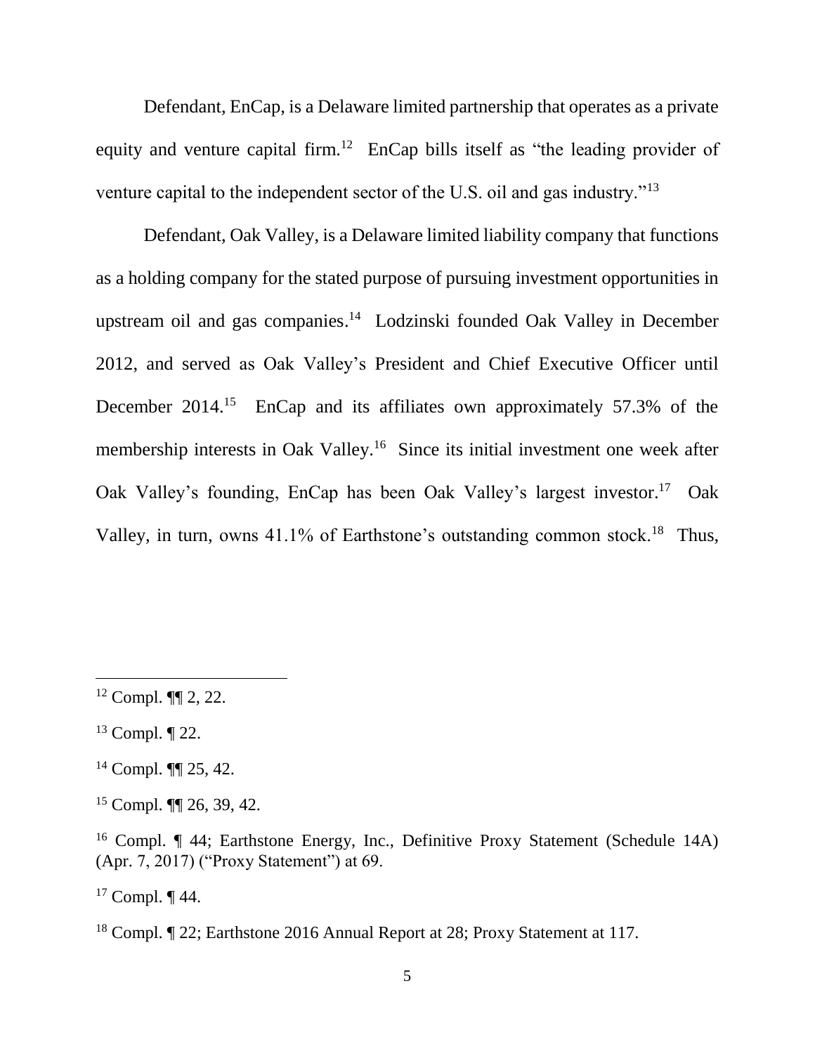Defendant, EnCap, is a Delaware limited partnership that operates as a private equity and venture capital firm.[12] EnCap bills itself as "the leading provider of venture capital to the independent sector of the U.S. oil and gas industry."[13]

Defendant, Oak Valley, is a Delaware limited liability company that functions as a holding company for the stated purpose of pursuing investment opportunities in upstream oil and gas companies.[14] Lodzinski founded Oak Valley in December 2012, and served as Oak Valley's President and Chief Executive Officer until December 2014.[15] EnCap and its affiliates own approximately 57.3% of the membership interests in Oak Valley.[16] Since its initial investment one week after Oak Valley's founding, EnCap has been Oak Valley's largest investor.[17] Oak Valley, in turn, owns 41.1% of Earthstone's outstanding common stock.[18] Thus,

---

[12] Compl. ¶¶ 2, 22.

[13] Compl. ¶ 22.

[14] Compl. ¶¶ 25, 42.

[15] Compl. ¶¶ 26, 39, 42.

[16] Compl. ¶ 44; Earthstone Energy, Inc., Definitive Proxy Statement (Schedule 14A) (Apr. 7, 2017) ("Proxy Statement") at 69.

[17] Compl. ¶ 44.

[18] Compl. ¶ 22; Earthstone 2016 Annual Report at 28; Proxy Statement at 117.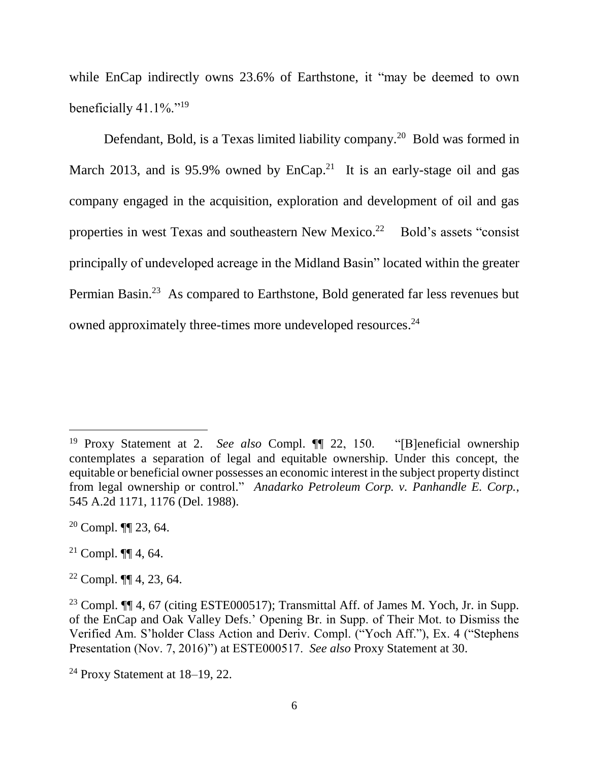while EnCap indirectly owns 23.6% of Earthstone, it "may be deemed to own beneficially 41.1%."[19]

Defendant, Bold, is a Texas limited liability company.[20] Bold was formed in March 2013, and is 95.9% owned by EnCap.[21] It is an early-stage oil and gas company engaged in the acquisition, exploration and development of oil and gas properties in west Texas and southeastern New Mexico.[22] Bold's assets "consist principally of undeveloped acreage in the Midland Basin" located within the greater Permian Basin.[23] As compared to Earthstone, Bold generated far less revenues but owned approximately three-times more undeveloped resources.[24]

---

[19] Proxy Statement at 2. *See also* Compl. ¶¶ 22, 150. "[B]eneficial ownership contemplates a separation of legal and equitable ownership. Under this concept, the equitable or beneficial owner possesses an economic interest in the subject property distinct from legal ownership or control." *Anadarko Petroleum Corp. v. Panhandle E. Corp.*, 545 A.2d 1171, 1176 (Del. 1988).

[20] Compl. ¶¶ 23, 64.

[21] Compl. ¶¶ 4, 64.

[22] Compl. ¶¶ 4, 23, 64.

[23] Compl. ¶¶ 4, 67 (citing ESTE000517); Transmittal Aff. of James M. Yoch, Jr. in Supp. of the EnCap and Oak Valley Defs.' Opening Br. in Supp. of Their Mot. to Dismiss the Verified Am. S'holder Class Action and Deriv. Compl. ("Yoch Aff."), Ex. 4 ("Stephens Presentation (Nov. 7, 2016)") at ESTE000517. *See also* Proxy Statement at 30.

[24] Proxy Statement at 18–19, 22.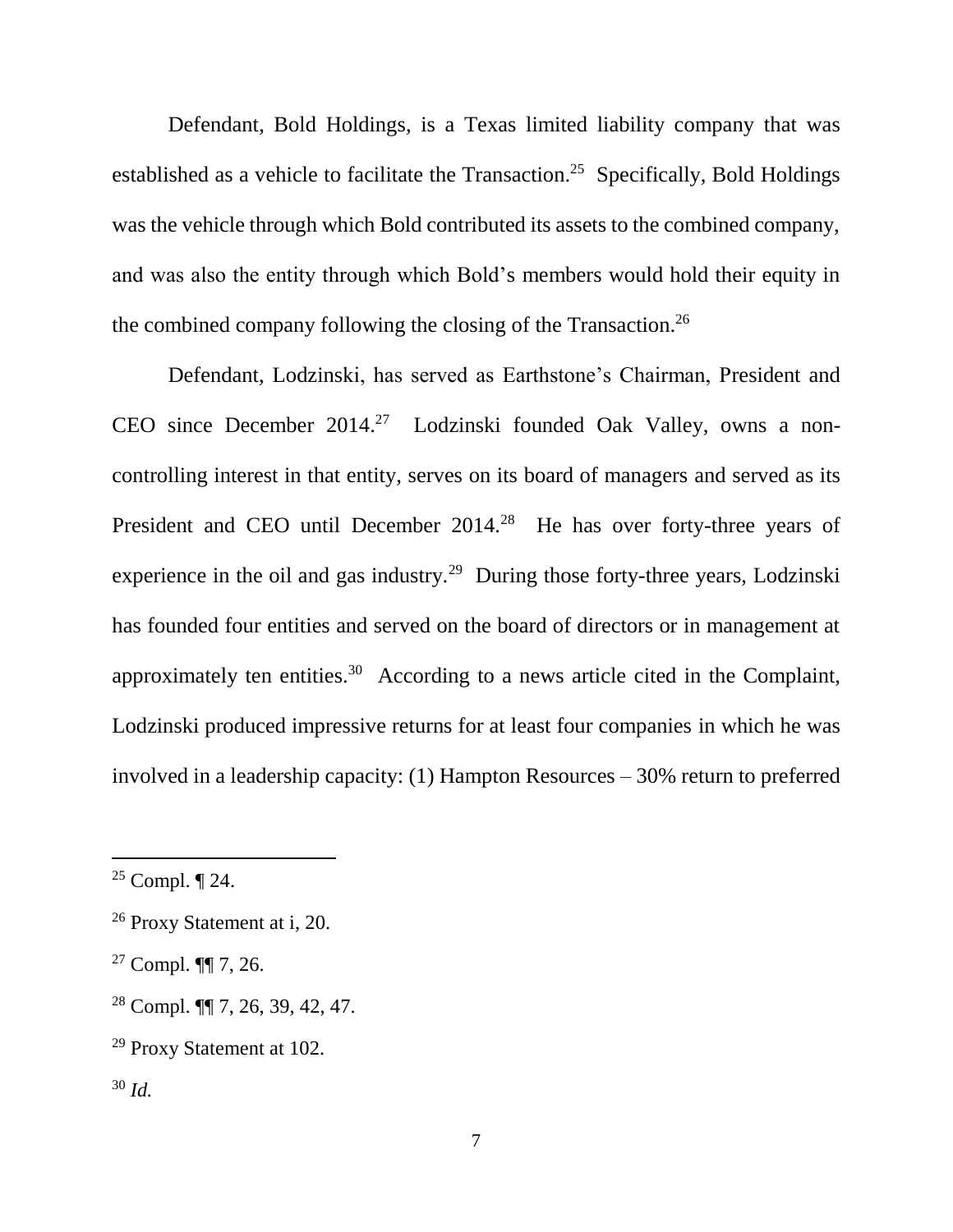Defendant, Bold Holdings, is a Texas limited liability company that was established as a vehicle to facilitate the Transaction.[25] Specifically, Bold Holdings was the vehicle through which Bold contributed its assets to the combined company, and was also the entity through which Bold's members would hold their equity in the combined company following the closing of the Transaction.[26]

Defendant, Lodzinski, has served as Earthstone's Chairman, President and CEO since December 2014.[27] Lodzinski founded Oak Valley, owns a non-controlling interest in that entity, serves on its board of managers and served as its President and CEO until December 2014.[28] He has over forty-three years of experience in the oil and gas industry.[29] During those forty-three years, Lodzinski has founded four entities and served on the board of directors or in management at approximately ten entities.[30] According to a news article cited in the Complaint, Lodzinski produced impressive returns for at least four companies in which he was involved in a leadership capacity: (1) Hampton Resources – 30% return to preferred

---

[25] Compl. ¶ 24.

[26] Proxy Statement at i, 20.

[27] Compl. ¶¶ 7, 26.

[28] Compl. ¶¶ 7, 26, 39, 42, 47.

[29] Proxy Statement at 102.

[30] *Id.*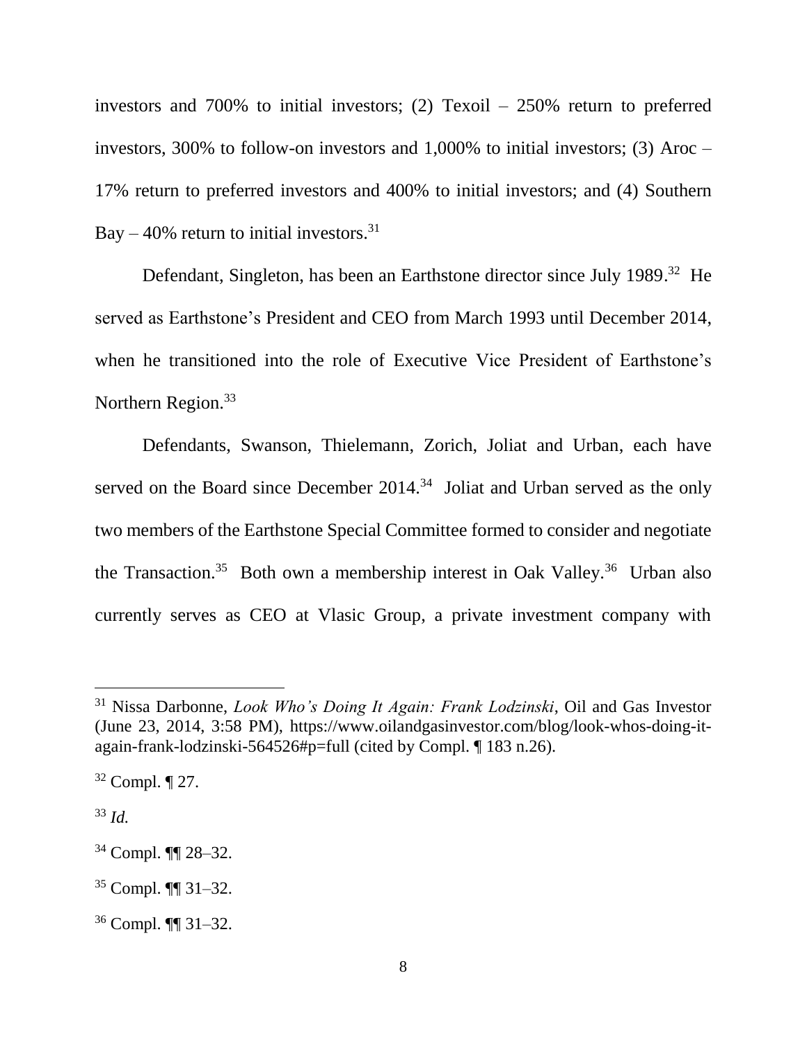investors and 700% to initial investors; (2) Texoil – 250% return to preferred investors, 300% to follow-on investors and 1,000% to initial investors; (3) Aroc – 17% return to preferred investors and 400% to initial investors; and (4) Southern Bay – 40% return to initial investors.[31]

Defendant, Singleton, has been an Earthstone director since July 1989.[32] He served as Earthstone's President and CEO from March 1993 until December 2014, when he transitioned into the role of Executive Vice President of Earthstone's Northern Region.[33]

Defendants, Swanson, Thielemann, Zorich, Joliat and Urban, each have served on the Board since December 2014.[34] Joliat and Urban served as the only two members of the Earthstone Special Committee formed to consider and negotiate the Transaction.[35] Both own a membership interest in Oak Valley.[36] Urban also currently serves as CEO at Vlasic Group, a private investment company with

---

[31] Nissa Darbonne, *Look Who's Doing It Again: Frank Lodzinski*, Oil and Gas Investor (June 23, 2014, 3:58 PM), https://www.oilandgasinvestor.com/blog/look-whos-doing-it-again-frank-lodzinski-564526#p=full (cited by Compl. ¶ 183 n.26).

[32] Compl. ¶ 27.

[33] *Id.*

[34] Compl. ¶¶ 28–32.

[35] Compl. ¶¶ 31–32.

[36] Compl. ¶¶ 31–32.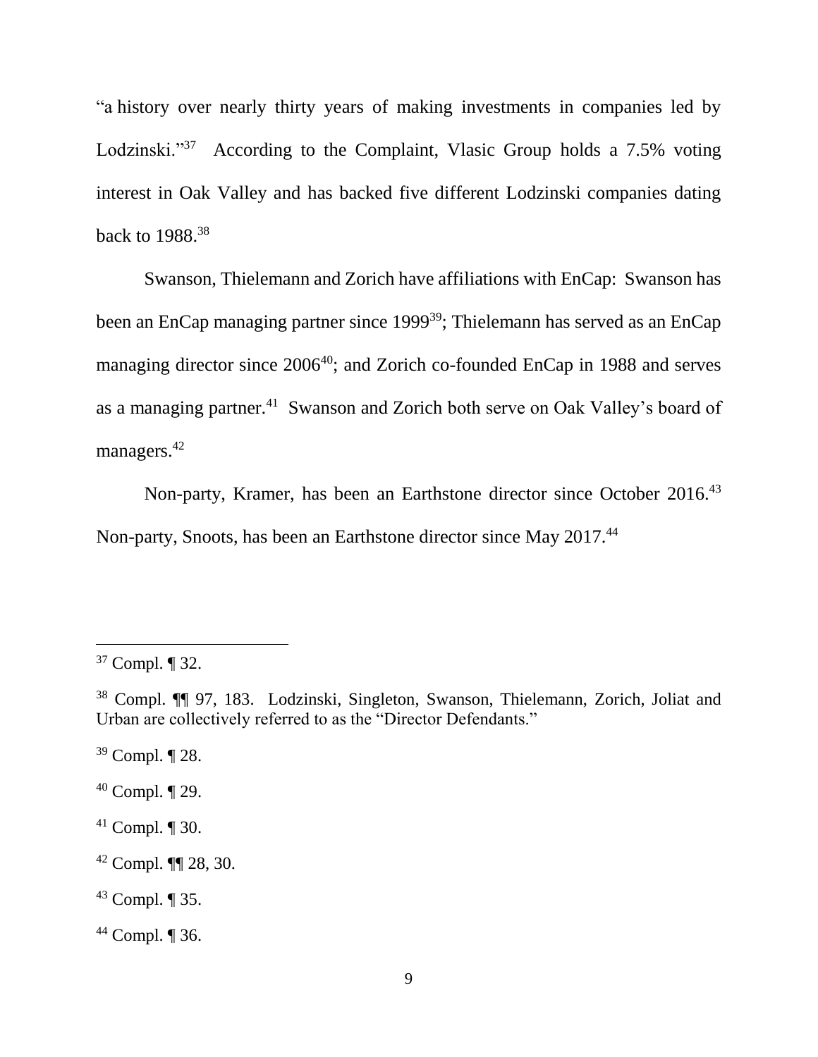"a history over nearly thirty years of making investments in companies led by Lodzinski."[37] According to the Complaint, Vlasic Group holds a 7.5% voting interest in Oak Valley and has backed five different Lodzinski companies dating back to 1988.[38]

Swanson, Thielemann and Zorich have affiliations with EnCap: Swanson has been an EnCap managing partner since 1999[39]; Thielemann has served as an EnCap managing director since 2006[40]; and Zorich co-founded EnCap in 1988 and serves as a managing partner.[41] Swanson and Zorich both serve on Oak Valley's board of managers.[42]

Non-party, Kramer, has been an Earthstone director since October 2016.[43] Non-party, Snoots, has been an Earthstone director since May 2017.[44]

---

[37] Compl. ¶ 32.

[38] Compl. ¶¶ 97, 183. Lodzinski, Singleton, Swanson, Thielemann, Zorich, Joliat and Urban are collectively referred to as the "Director Defendants."

[39] Compl. ¶ 28.

[40] Compl. ¶ 29.

[41] Compl. ¶ 30.

[42] Compl. ¶¶ 28, 30.

[43] Compl. ¶ 35.

[44] Compl. ¶ 36.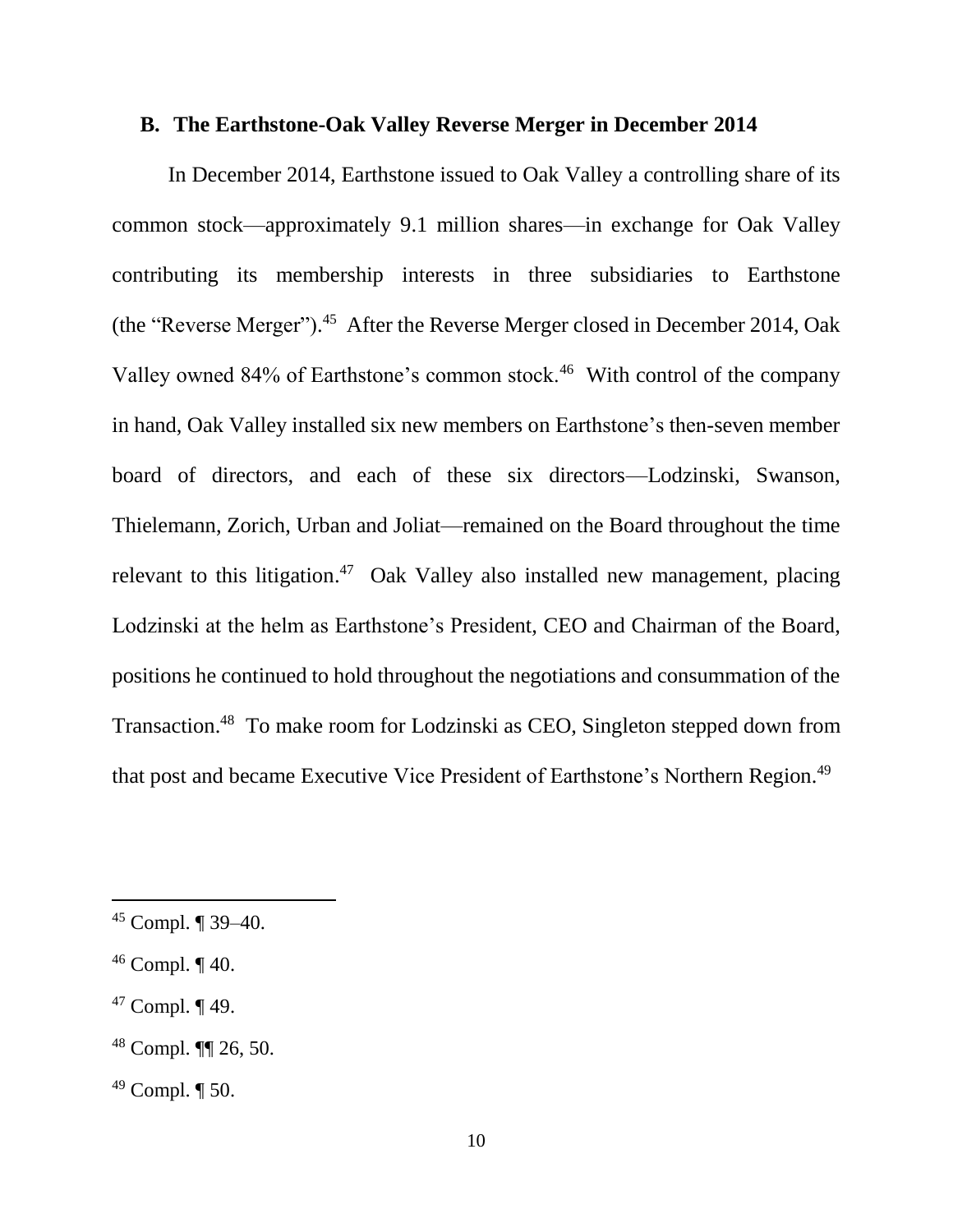### B. The Earthstone-Oak Valley Reverse Merger in December 2014

In December 2014, Earthstone issued to Oak Valley a controlling share of its common stock—approximately 9.1 million shares—in exchange for Oak Valley contributing its membership interests in three subsidiaries to Earthstone (the "Reverse Merger").[45] After the Reverse Merger closed in December 2014, Oak Valley owned 84% of Earthstone's common stock.[46] With control of the company in hand, Oak Valley installed six new members on Earthstone's then-seven member board of directors, and each of these six directors—Lodzinski, Swanson, Thielemann, Zorich, Urban and Joliat—remained on the Board throughout the time relevant to this litigation.[47] Oak Valley also installed new management, placing Lodzinski at the helm as Earthstone's President, CEO and Chairman of the Board, positions he continued to hold throughout the negotiations and consummation of the Transaction.[48] To make room for Lodzinski as CEO, Singleton stepped down from that post and became Executive Vice President of Earthstone's Northern Region.[49]

---

[45] Compl. ¶ 39–40.

[46] Compl. ¶ 40.

[47] Compl. ¶ 49.

[48] Compl. ¶¶ 26, 50.

[49] Compl. ¶ 50.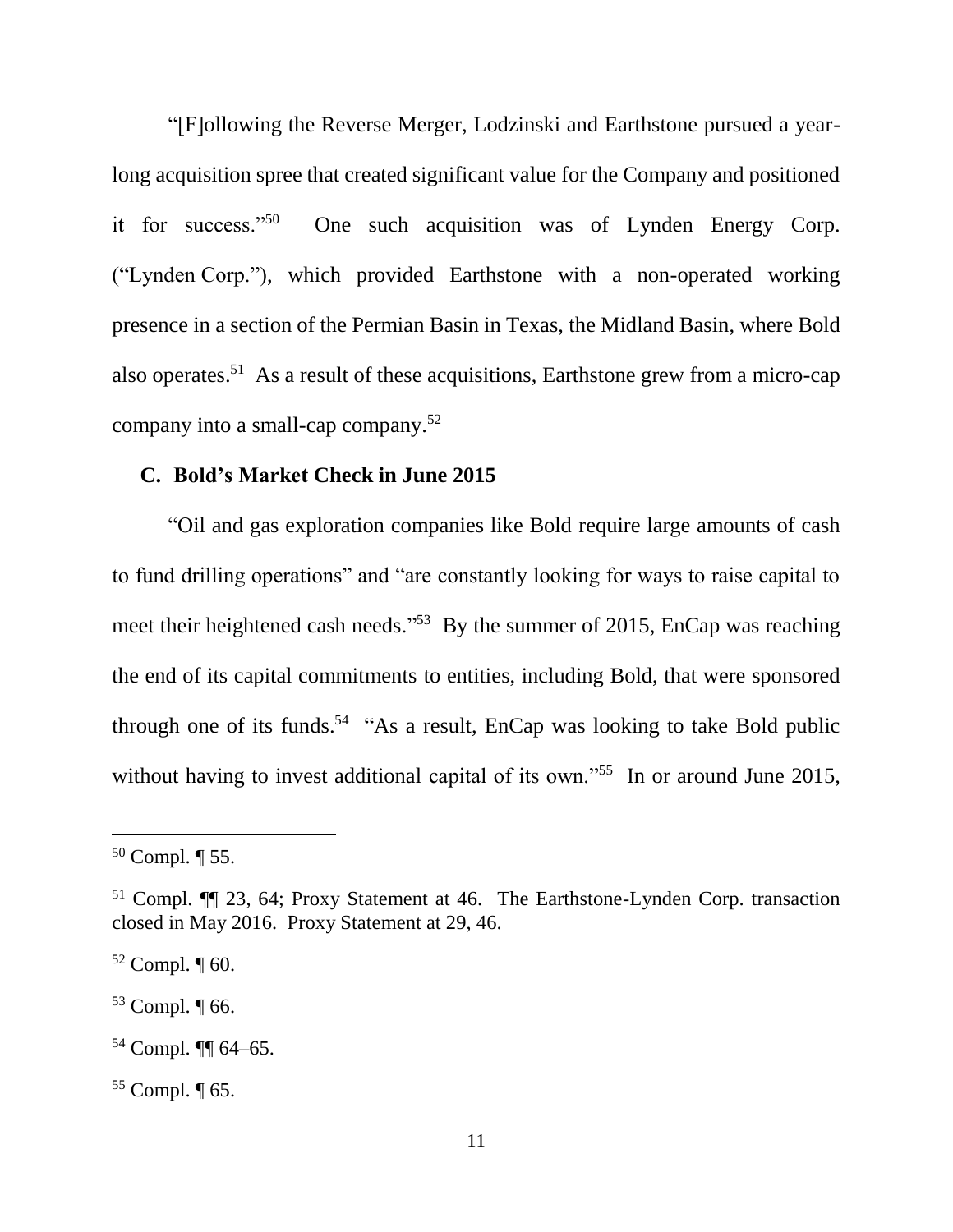"[F]ollowing the Reverse Merger, Lodzinski and Earthstone pursued a year-long acquisition spree that created significant value for the Company and positioned it for success."[50] One such acquisition was of Lynden Energy Corp. ("Lynden Corp."), which provided Earthstone with a non-operated working presence in a section of the Permian Basin in Texas, the Midland Basin, where Bold also operates.[51] As a result of these acquisitions, Earthstone grew from a micro-cap company into a small-cap company.[52]

### C. Bold's Market Check in June 2015

"Oil and gas exploration companies like Bold require large amounts of cash to fund drilling operations" and "are constantly looking for ways to raise capital to meet their heightened cash needs."[53] By the summer of 2015, EnCap was reaching the end of its capital commitments to entities, including Bold, that were sponsored through one of its funds.[54] "As a result, EnCap was looking to take Bold public without having to invest additional capital of its own."[55] In or around June 2015,

---

[50] Compl. ¶ 55.

[51] Compl. ¶¶ 23, 64; Proxy Statement at 46. The Earthstone-Lynden Corp. transaction closed in May 2016. Proxy Statement at 29, 46.

[52] Compl. ¶ 60.

[53] Compl. ¶ 66.

[54] Compl. ¶¶ 64–65.

[55] Compl. ¶ 65.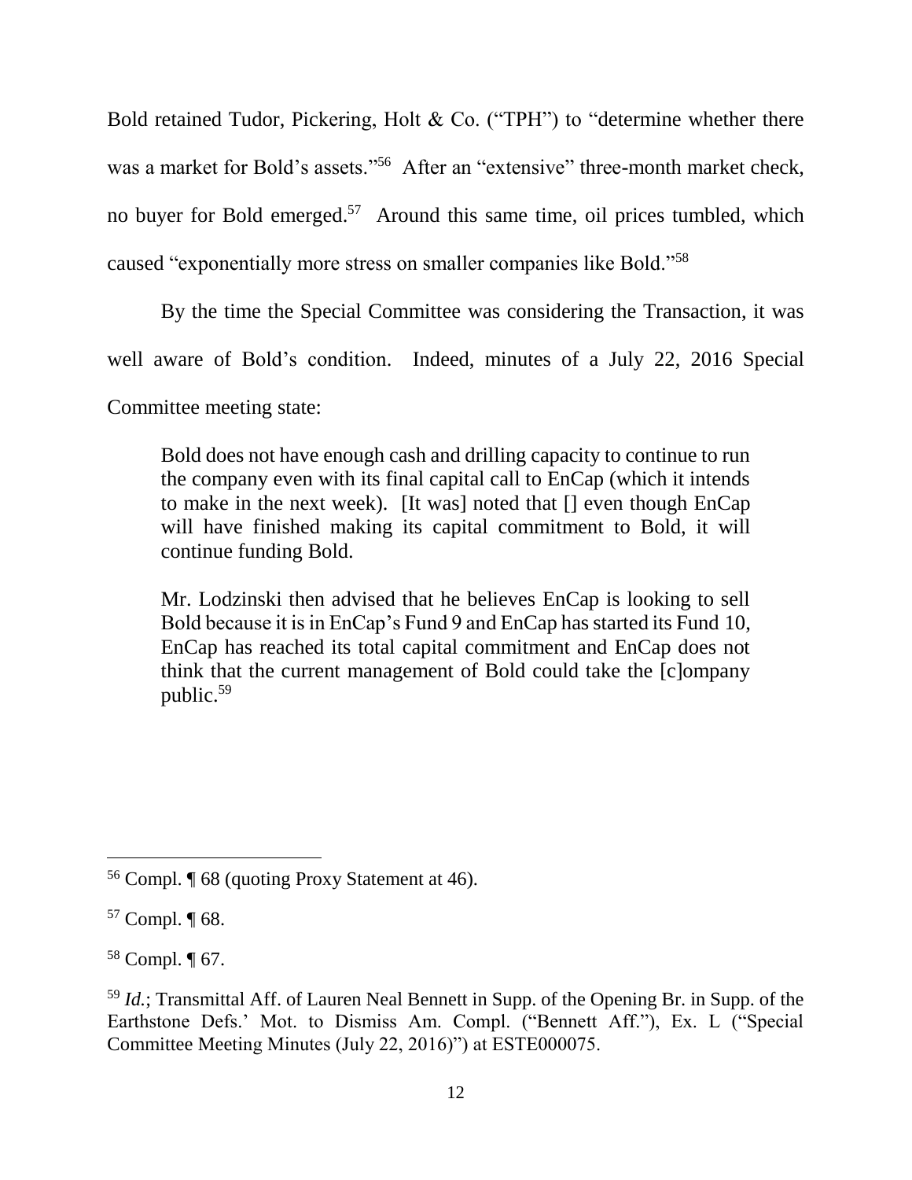Bold retained Tudor, Pickering, Holt & Co. ("TPH") to "determine whether there was a market for Bold's assets."[56] After an "extensive" three-month market check, no buyer for Bold emerged.[57] Around this same time, oil prices tumbled, which caused "exponentially more stress on smaller companies like Bold."[58]

By the time the Special Committee was considering the Transaction, it was well aware of Bold's condition. Indeed, minutes of a July 22, 2016 Special Committee meeting state:

> Bold does not have enough cash and drilling capacity to continue to run the company even with its final capital call to EnCap (which it intends to make in the next week). [It was] noted that [] even though EnCap will have finished making its capital commitment to Bold, it will continue funding Bold.
>
> Mr. Lodzinski then advised that he believes EnCap is looking to sell Bold because it is in EnCap's Fund 9 and EnCap has started its Fund 10, EnCap has reached its total capital commitment and EnCap does not think that the current management of Bold could take the [c]ompany public.[59]

---

[56] Compl. ¶ 68 (quoting Proxy Statement at 46).

[57] Compl. ¶ 68.

[58] Compl. ¶ 67.

[59] *Id.*; Transmittal Aff. of Lauren Neal Bennett in Supp. of the Opening Br. in Supp. of the Earthstone Defs.' Mot. to Dismiss Am. Compl. ("Bennett Aff."), Ex. L ("Special Committee Meeting Minutes (July 22, 2016)") at ESTE000075.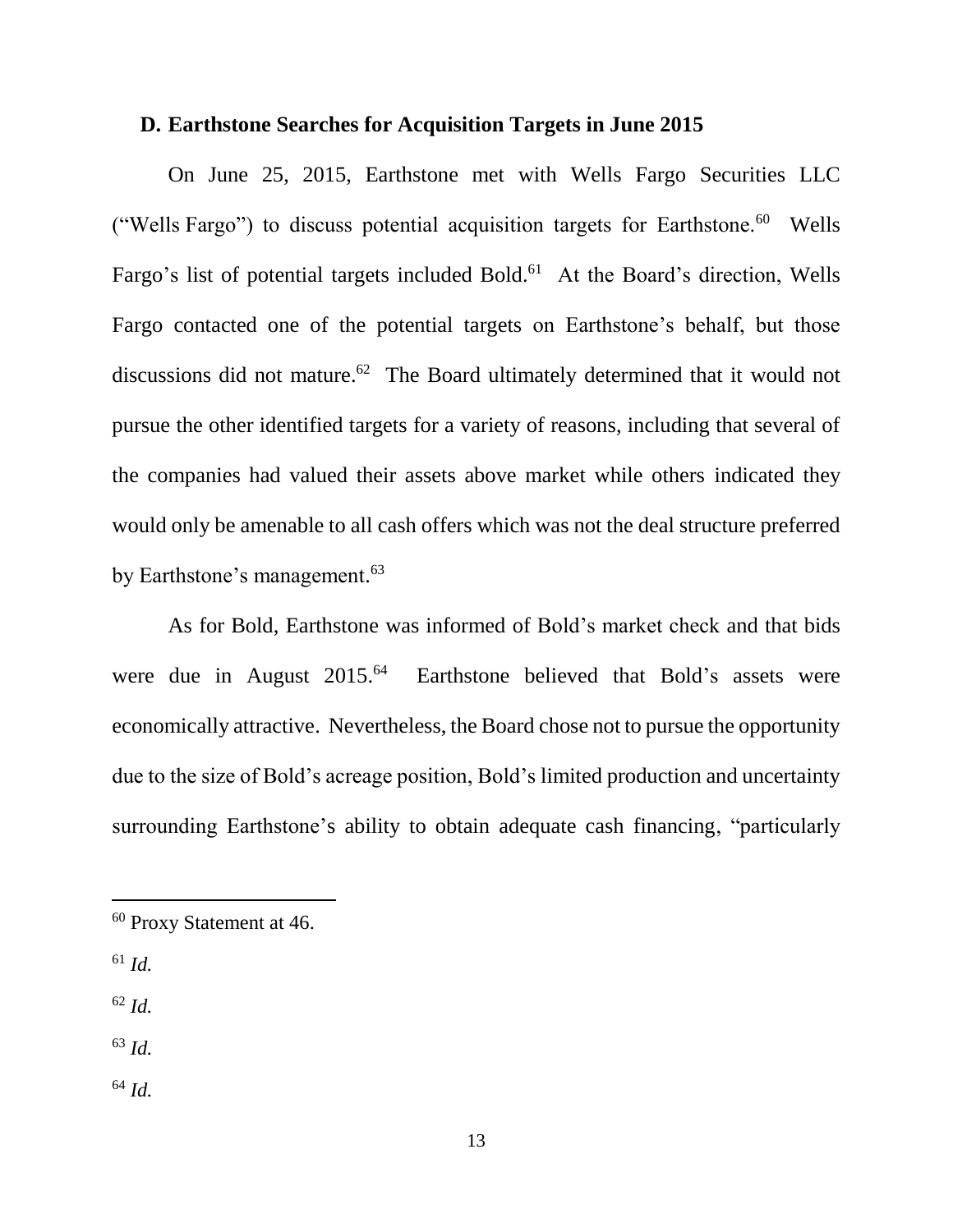### D. Earthstone Searches for Acquisition Targets in June 2015

On June 25, 2015, Earthstone met with Wells Fargo Securities LLC ("Wells Fargo") to discuss potential acquisition targets for Earthstone.[60] Wells Fargo's list of potential targets included Bold.[61] At the Board's direction, Wells Fargo contacted one of the potential targets on Earthstone's behalf, but those discussions did not mature.[62] The Board ultimately determined that it would not pursue the other identified targets for a variety of reasons, including that several of the companies had valued their assets above market while others indicated they would only be amenable to all cash offers which was not the deal structure preferred by Earthstone's management.[63]

As for Bold, Earthstone was informed of Bold's market check and that bids were due in August 2015.[64] Earthstone believed that Bold's assets were economically attractive. Nevertheless, the Board chose not to pursue the opportunity due to the size of Bold's acreage position, Bold's limited production and uncertainty surrounding Earthstone's ability to obtain adequate cash financing, "particularly

---

[60] Proxy Statement at 46.

[61] *Id.*

[62] *Id.*

[63] *Id.*

[64] *Id.*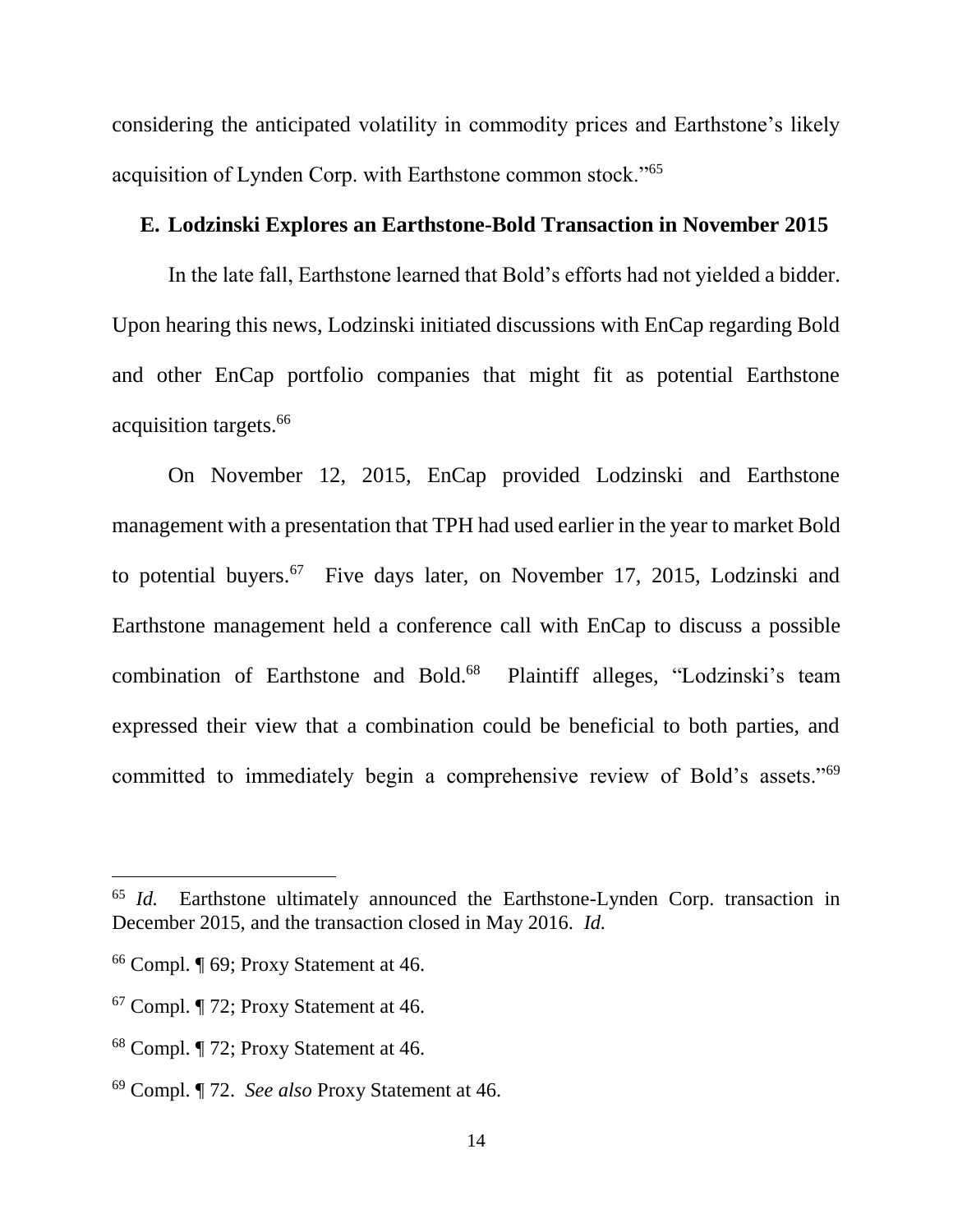considering the anticipated volatility in commodity prices and Earthstone's likely acquisition of Lynden Corp. with Earthstone common stock."[65]

### E. Lodzinski Explores an Earthstone-Bold Transaction in November 2015

In the late fall, Earthstone learned that Bold's efforts had not yielded a bidder. Upon hearing this news, Lodzinski initiated discussions with EnCap regarding Bold and other EnCap portfolio companies that might fit as potential Earthstone acquisition targets.[66]

On November 12, 2015, EnCap provided Lodzinski and Earthstone management with a presentation that TPH had used earlier in the year to market Bold to potential buyers.[67] Five days later, on November 17, 2015, Lodzinski and Earthstone management held a conference call with EnCap to discuss a possible combination of Earthstone and Bold.[68] Plaintiff alleges, "Lodzinski's team expressed their view that a combination could be beneficial to both parties, and committed to immediately begin a comprehensive review of Bold's assets."[69]

---

[65] *Id.* Earthstone ultimately announced the Earthstone-Lynden Corp. transaction in December 2015, and the transaction closed in May 2016. *Id.*

[66] Compl. ¶ 69; Proxy Statement at 46.

[67] Compl. ¶ 72; Proxy Statement at 46.

[68] Compl. ¶ 72; Proxy Statement at 46.

[69] Compl. ¶ 72. *See also* Proxy Statement at 46.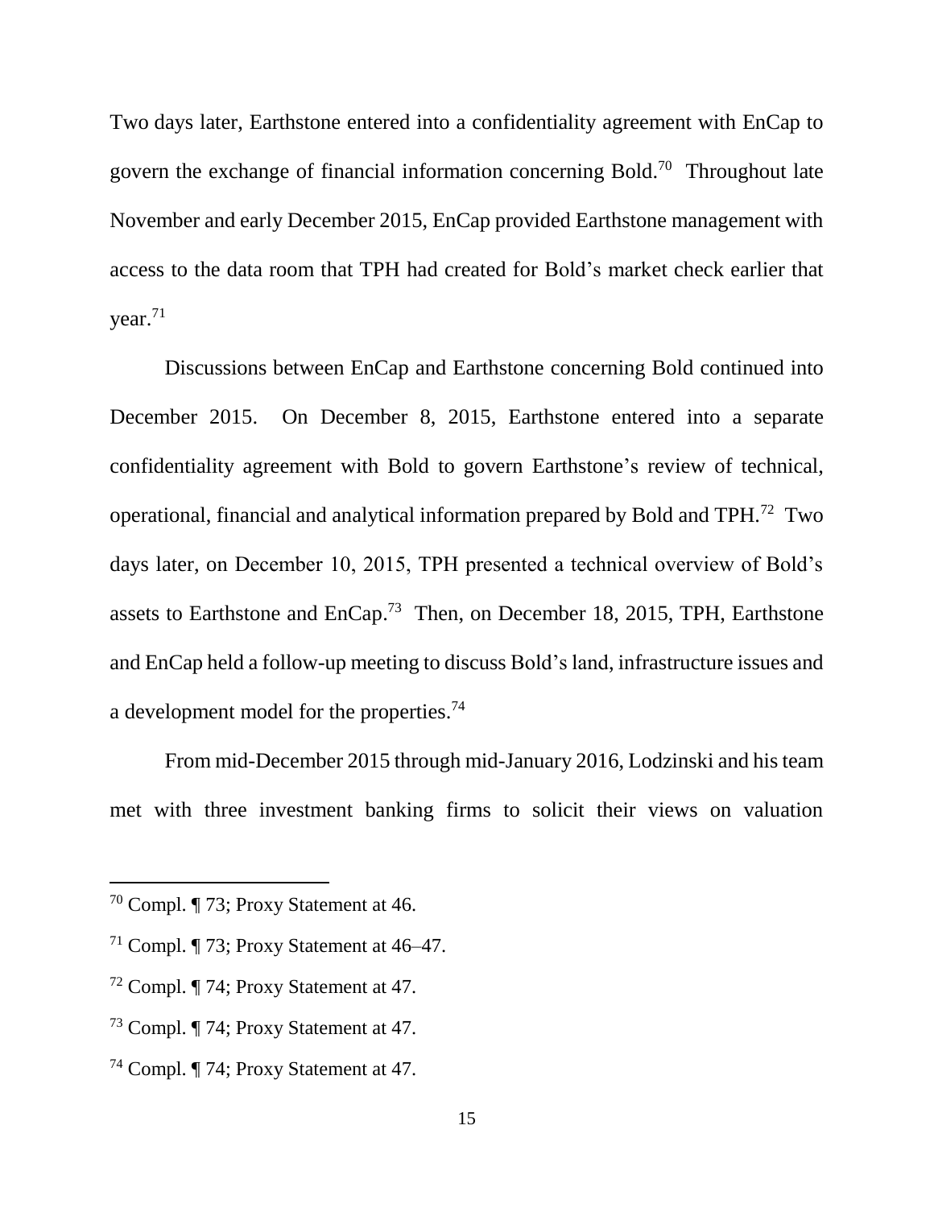Two days later, Earthstone entered into a confidentiality agreement with EnCap to govern the exchange of financial information concerning Bold.[70] Throughout late November and early December 2015, EnCap provided Earthstone management with access to the data room that TPH had created for Bold's market check earlier that year.[71]

Discussions between EnCap and Earthstone concerning Bold continued into December 2015. On December 8, 2015, Earthstone entered into a separate confidentiality agreement with Bold to govern Earthstone's review of technical, operational, financial and analytical information prepared by Bold and TPH.[72] Two days later, on December 10, 2015, TPH presented a technical overview of Bold's assets to Earthstone and EnCap.[73] Then, on December 18, 2015, TPH, Earthstone and EnCap held a follow-up meeting to discuss Bold's land, infrastructure issues and a development model for the properties.[74]

From mid-December 2015 through mid-January 2016, Lodzinski and his team met with three investment banking firms to solicit their views on valuation

---

[70] Compl. ¶ 73; Proxy Statement at 46.

[71] Compl. ¶ 73; Proxy Statement at 46–47.

[72] Compl. ¶ 74; Proxy Statement at 47.

[73] Compl. ¶ 74; Proxy Statement at 47.

[74] Compl. ¶ 74; Proxy Statement at 47.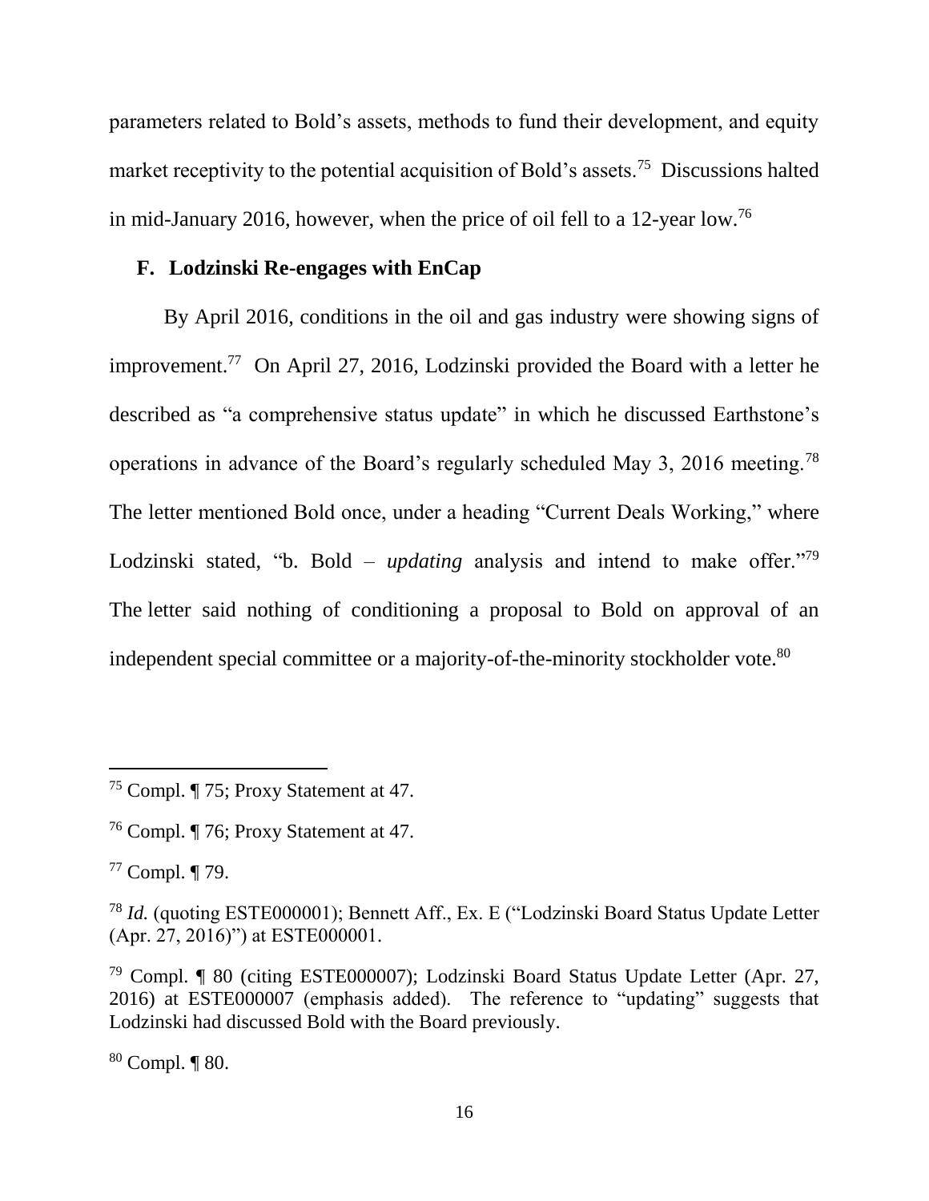parameters related to Bold's assets, methods to fund their development, and equity market receptivity to the potential acquisition of Bold's assets.[75] Discussions halted in mid-January 2016, however, when the price of oil fell to a 12-year low.[76]

### F. Lodzinski Re-engages with EnCap

By April 2016, conditions in the oil and gas industry were showing signs of improvement.[77] On April 27, 2016, Lodzinski provided the Board with a letter he described as "a comprehensive status update" in which he discussed Earthstone's operations in advance of the Board's regularly scheduled May 3, 2016 meeting.[78] The letter mentioned Bold once, under a heading "Current Deals Working," where Lodzinski stated, "b. Bold – *updating* analysis and intend to make offer."[79] The letter said nothing of conditioning a proposal to Bold on approval of an independent special committee or a majority-of-the-minority stockholder vote.[80]

---

[75] Compl. ¶ 75; Proxy Statement at 47.

[76] Compl. ¶ 76; Proxy Statement at 47.

[77] Compl. ¶ 79.

[78] *Id.* (quoting ESTE000001); Bennett Aff., Ex. E ("Lodzinski Board Status Update Letter (Apr. 27, 2016)") at ESTE000001.

[79] Compl. ¶ 80 (citing ESTE000007); Lodzinski Board Status Update Letter (Apr. 27, 2016) at ESTE000007 (emphasis added). The reference to "updating" suggests that Lodzinski had discussed Bold with the Board previously.

[80] Compl. ¶ 80.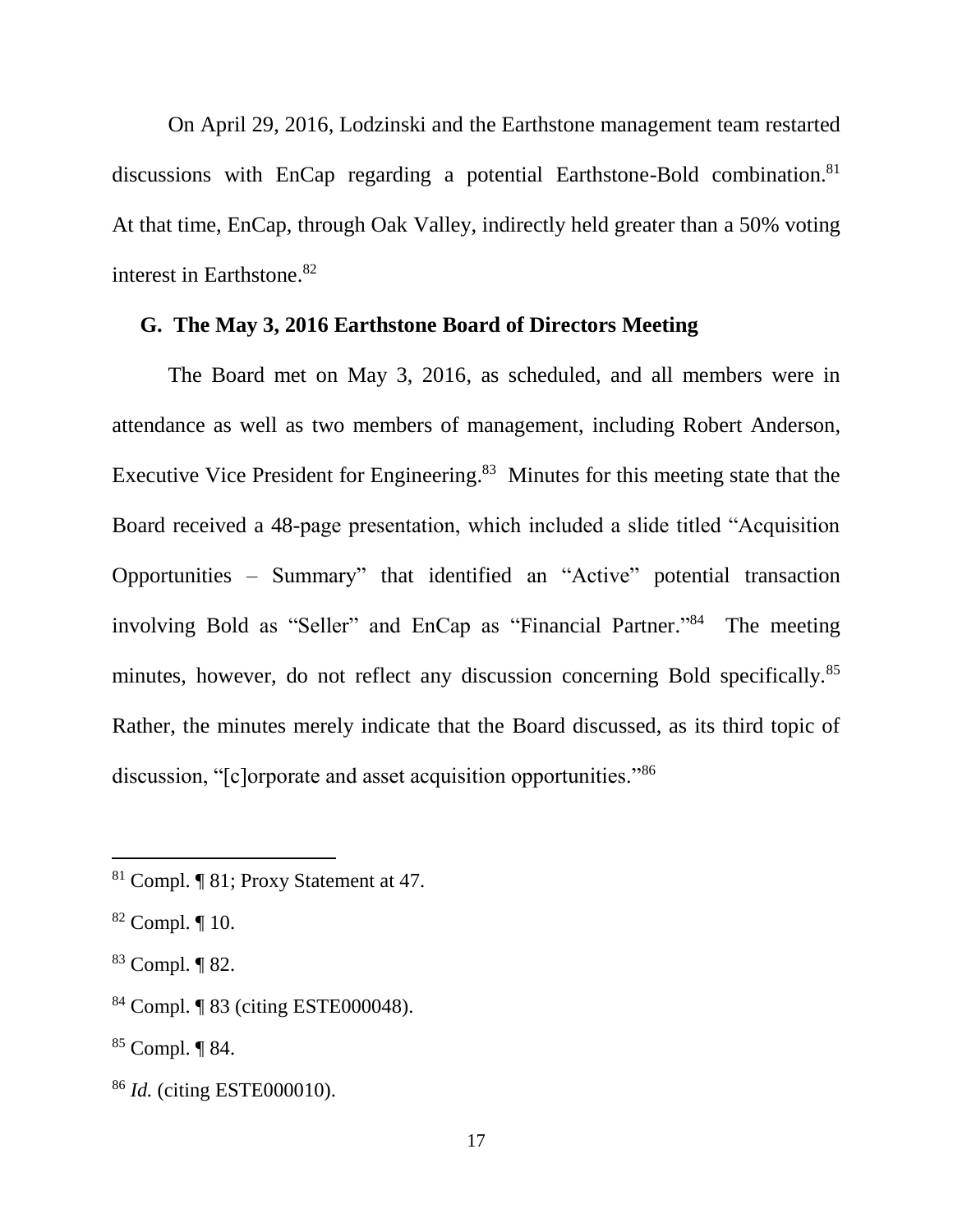On April 29, 2016, Lodzinski and the Earthstone management team restarted discussions with EnCap regarding a potential Earthstone-Bold combination.[81] At that time, EnCap, through Oak Valley, indirectly held greater than a 50% voting interest in Earthstone.[82]

### G. The May 3, 2016 Earthstone Board of Directors Meeting

The Board met on May 3, 2016, as scheduled, and all members were in attendance as well as two members of management, including Robert Anderson, Executive Vice President for Engineering.[83] Minutes for this meeting state that the Board received a 48-page presentation, which included a slide titled "Acquisition Opportunities – Summary" that identified an "Active" potential transaction involving Bold as "Seller" and EnCap as "Financial Partner."[84] The meeting minutes, however, do not reflect any discussion concerning Bold specifically.[85] Rather, the minutes merely indicate that the Board discussed, as its third topic of discussion, "[c]orporate and asset acquisition opportunities."[86]

---

[81] Compl. ¶ 81; Proxy Statement at 47.

[82] Compl. ¶ 10.

[83] Compl. ¶ 82.

[84] Compl. ¶ 83 (citing ESTE000048).

[85] Compl. ¶ 84.

[86] *Id.* (citing ESTE000010).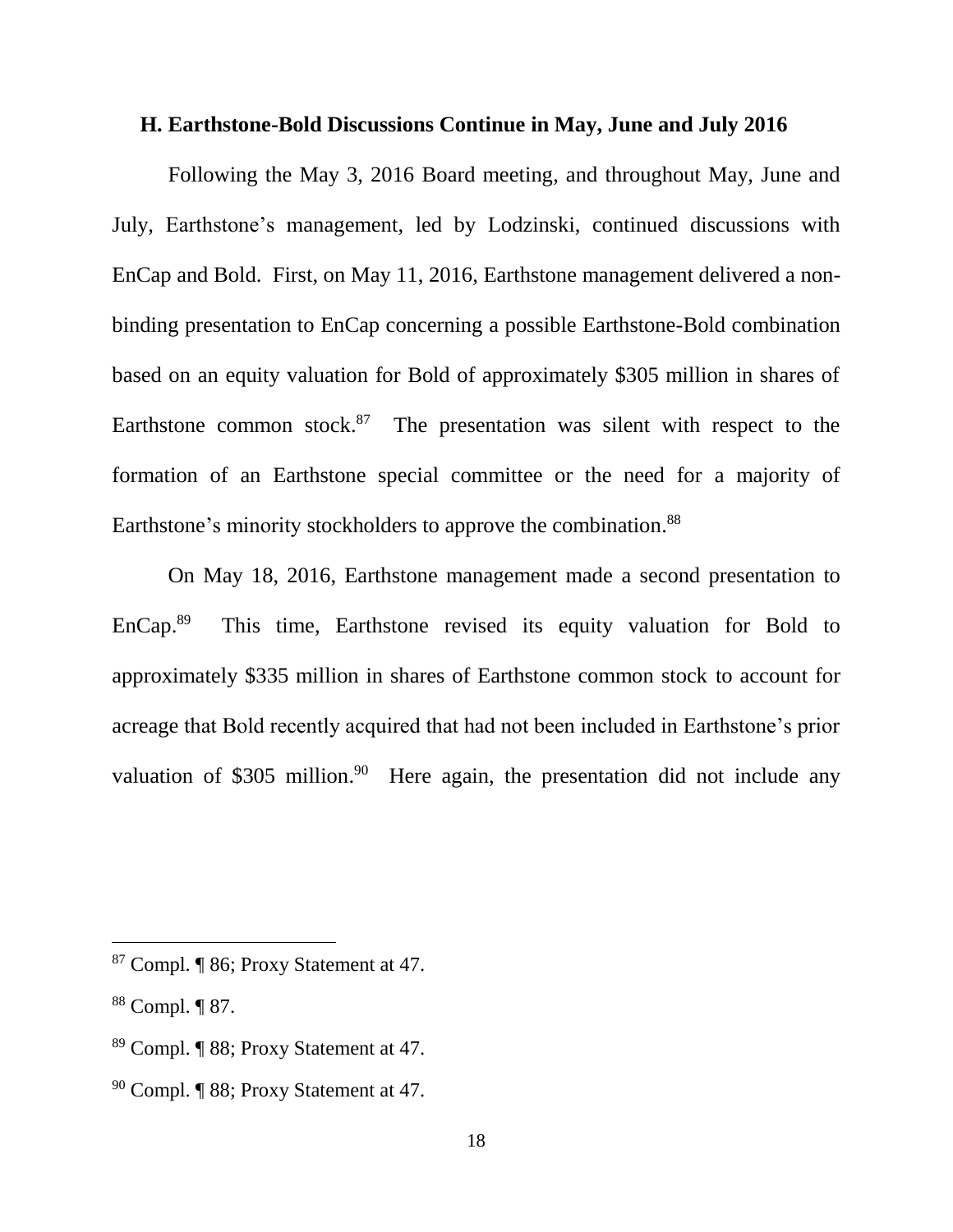### H. Earthstone-Bold Discussions Continue in May, June and July 2016

Following the May 3, 2016 Board meeting, and throughout May, June and July, Earthstone's management, led by Lodzinski, continued discussions with EnCap and Bold. First, on May 11, 2016, Earthstone management delivered a non-binding presentation to EnCap concerning a possible Earthstone-Bold combination based on an equity valuation for Bold of approximately $305 million in shares of Earthstone common stock.[87] The presentation was silent with respect to the formation of an Earthstone special committee or the need for a majority of Earthstone's minority stockholders to approve the combination.[88]

On May 18, 2016, Earthstone management made a second presentation to EnCap.[89] This time, Earthstone revised its equity valuation for Bold to approximately $335 million in shares of Earthstone common stock to account for acreage that Bold recently acquired that had not been included in Earthstone's prior valuation of $305 million.[90] Here again, the presentation did not include any

---

[87] Compl. ¶ 86; Proxy Statement at 47.

[88] Compl. ¶ 87.

[89] Compl. ¶ 88; Proxy Statement at 47.

[90] Compl. ¶ 88; Proxy Statement at 47.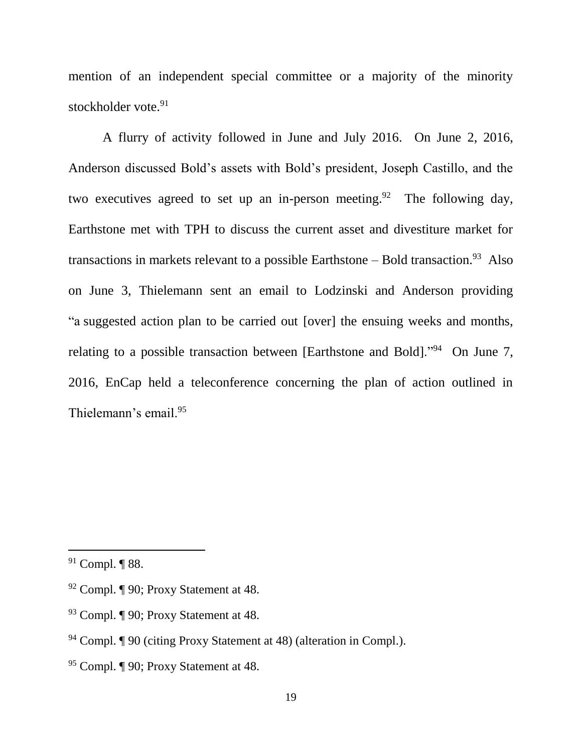mention of an independent special committee or a majority of the minority stockholder vote.[91]

A flurry of activity followed in June and July 2016. On June 2, 2016, Anderson discussed Bold's assets with Bold's president, Joseph Castillo, and the two executives agreed to set up an in-person meeting.[92] The following day, Earthstone met with TPH to discuss the current asset and divestiture market for transactions in markets relevant to a possible Earthstone – Bold transaction.[93] Also on June 3, Thielemann sent an email to Lodzinski and Anderson providing "a suggested action plan to be carried out [over] the ensuing weeks and months, relating to a possible transaction between [Earthstone and Bold]."[94] On June 7, 2016, EnCap held a teleconference concerning the plan of action outlined in Thielemann's email.[95]

---

[91] Compl. ¶ 88.

[92] Compl. ¶ 90; Proxy Statement at 48.

[93] Compl. ¶ 90; Proxy Statement at 48.

[94] Compl. ¶ 90 (citing Proxy Statement at 48) (alteration in Compl.).

[95] Compl. ¶ 90; Proxy Statement at 48.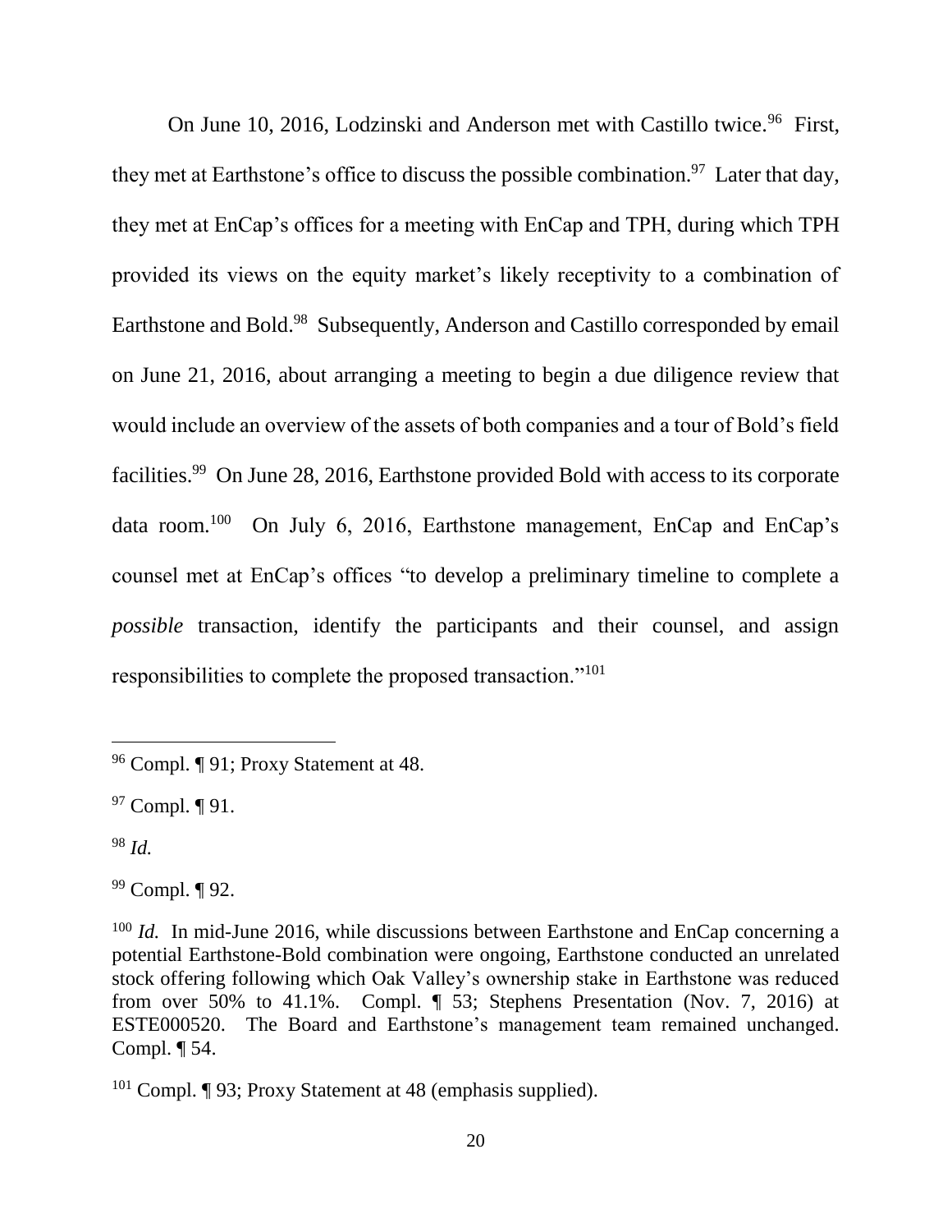On June 10, 2016, Lodzinski and Anderson met with Castillo twice.[96] First, they met at Earthstone's office to discuss the possible combination.[97] Later that day, they met at EnCap's offices for a meeting with EnCap and TPH, during which TPH provided its views on the equity market's likely receptivity to a combination of Earthstone and Bold.[98] Subsequently, Anderson and Castillo corresponded by email on June 21, 2016, about arranging a meeting to begin a due diligence review that would include an overview of the assets of both companies and a tour of Bold's field facilities.[99] On June 28, 2016, Earthstone provided Bold with access to its corporate data room.[100] On July 6, 2016, Earthstone management, EnCap and EnCap's counsel met at EnCap's offices "to develop a preliminary timeline to complete a *possible* transaction, identify the participants and their counsel, and assign responsibilities to complete the proposed transaction."[101]

---

[96] Compl. ¶ 91; Proxy Statement at 48.

[97] Compl. ¶ 91.

[98] *Id.*

[99] Compl. ¶ 92.

[100] *Id.* In mid-June 2016, while discussions between Earthstone and EnCap concerning a potential Earthstone-Bold combination were ongoing, Earthstone conducted an unrelated stock offering following which Oak Valley's ownership stake in Earthstone was reduced from over 50% to 41.1%. Compl. ¶ 53; Stephens Presentation (Nov. 7, 2016) at ESTE000520. The Board and Earthstone's management team remained unchanged. Compl. ¶ 54.

[101] Compl. ¶ 93; Proxy Statement at 48 (emphasis supplied).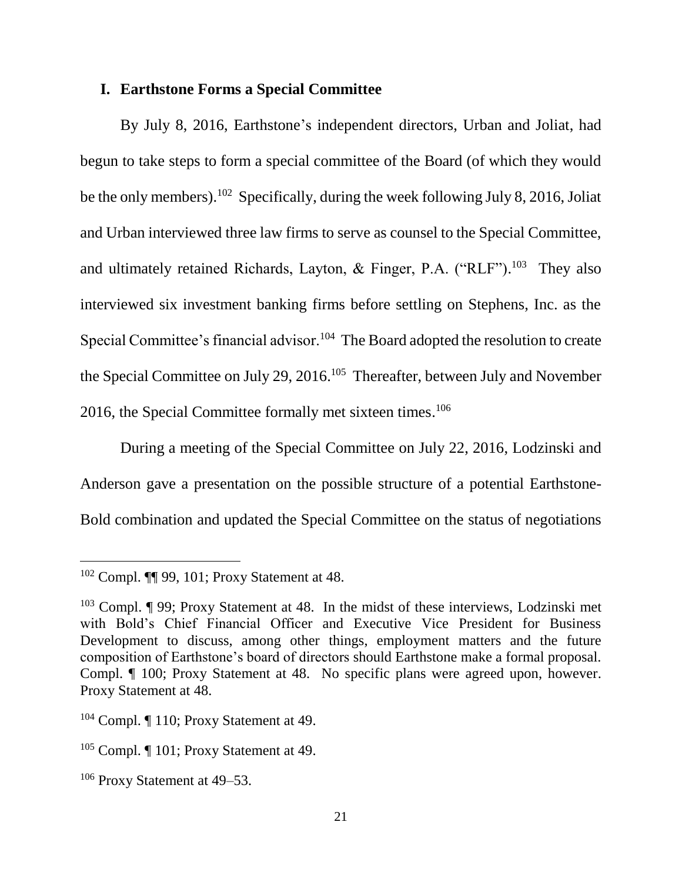## I. Earthstone Forms a Special Committee

By July 8, 2016, Earthstone's independent directors, Urban and Joliat, had begun to take steps to form a special committee of the Board (of which they would be the only members).[102] Specifically, during the week following July 8, 2016, Joliat and Urban interviewed three law firms to serve as counsel to the Special Committee, and ultimately retained Richards, Layton, & Finger, P.A. ("RLF").[103] They also interviewed six investment banking firms before settling on Stephens, Inc. as the Special Committee's financial advisor.[104] The Board adopted the resolution to create the Special Committee on July 29, 2016.[105] Thereafter, between July and November 2016, the Special Committee formally met sixteen times.[106]

During a meeting of the Special Committee on July 22, 2016, Lodzinski and Anderson gave a presentation on the possible structure of a potential Earthstone-Bold combination and updated the Special Committee on the status of negotiations

---

[102] Compl. ¶¶ 99, 101; Proxy Statement at 48.

[103] Compl. ¶ 99; Proxy Statement at 48. In the midst of these interviews, Lodzinski met with Bold's Chief Financial Officer and Executive Vice President for Business Development to discuss, among other things, employment matters and the future composition of Earthstone's board of directors should Earthstone make a formal proposal. Compl. ¶ 100; Proxy Statement at 48. No specific plans were agreed upon, however. Proxy Statement at 48.

[104] Compl. ¶ 110; Proxy Statement at 49.

[105] Compl. ¶ 101; Proxy Statement at 49.

[106] Proxy Statement at 49–53.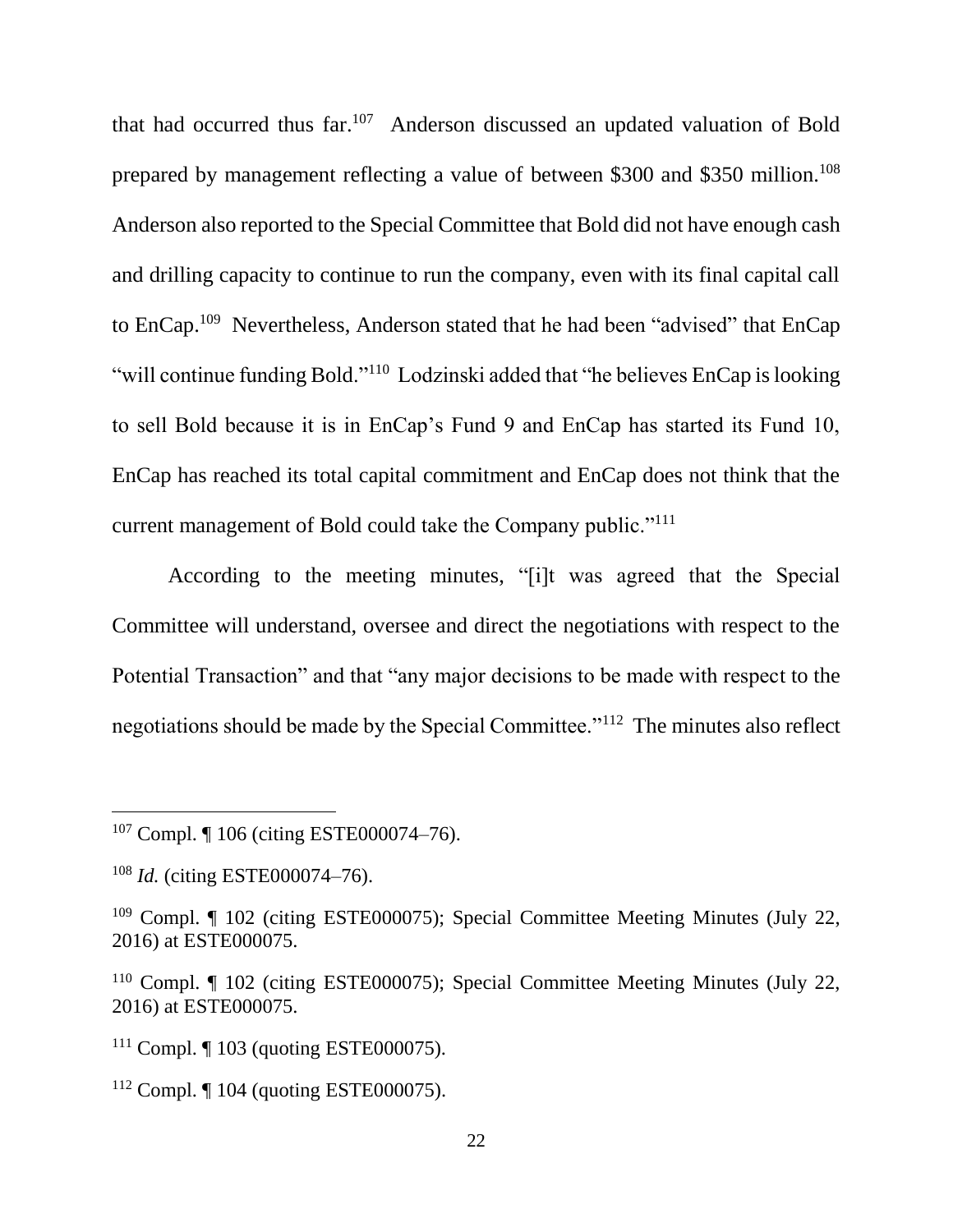that had occurred thus far.[107] Anderson discussed an updated valuation of Bold prepared by management reflecting a value of between $300 and $350 million.[108] Anderson also reported to the Special Committee that Bold did not have enough cash and drilling capacity to continue to run the company, even with its final capital call to EnCap.[109] Nevertheless, Anderson stated that he had been "advised" that EnCap "will continue funding Bold."[110] Lodzinski added that "he believes EnCap is looking to sell Bold because it is in EnCap's Fund 9 and EnCap has started its Fund 10, EnCap has reached its total capital commitment and EnCap does not think that the current management of Bold could take the Company public."[111]

According to the meeting minutes, "[i]t was agreed that the Special Committee will understand, oversee and direct the negotiations with respect to the Potential Transaction" and that "any major decisions to be made with respect to the negotiations should be made by the Special Committee."[112] The minutes also reflect

---

[107] Compl. ¶ 106 (citing ESTE000074–76).

[108] *Id.* (citing ESTE000074–76).

[109] Compl. ¶ 102 (citing ESTE000075); Special Committee Meeting Minutes (July 22, 2016) at ESTE000075.

[110] Compl. ¶ 102 (citing ESTE000075); Special Committee Meeting Minutes (July 22, 2016) at ESTE000075.

[111] Compl. ¶ 103 (quoting ESTE000075).

[112] Compl. ¶ 104 (quoting ESTE000075).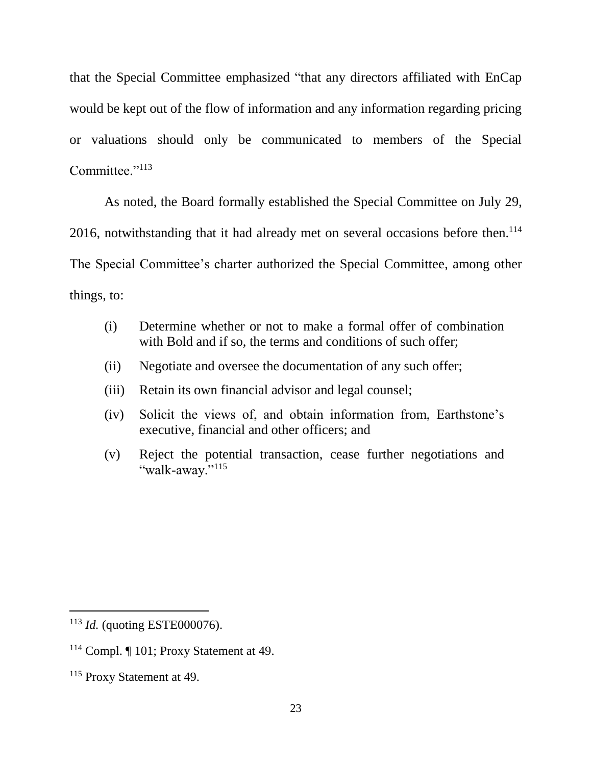that the Special Committee emphasized "that any directors affiliated with EnCap would be kept out of the flow of information and any information regarding pricing or valuations should only be communicated to members of the Special Committee."[113]

As noted, the Board formally established the Special Committee on July 29, 2016, notwithstanding that it had already met on several occasions before then.[114] The Special Committee's charter authorized the Special Committee, among other things, to:

> (i) Determine whether or not to make a formal offer of combination with Bold and if so, the terms and conditions of such offer;
>
> (ii) Negotiate and oversee the documentation of any such offer;
>
> (iii) Retain its own financial advisor and legal counsel;
>
> (iv) Solicit the views of, and obtain information from, Earthstone's executive, financial and other officers; and
>
> (v) Reject the potential transaction, cease further negotiations and "walk-away."[115]

---

[113] *Id.* (quoting ESTE000076).

[114] Compl. ¶ 101; Proxy Statement at 49.

[115] Proxy Statement at 49.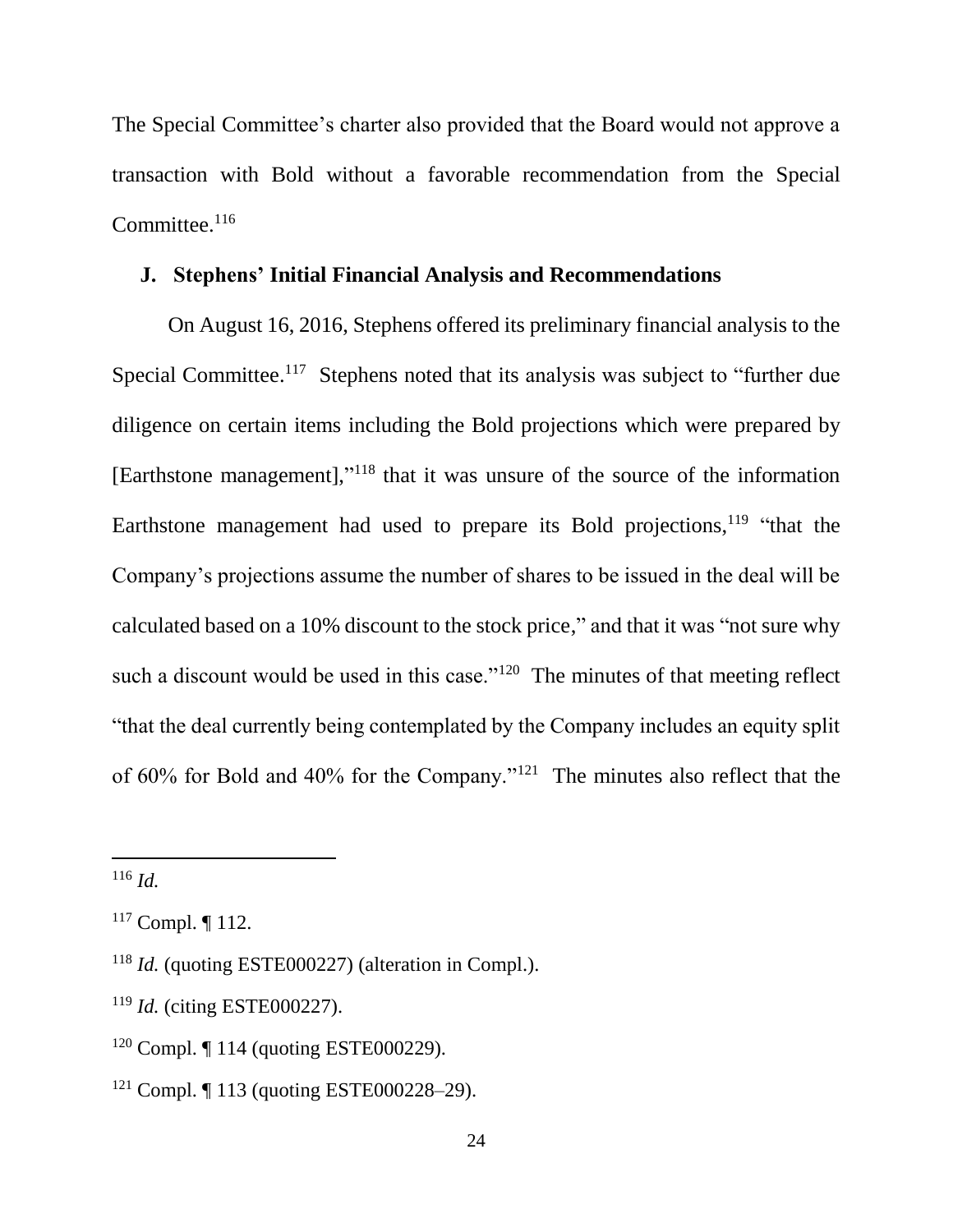The Special Committee's charter also provided that the Board would not approve a transaction with Bold without a favorable recommendation from the Special Committee.[116]

### J. Stephens' Initial Financial Analysis and Recommendations

On August 16, 2016, Stephens offered its preliminary financial analysis to the Special Committee.[117] Stephens noted that its analysis was subject to "further due diligence on certain items including the Bold projections which were prepared by [Earthstone management],"[118] that it was unsure of the source of the information Earthstone management had used to prepare its Bold projections,[119] "that the Company's projections assume the number of shares to be issued in the deal will be calculated based on a 10% discount to the stock price," and that it was "not sure why such a discount would be used in this case."[120] The minutes of that meeting reflect "that the deal currently being contemplated by the Company includes an equity split of 60% for Bold and 40% for the Company."[121] The minutes also reflect that the

---

[116] *Id.*

[117] Compl. ¶ 112.

[118] *Id.* (quoting ESTE000227) (alteration in Compl.).

[119] *Id.* (citing ESTE000227).

[120] Compl. ¶ 114 (quoting ESTE000229).

[121] Compl. ¶ 113 (quoting ESTE000228–29).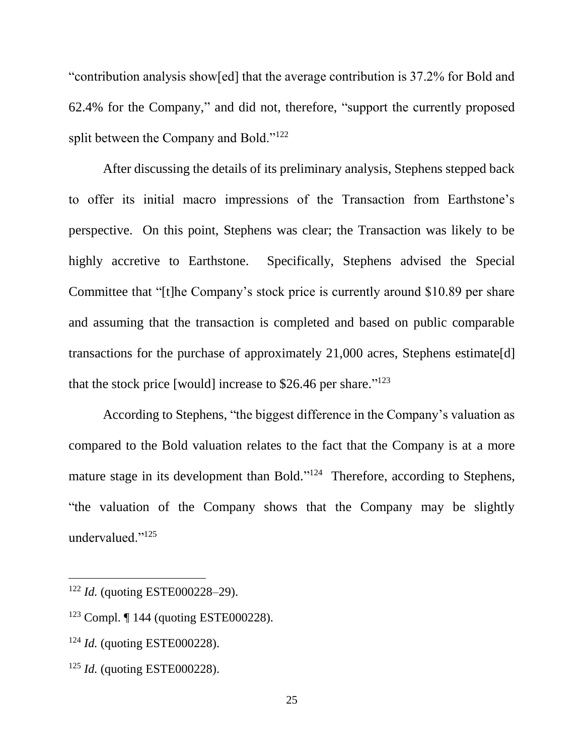"contribution analysis show[ed] that the average contribution is 37.2% for Bold and 62.4% for the Company," and did not, therefore, "support the currently proposed split between the Company and Bold."[122]

After discussing the details of its preliminary analysis, Stephens stepped back to offer its initial macro impressions of the Transaction from Earthstone's perspective. On this point, Stephens was clear; the Transaction was likely to be highly accretive to Earthstone. Specifically, Stephens advised the Special Committee that "[t]he Company's stock price is currently around $10.89 per share and assuming that the transaction is completed and based on public comparable transactions for the purchase of approximately 21,000 acres, Stephens estimate[d] that the stock price [would] increase to $26.46 per share."[123]

According to Stephens, "the biggest difference in the Company's valuation as compared to the Bold valuation relates to the fact that the Company is at a more mature stage in its development than Bold."[124] Therefore, according to Stephens, "the valuation of the Company shows that the Company may be slightly undervalued."[125]

---

[122] *Id.* (quoting ESTE000228–29).

[123] Compl. ¶ 144 (quoting ESTE000228).

[124] *Id.* (quoting ESTE000228).

[125] *Id.* (quoting ESTE000228).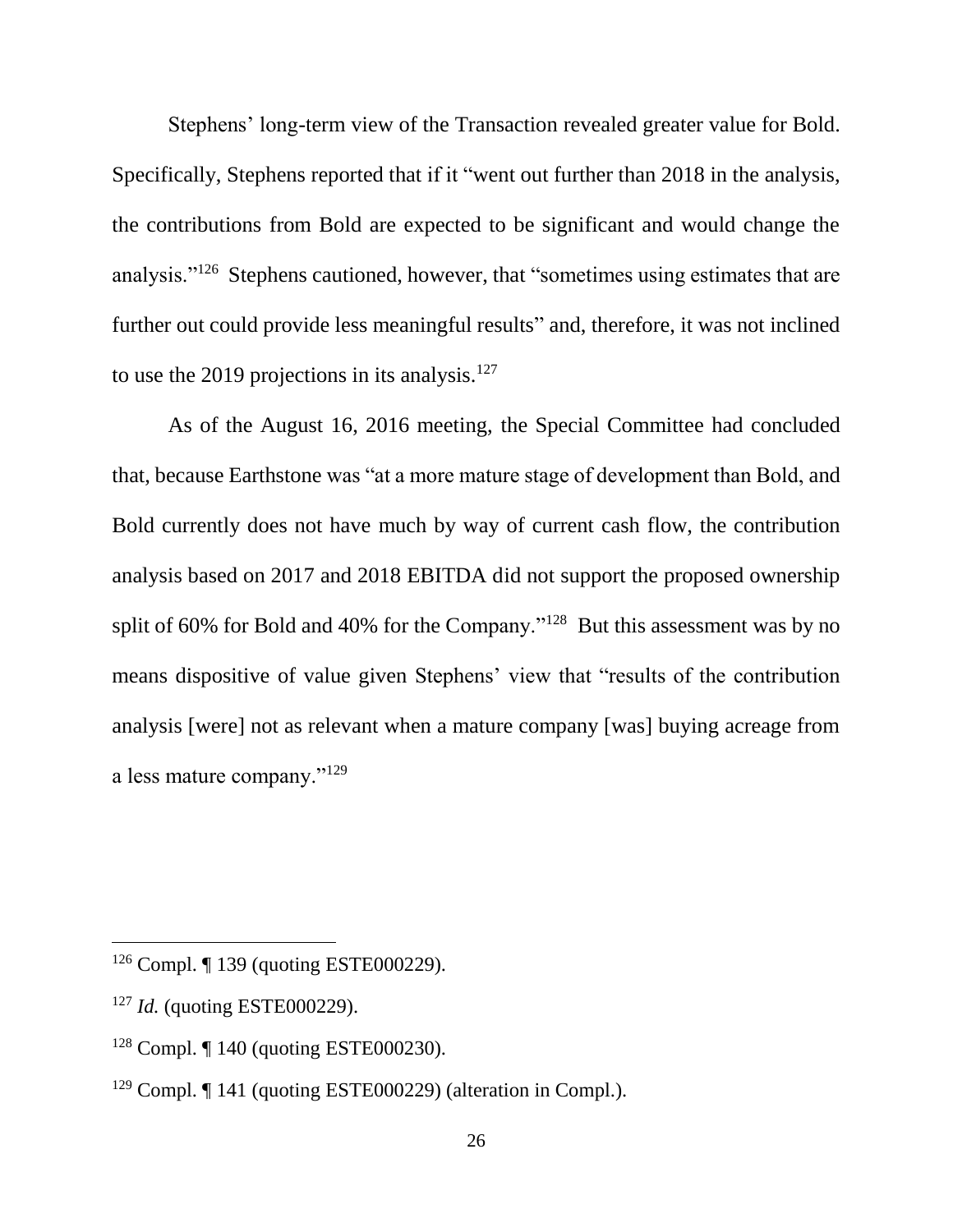Stephens' long-term view of the Transaction revealed greater value for Bold. Specifically, Stephens reported that if it "went out further than 2018 in the analysis, the contributions from Bold are expected to be significant and would change the analysis."[126] Stephens cautioned, however, that "sometimes using estimates that are further out could provide less meaningful results" and, therefore, it was not inclined to use the 2019 projections in its analysis.[127]

As of the August 16, 2016 meeting, the Special Committee had concluded that, because Earthstone was "at a more mature stage of development than Bold, and Bold currently does not have much by way of current cash flow, the contribution analysis based on 2017 and 2018 EBITDA did not support the proposed ownership split of 60% for Bold and 40% for the Company."[128] But this assessment was by no means dispositive of value given Stephens' view that "results of the contribution analysis [were] not as relevant when a mature company [was] buying acreage from a less mature company."[129]

---

[126] Compl. ¶ 139 (quoting ESTE000229).

[127] *Id.* (quoting ESTE000229).

[128] Compl. ¶ 140 (quoting ESTE000230).

[129] Compl. ¶ 141 (quoting ESTE000229) (alteration in Compl.).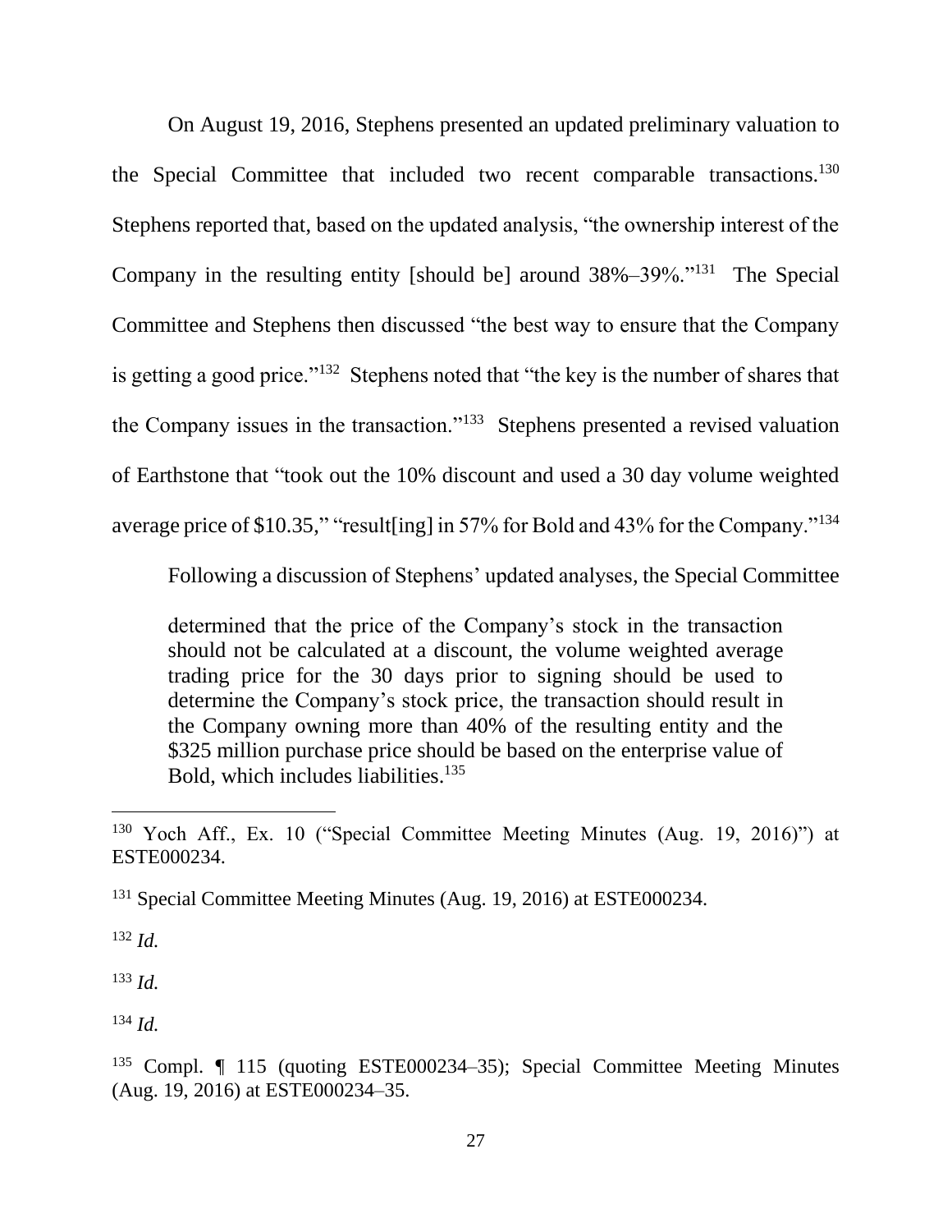On August 19, 2016, Stephens presented an updated preliminary valuation to the Special Committee that included two recent comparable transactions.[130] Stephens reported that, based on the updated analysis, "the ownership interest of the Company in the resulting entity [should be] around 38%–39%."[131] The Special Committee and Stephens then discussed "the best way to ensure that the Company is getting a good price."[132] Stephens noted that "the key is the number of shares that the Company issues in the transaction."[133] Stephens presented a revised valuation of Earthstone that "took out the 10% discount and used a 30 day volume weighted average price of $10.35," "result[ing] in 57% for Bold and 43% for the Company."[134]

Following a discussion of Stephens' updated analyses, the Special Committee

> determined that the price of the Company's stock in the transaction should not be calculated at a discount, the volume weighted average trading price for the 30 days prior to signing should be used to determine the Company's stock price, the transaction should result in the Company owning more than 40% of the resulting entity and the $325 million purchase price should be based on the enterprise value of Bold, which includes liabilities.[135]

---

[130] Yoch Aff., Ex. 10 ("Special Committee Meeting Minutes (Aug. 19, 2016)") at ESTE000234.

[131] Special Committee Meeting Minutes (Aug. 19, 2016) at ESTE000234.

[132] *Id.*

[133] *Id.*

[134] *Id.*

[135] Compl. ¶ 115 (quoting ESTE000234–35); Special Committee Meeting Minutes (Aug. 19, 2016) at ESTE000234–35.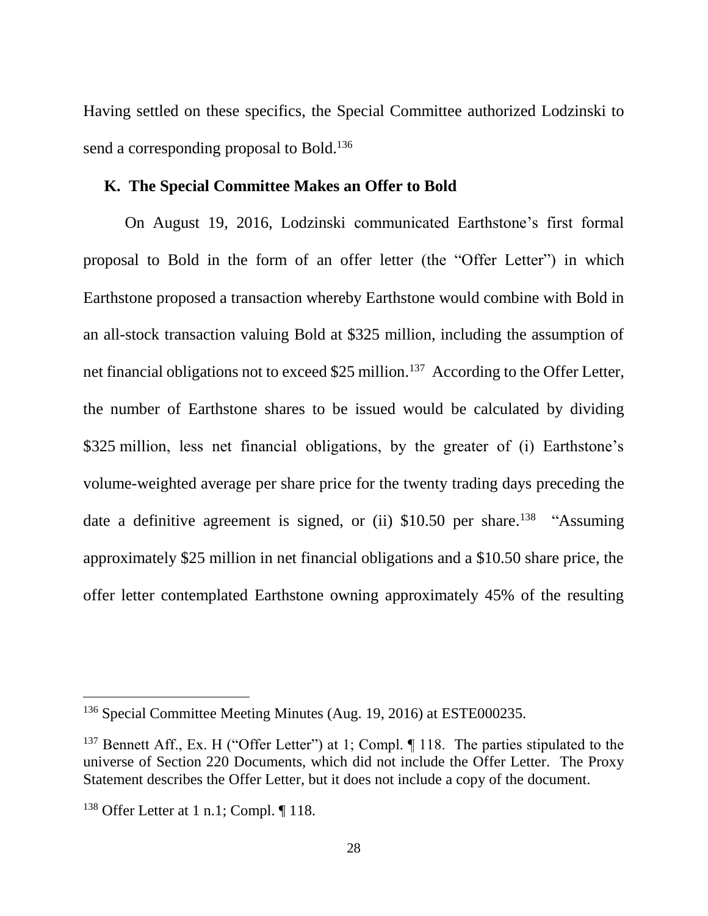Having settled on these specifics, the Special Committee authorized Lodzinski to send a corresponding proposal to Bold.[136]

### K. The Special Committee Makes an Offer to Bold

On August 19, 2016, Lodzinski communicated Earthstone's first formal proposal to Bold in the form of an offer letter (the "Offer Letter") in which Earthstone proposed a transaction whereby Earthstone would combine with Bold in an all-stock transaction valuing Bold at $325 million, including the assumption of net financial obligations not to exceed $25 million.[137] According to the Offer Letter, the number of Earthstone shares to be issued would be calculated by dividing $325 million, less net financial obligations, by the greater of (i) Earthstone's volume-weighted average per share price for the twenty trading days preceding the date a definitive agreement is signed, or (ii) $10.50 per share.[138] "Assuming approximately $25 million in net financial obligations and a $10.50 share price, the offer letter contemplated Earthstone owning approximately 45% of the resulting

---

[136] Special Committee Meeting Minutes (Aug. 19, 2016) at ESTE000235.

[137] Bennett Aff., Ex. H ("Offer Letter") at 1; Compl. ¶ 118. The parties stipulated to the universe of Section 220 Documents, which did not include the Offer Letter. The Proxy Statement describes the Offer Letter, but it does not include a copy of the document.

[138] Offer Letter at 1 n.1; Compl. ¶ 118.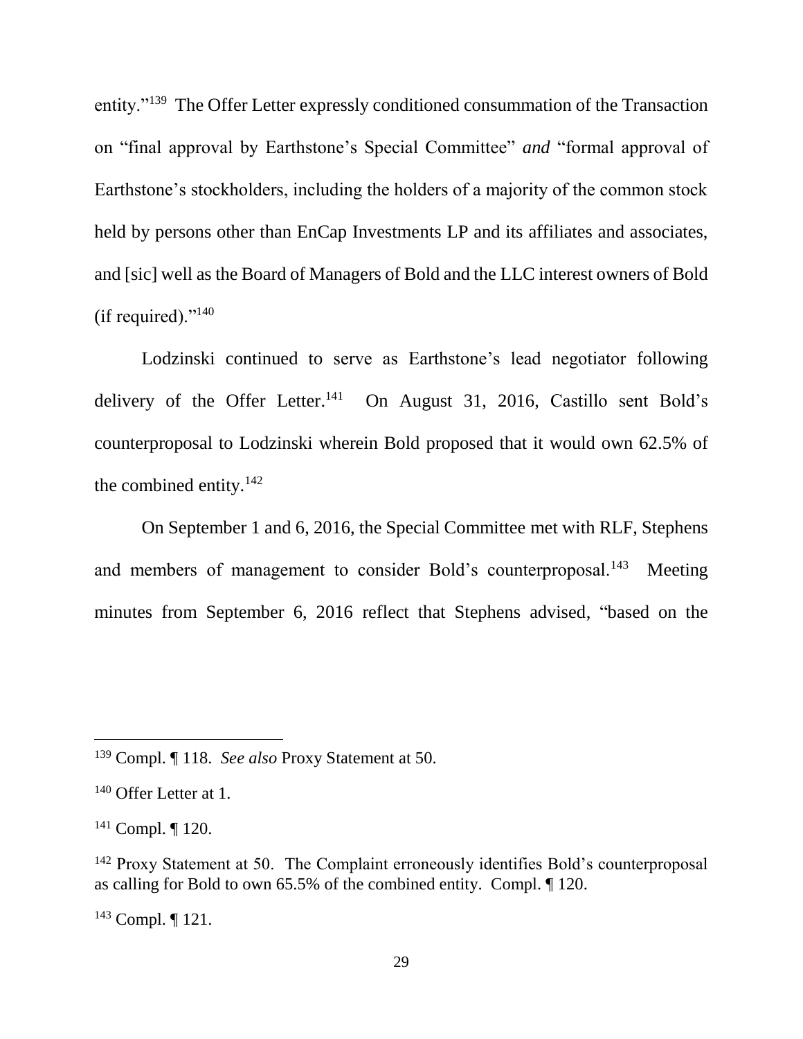entity."[139] The Offer Letter expressly conditioned consummation of the Transaction on "final approval by Earthstone's Special Committee" *and* "formal approval of Earthstone's stockholders, including the holders of a majority of the common stock held by persons other than EnCap Investments LP and its affiliates and associates, and [sic] well as the Board of Managers of Bold and the LLC interest owners of Bold (if required)."[140]

Lodzinski continued to serve as Earthstone's lead negotiator following delivery of the Offer Letter.[141] On August 31, 2016, Castillo sent Bold's counterproposal to Lodzinski wherein Bold proposed that it would own 62.5% of the combined entity.[142]

On September 1 and 6, 2016, the Special Committee met with RLF, Stephens and members of management to consider Bold's counterproposal.[143] Meeting minutes from September 6, 2016 reflect that Stephens advised, "based on the

---

[139] Compl. ¶ 118. *See also* Proxy Statement at 50.

[140] Offer Letter at 1.

[141] Compl. ¶ 120.

[142] Proxy Statement at 50. The Complaint erroneously identifies Bold's counterproposal as calling for Bold to own 65.5% of the combined entity. Compl. ¶ 120.

[143] Compl. ¶ 121.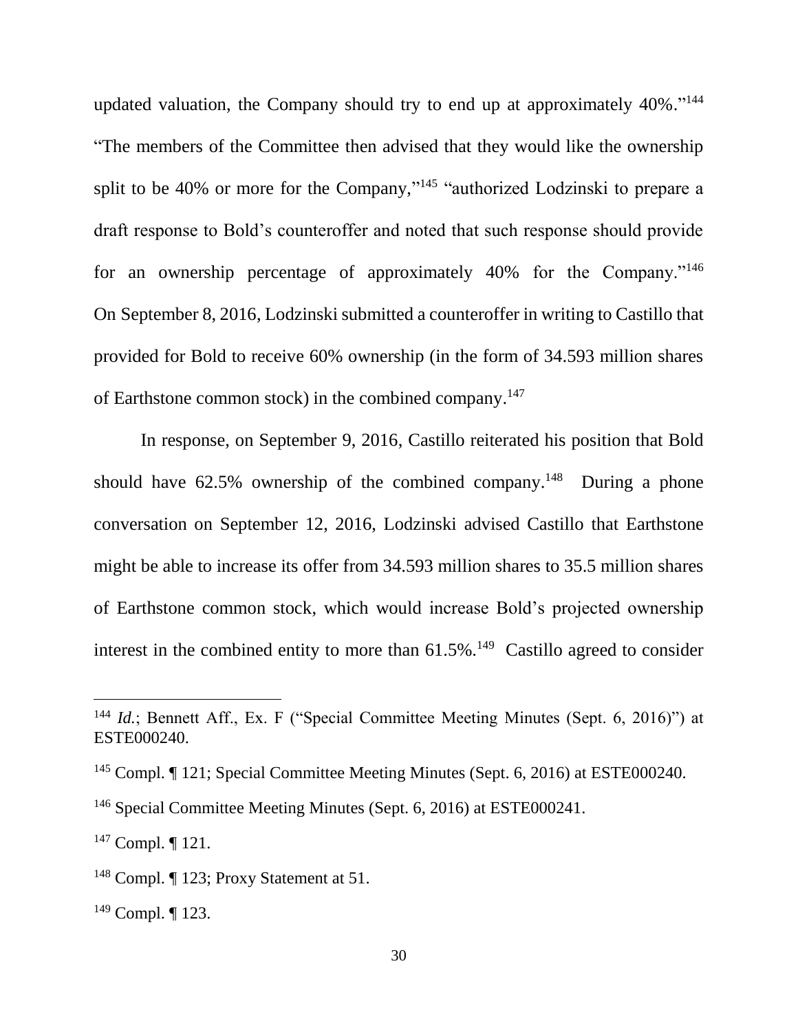updated valuation, the Company should try to end up at approximately 40%."[144] "The members of the Committee then advised that they would like the ownership split to be 40% or more for the Company,"[145] "authorized Lodzinski to prepare a draft response to Bold's counteroffer and noted that such response should provide for an ownership percentage of approximately 40% for the Company."[146] On September 8, 2016, Lodzinski submitted a counteroffer in writing to Castillo that provided for Bold to receive 60% ownership (in the form of 34.593 million shares of Earthstone common stock) in the combined company.[147]

In response, on September 9, 2016, Castillo reiterated his position that Bold should have 62.5% ownership of the combined company.[148] During a phone conversation on September 12, 2016, Lodzinski advised Castillo that Earthstone might be able to increase its offer from 34.593 million shares to 35.5 million shares of Earthstone common stock, which would increase Bold's projected ownership interest in the combined entity to more than 61.5%.[149] Castillo agreed to consider

---

[144] *Id.*; Bennett Aff., Ex. F ("Special Committee Meeting Minutes (Sept. 6, 2016)") at ESTE000240.

[145] Compl. ¶ 121; Special Committee Meeting Minutes (Sept. 6, 2016) at ESTE000240.

[146] Special Committee Meeting Minutes (Sept. 6, 2016) at ESTE000241.

[147] Compl. ¶ 121.

[148] Compl. ¶ 123; Proxy Statement at 51.

[149] Compl. ¶ 123.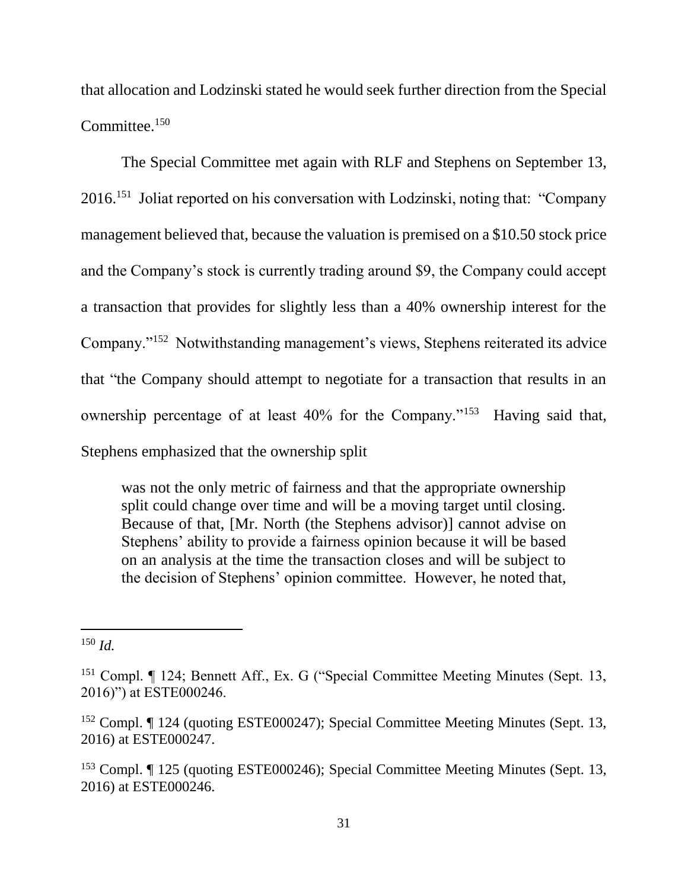that allocation and Lodzinski stated he would seek further direction from the Special Committee.[150]

The Special Committee met again with RLF and Stephens on September 13, 2016.[151] Joliat reported on his conversation with Lodzinski, noting that: "Company management believed that, because the valuation is premised on a $10.50 stock price and the Company's stock is currently trading around $9, the Company could accept a transaction that provides for slightly less than a 40% ownership interest for the Company."[152] Notwithstanding management's views, Stephens reiterated its advice that "the Company should attempt to negotiate for a transaction that results in an ownership percentage of at least 40% for the Company."[153] Having said that, Stephens emphasized that the ownership split

> was not the only metric of fairness and that the appropriate ownership split could change over time and will be a moving target until closing. Because of that, [Mr. North (the Stephens advisor)] cannot advise on Stephens' ability to provide a fairness opinion because it will be based on an analysis at the time the transaction closes and will be subject to the decision of Stephens' opinion committee. However, he noted that,

---

[150] *Id.*

[151] Compl. ¶ 124; Bennett Aff., Ex. G ("Special Committee Meeting Minutes (Sept. 13, 2016)") at ESTE000246.

[152] Compl. ¶ 124 (quoting ESTE000247); Special Committee Meeting Minutes (Sept. 13, 2016) at ESTE000247.

[153] Compl. ¶ 125 (quoting ESTE000246); Special Committee Meeting Minutes (Sept. 13, 2016) at ESTE000246.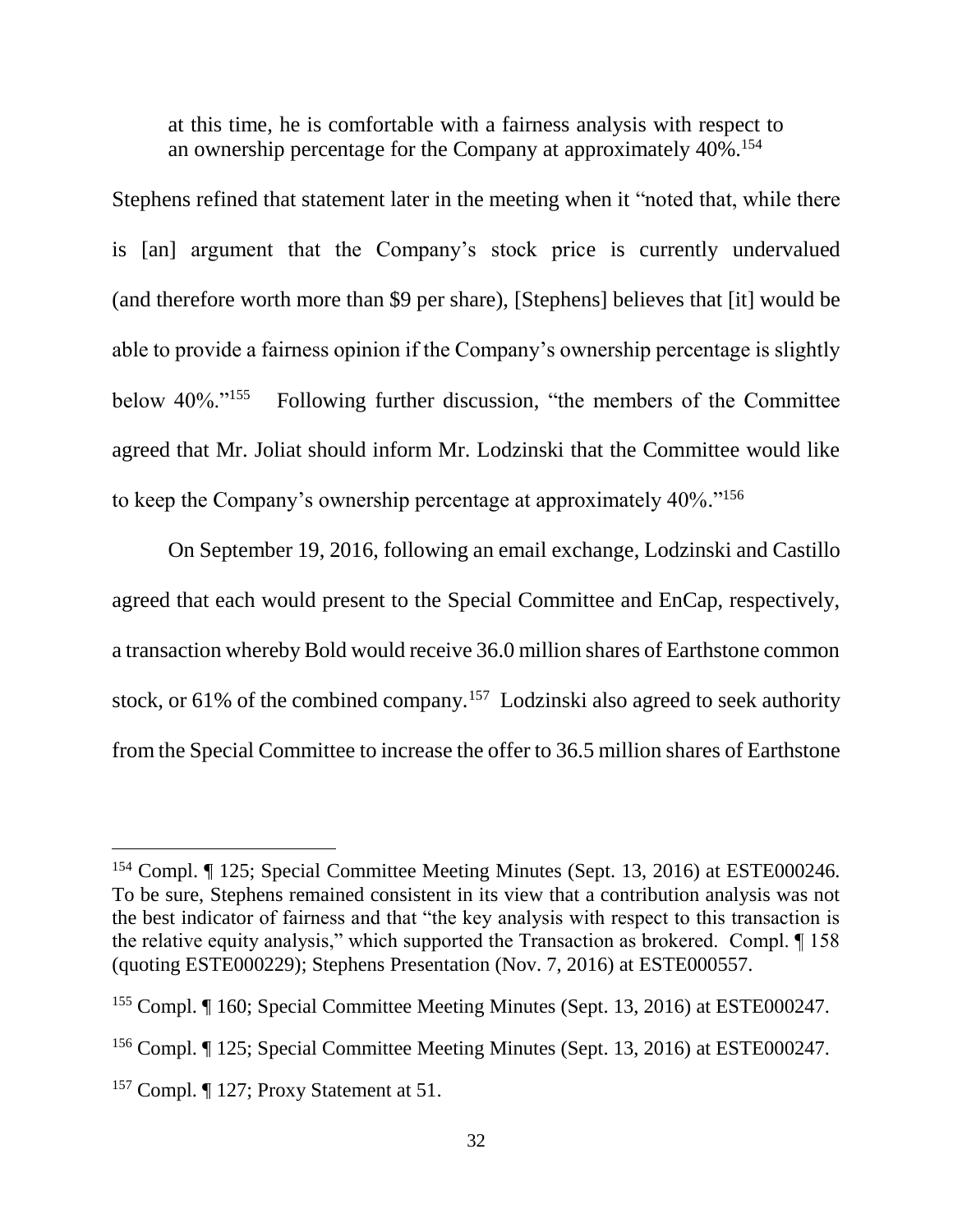at this time, he is comfortable with a fairness analysis with respect to an ownership percentage for the Company at approximately 40%.[154]

Stephens refined that statement later in the meeting when it "noted that, while there is [an] argument that the Company's stock price is currently undervalued (and therefore worth more than $9 per share), [Stephens] believes that [it] would be able to provide a fairness opinion if the Company's ownership percentage is slightly below 40%."[155] Following further discussion, "the members of the Committee agreed that Mr. Joliat should inform Mr. Lodzinski that the Committee would like to keep the Company's ownership percentage at approximately 40%."[156]

On September 19, 2016, following an email exchange, Lodzinski and Castillo agreed that each would present to the Special Committee and EnCap, respectively, a transaction whereby Bold would receive 36.0 million shares of Earthstone common stock, or 61% of the combined company.[157] Lodzinski also agreed to seek authority from the Special Committee to increase the offer to 36.5 million shares of Earthstone

---

[154] Compl. ¶ 125; Special Committee Meeting Minutes (Sept. 13, 2016) at ESTE000246. To be sure, Stephens remained consistent in its view that a contribution analysis was not the best indicator of fairness and that "the key analysis with respect to this transaction is the relative equity analysis," which supported the Transaction as brokered. Compl. ¶ 158 (quoting ESTE000229); Stephens Presentation (Nov. 7, 2016) at ESTE000557.

[155] Compl. ¶ 160; Special Committee Meeting Minutes (Sept. 13, 2016) at ESTE000247.

[156] Compl. ¶ 125; Special Committee Meeting Minutes (Sept. 13, 2016) at ESTE000247.

[157] Compl. ¶ 127; Proxy Statement at 51.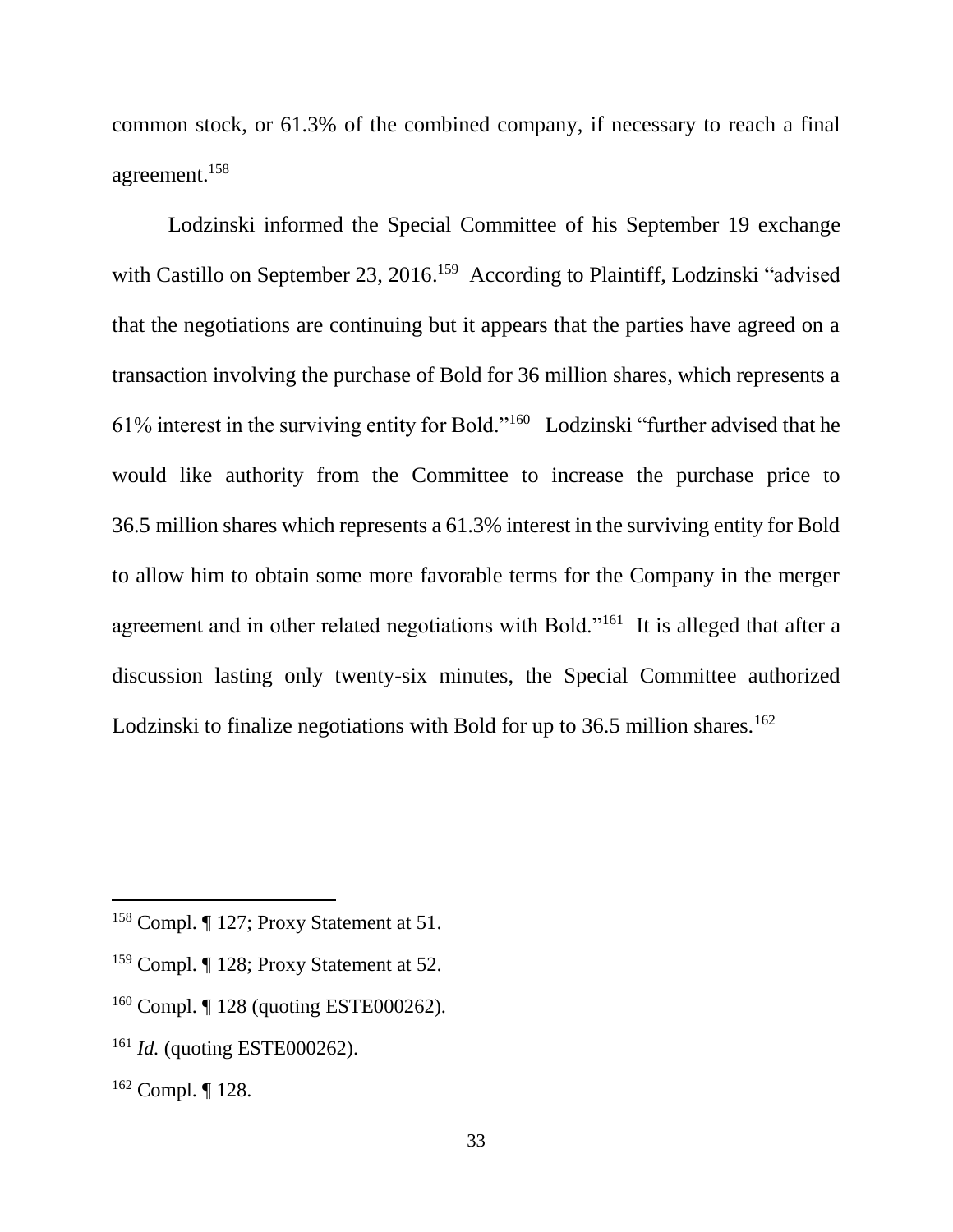common stock, or 61.3% of the combined company, if necessary to reach a final agreement.[158]

Lodzinski informed the Special Committee of his September 19 exchange with Castillo on September 23, 2016.[159] According to Plaintiff, Lodzinski "advised that the negotiations are continuing but it appears that the parties have agreed on a transaction involving the purchase of Bold for 36 million shares, which represents a 61% interest in the surviving entity for Bold."[160] Lodzinski "further advised that he would like authority from the Committee to increase the purchase price to 36.5 million shares which represents a 61.3% interest in the surviving entity for Bold to allow him to obtain some more favorable terms for the Company in the merger agreement and in other related negotiations with Bold."[161] It is alleged that after a discussion lasting only twenty-six minutes, the Special Committee authorized Lodzinski to finalize negotiations with Bold for up to 36.5 million shares.[162]

---

[158] Compl. ¶ 127; Proxy Statement at 51.

[159] Compl. ¶ 128; Proxy Statement at 52.

[160] Compl. ¶ 128 (quoting ESTE000262).

[161] *Id.* (quoting ESTE000262).

[162] Compl. ¶ 128.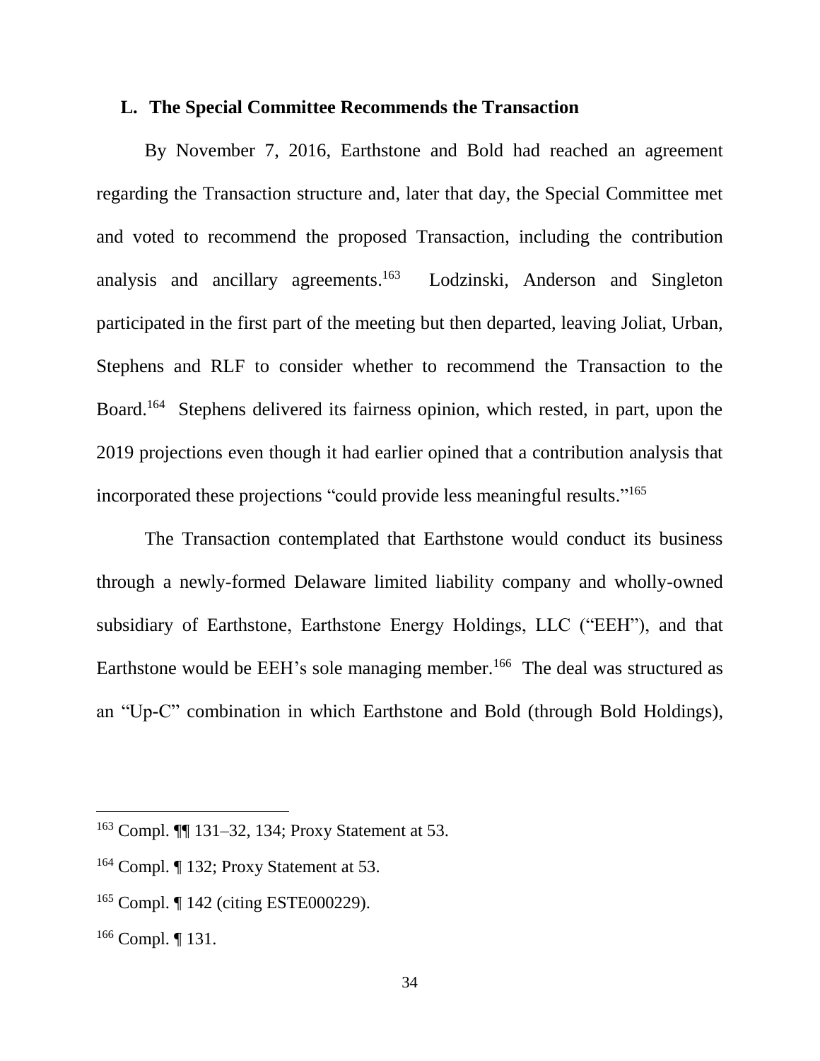### L. The Special Committee Recommends the Transaction

By November 7, 2016, Earthstone and Bold had reached an agreement regarding the Transaction structure and, later that day, the Special Committee met and voted to recommend the proposed Transaction, including the contribution analysis and ancillary agreements.[163] Lodzinski, Anderson and Singleton participated in the first part of the meeting but then departed, leaving Joliat, Urban, Stephens and RLF to consider whether to recommend the Transaction to the Board.[164] Stephens delivered its fairness opinion, which rested, in part, upon the 2019 projections even though it had earlier opined that a contribution analysis that incorporated these projections "could provide less meaningful results."[165]

The Transaction contemplated that Earthstone would conduct its business through a newly-formed Delaware limited liability company and wholly-owned subsidiary of Earthstone, Earthstone Energy Holdings, LLC ("EEH"), and that Earthstone would be EEH's sole managing member.[166] The deal was structured as an "Up-C" combination in which Earthstone and Bold (through Bold Holdings),

---

[163] Compl. ¶¶ 131–32, 134; Proxy Statement at 53.

[164] Compl. ¶ 132; Proxy Statement at 53.

[165] Compl. ¶ 142 (citing ESTE000229).

[166] Compl. ¶ 131.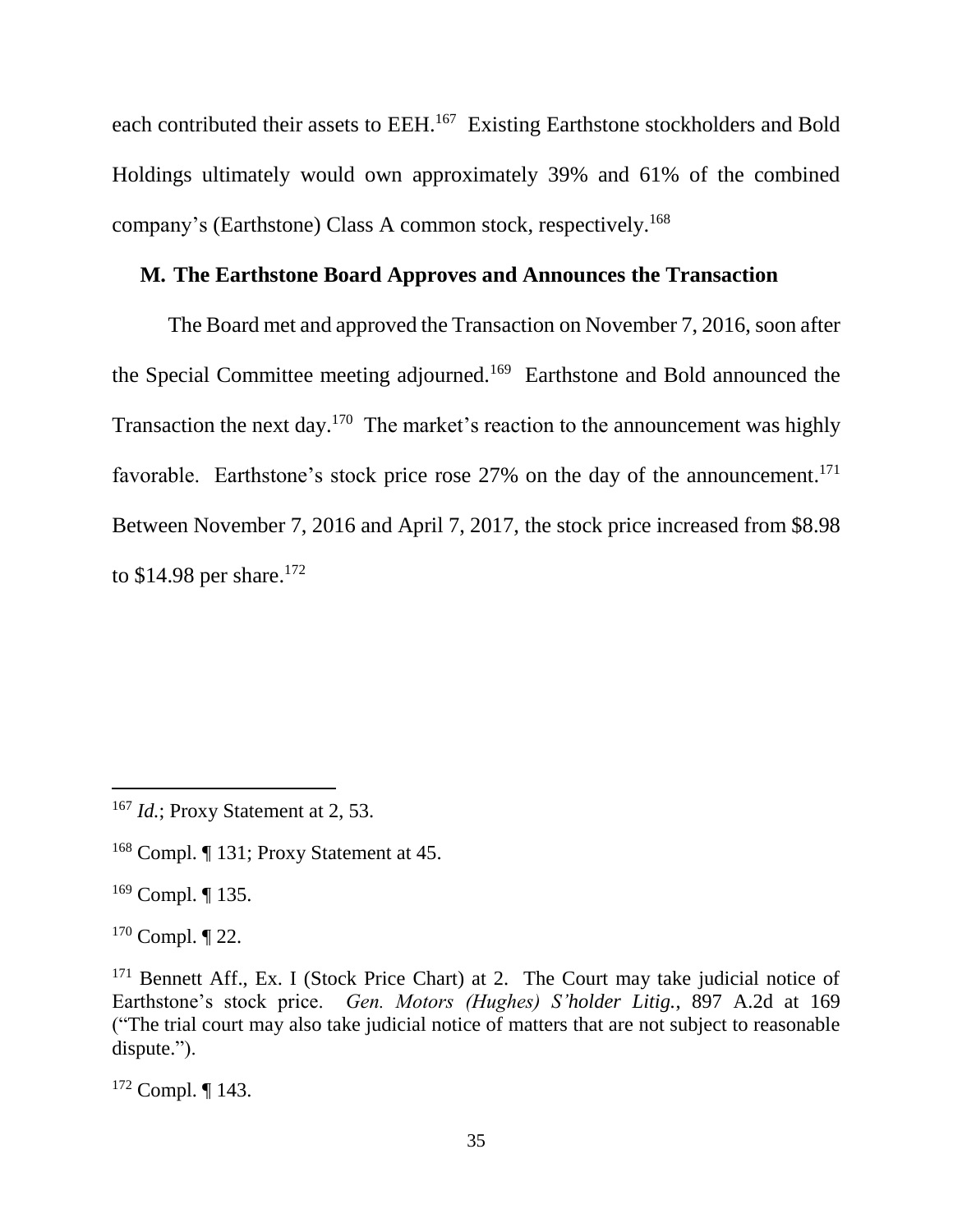each contributed their assets to EEH.[167] Existing Earthstone stockholders and Bold Holdings ultimately would own approximately 39% and 61% of the combined company's (Earthstone) Class A common stock, respectively.[168]

## M. The Earthstone Board Approves and Announces the Transaction

The Board met and approved the Transaction on November 7, 2016, soon after the Special Committee meeting adjourned.[169] Earthstone and Bold announced the Transaction the next day.[170] The market's reaction to the announcement was highly favorable. Earthstone's stock price rose 27% on the day of the announcement.[171] Between November 7, 2016 and April 7, 2017, the stock price increased from $8.98 to $14.98 per share.[172]

---

[167] *Id.*; Proxy Statement at 2, 53.

[168] Compl. ¶ 131; Proxy Statement at 45.

[169] Compl. ¶ 135.

[170] Compl. ¶ 22.

[171] Bennett Aff., Ex. I (Stock Price Chart) at 2. The Court may take judicial notice of Earthstone's stock price. *Gen. Motors (Hughes) S'holder Litig.*, 897 A.2d at 169 ("The trial court may also take judicial notice of matters that are not subject to reasonable dispute.").

[172] Compl. ¶ 143.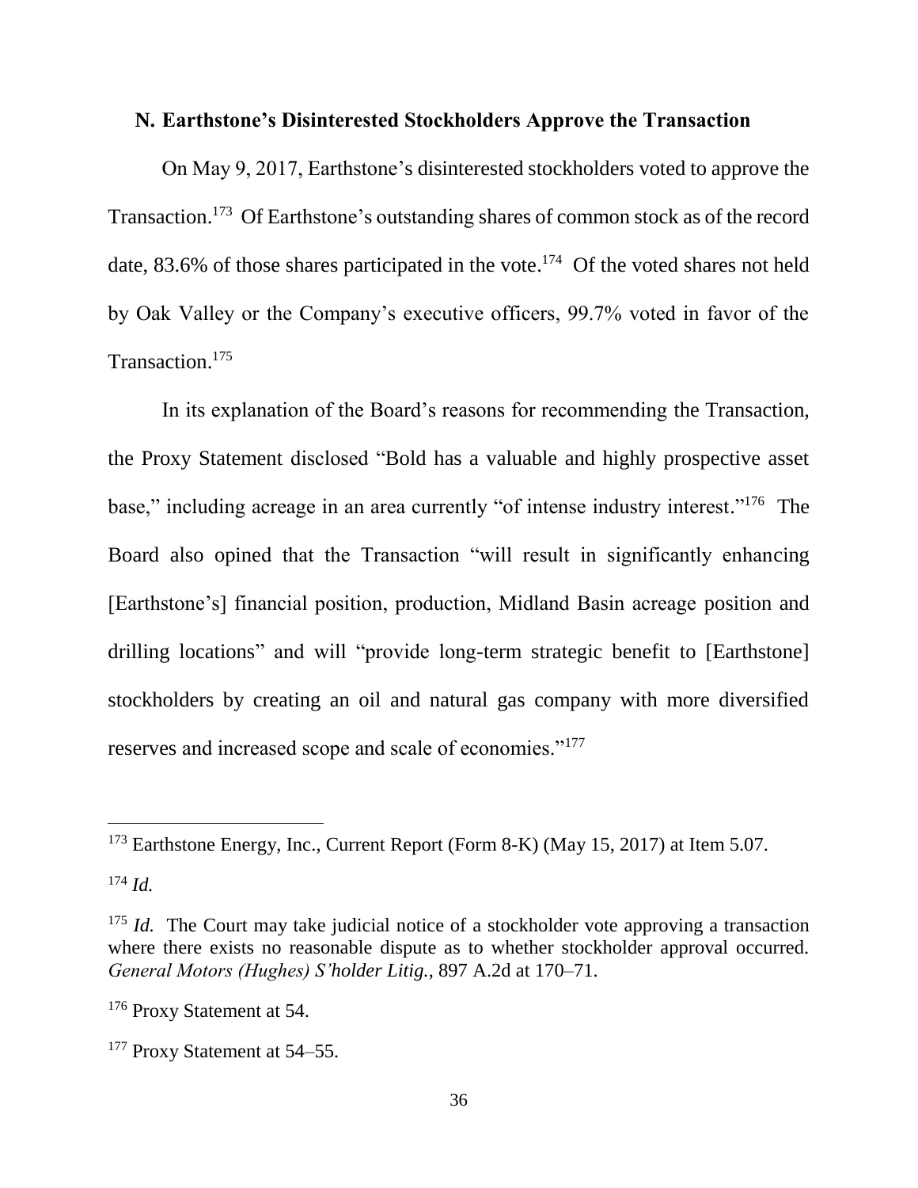### N. Earthstone's Disinterested Stockholders Approve the Transaction

On May 9, 2017, Earthstone's disinterested stockholders voted to approve the Transaction.[173] Of Earthstone's outstanding shares of common stock as of the record date, 83.6% of those shares participated in the vote.[174] Of the voted shares not held by Oak Valley or the Company's executive officers, 99.7% voted in favor of the Transaction.[175]

In its explanation of the Board's reasons for recommending the Transaction, the Proxy Statement disclosed "Bold has a valuable and highly prospective asset base," including acreage in an area currently "of intense industry interest."[176] The Board also opined that the Transaction "will result in significantly enhancing [Earthstone's] financial position, production, Midland Basin acreage position and drilling locations" and will "provide long-term strategic benefit to [Earthstone] stockholders by creating an oil and natural gas company with more diversified reserves and increased scope and scale of economies."[177]

---

[173] Earthstone Energy, Inc., Current Report (Form 8-K) (May 15, 2017) at Item 5.07.

[174] *Id.*

[175] *Id.* The Court may take judicial notice of a stockholder vote approving a transaction where there exists no reasonable dispute as to whether stockholder approval occurred. *General Motors (Hughes) S'holder Litig.*, 897 A.2d at 170–71.

[176] Proxy Statement at 54.

[177] Proxy Statement at 54–55.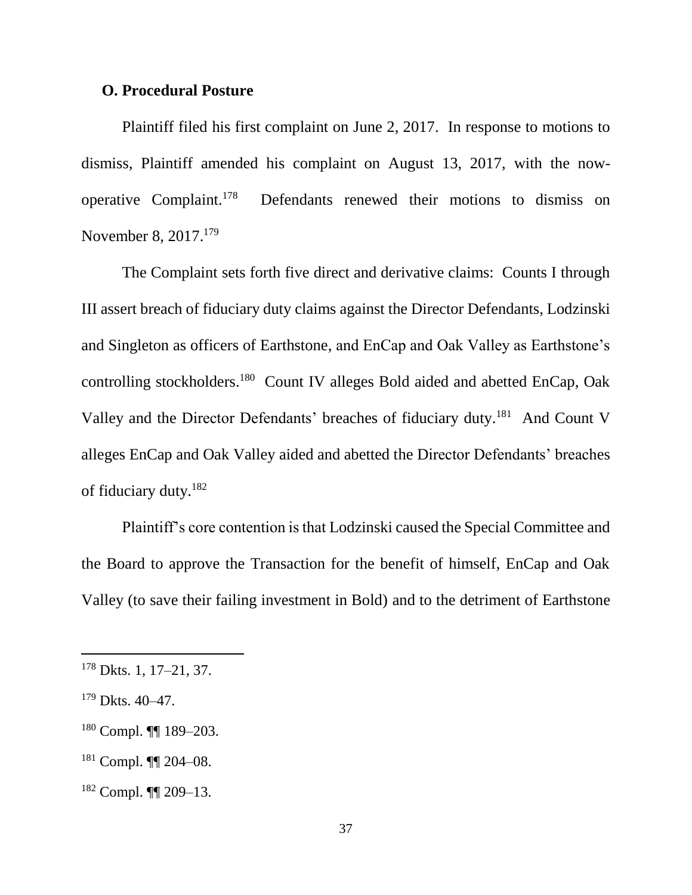### O. Procedural Posture

Plaintiff filed his first complaint on June 2, 2017. In response to motions to dismiss, Plaintiff amended his complaint on August 13, 2017, with the now-operative Complaint.[178] Defendants renewed their motions to dismiss on November 8, 2017.[179]

The Complaint sets forth five direct and derivative claims: Counts I through III assert breach of fiduciary duty claims against the Director Defendants, Lodzinski and Singleton as officers of Earthstone, and EnCap and Oak Valley as Earthstone's controlling stockholders.[180] Count IV alleges Bold aided and abetted EnCap, Oak Valley and the Director Defendants' breaches of fiduciary duty.[181] And Count V alleges EnCap and Oak Valley aided and abetted the Director Defendants' breaches of fiduciary duty.[182]

Plaintiff's core contention is that Lodzinski caused the Special Committee and the Board to approve the Transaction for the benefit of himself, EnCap and Oak Valley (to save their failing investment in Bold) and to the detriment of Earthstone

---

[178] Dkts. 1, 17–21, 37.

[179] Dkts. 40–47.

[180] Compl. ¶¶ 189–203.

[181] Compl. ¶¶ 204–08.

[182] Compl. ¶¶ 209–13.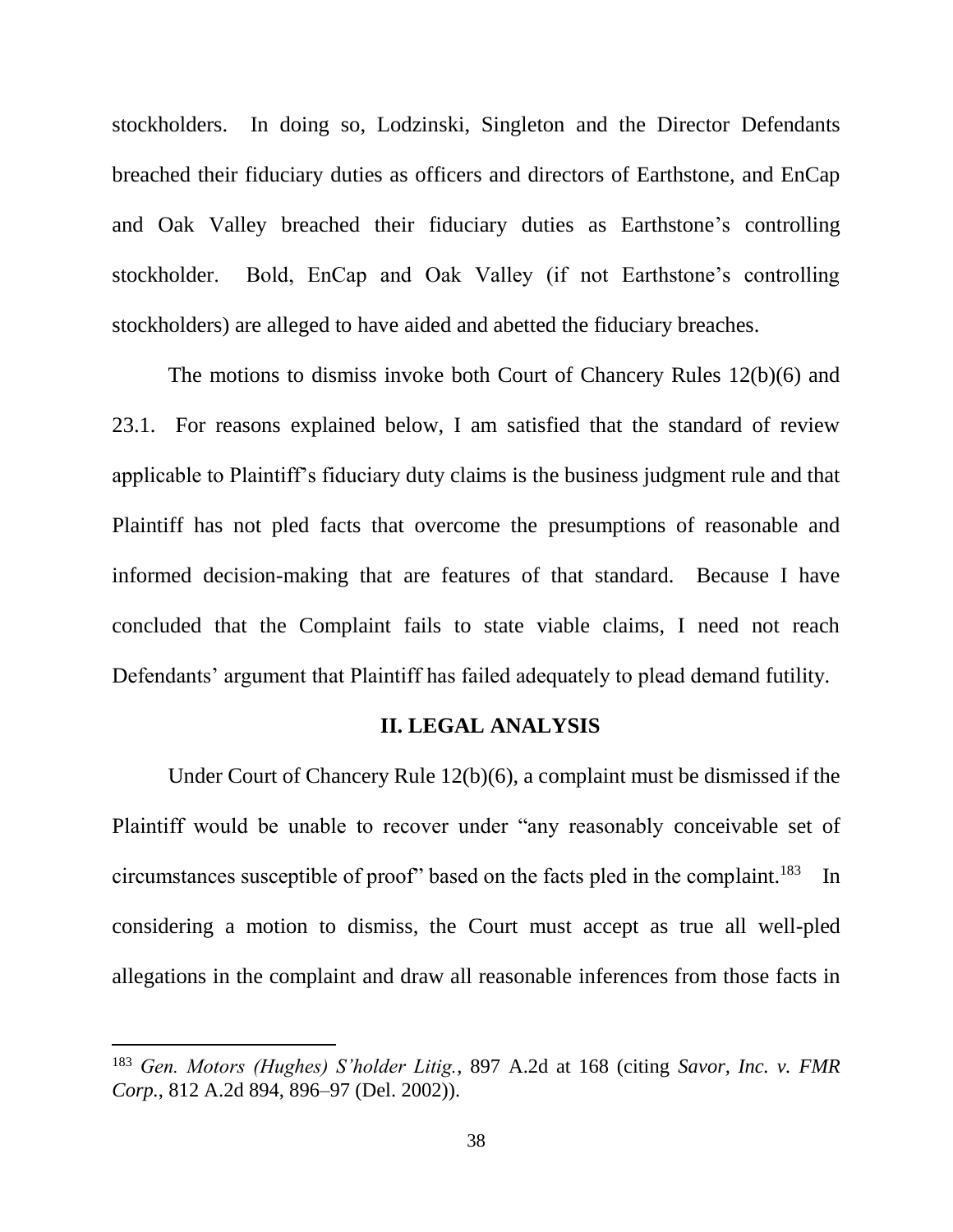stockholders. In doing so, Lodzinski, Singleton and the Director Defendants breached their fiduciary duties as officers and directors of Earthstone, and EnCap and Oak Valley breached their fiduciary duties as Earthstone's controlling stockholder. Bold, EnCap and Oak Valley (if not Earthstone's controlling stockholders) are alleged to have aided and abetted the fiduciary breaches.

The motions to dismiss invoke both Court of Chancery Rules 12(b)(6) and 23.1. For reasons explained below, I am satisfied that the standard of review applicable to Plaintiff's fiduciary duty claims is the business judgment rule and that Plaintiff has not pled facts that overcome the presumptions of reasonable and informed decision-making that are features of that standard. Because I have concluded that the Complaint fails to state viable claims, I need not reach Defendants' argument that Plaintiff has failed adequately to plead demand futility.

## II. LEGAL ANALYSIS

Under Court of Chancery Rule 12(b)(6), a complaint must be dismissed if the Plaintiff would be unable to recover under "any reasonably conceivable set of circumstances susceptible of proof" based on the facts pled in the complaint.[183] In considering a motion to dismiss, the Court must accept as true all well-pled allegations in the complaint and draw all reasonable inferences from those facts in

---

[183] *Gen. Motors (Hughes) S'holder Litig.*, 897 A.2d at 168 (citing *Savor, Inc. v. FMR Corp.*, 812 A.2d 894, 896–97 (Del. 2002)).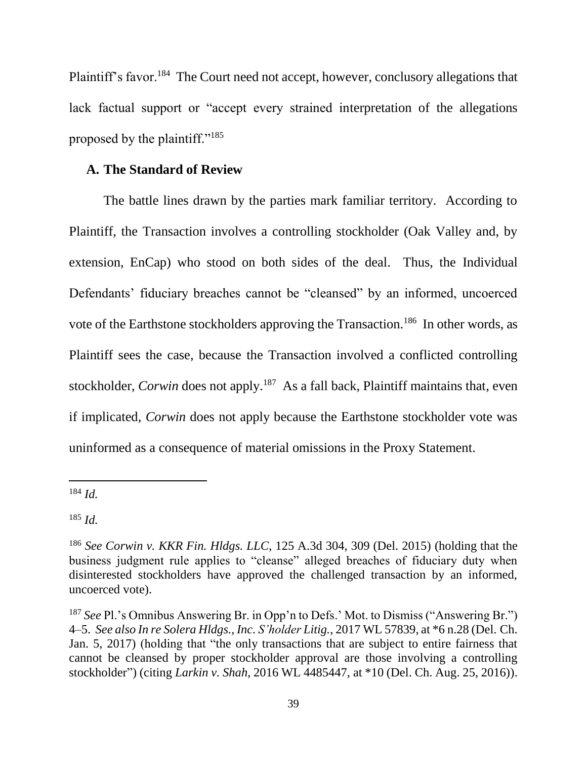Plaintiff's favor.[184] The Court need not accept, however, conclusory allegations that lack factual support or "accept every strained interpretation of the allegations proposed by the plaintiff."[185]

### A. The Standard of Review

The battle lines drawn by the parties mark familiar territory. According to Plaintiff, the Transaction involves a controlling stockholder (Oak Valley and, by extension, EnCap) who stood on both sides of the deal. Thus, the Individual Defendants' fiduciary breaches cannot be "cleansed" by an informed, uncoerced vote of the Earthstone stockholders approving the Transaction.[186] In other words, as Plaintiff sees the case, because the Transaction involved a conflicted controlling stockholder, *Corwin* does not apply.[187] As a fall back, Plaintiff maintains that, even if implicated, *Corwin* does not apply because the Earthstone stockholder vote was uninformed as a consequence of material omissions in the Proxy Statement.

---

[184] *Id.*

[185] *Id.*

[186] *See Corwin v. KKR Fin. Hldgs. LLC*, 125 A.3d 304, 309 (Del. 2015) (holding that the business judgment rule applies to "cleanse" alleged breaches of fiduciary duty when disinterested stockholders have approved the challenged transaction by an informed, uncoerced vote).

[187] *See* Pl.'s Omnibus Answering Br. in Opp'n to Defs.' Mot. to Dismiss ("Answering Br.") 4–5. *See also In re Solera Hldgs., Inc. S'holder Litig.*, 2017 WL 57839, at *6 n.28 (Del. Ch. Jan. 5, 2017) (holding that "the only transactions that are subject to entire fairness that cannot be cleansed by proper stockholder approval are those involving a controlling stockholder") (citing *Larkin v. Shah*, 2016 WL 4485447, at *10 (Del. Ch. Aug. 25, 2016)).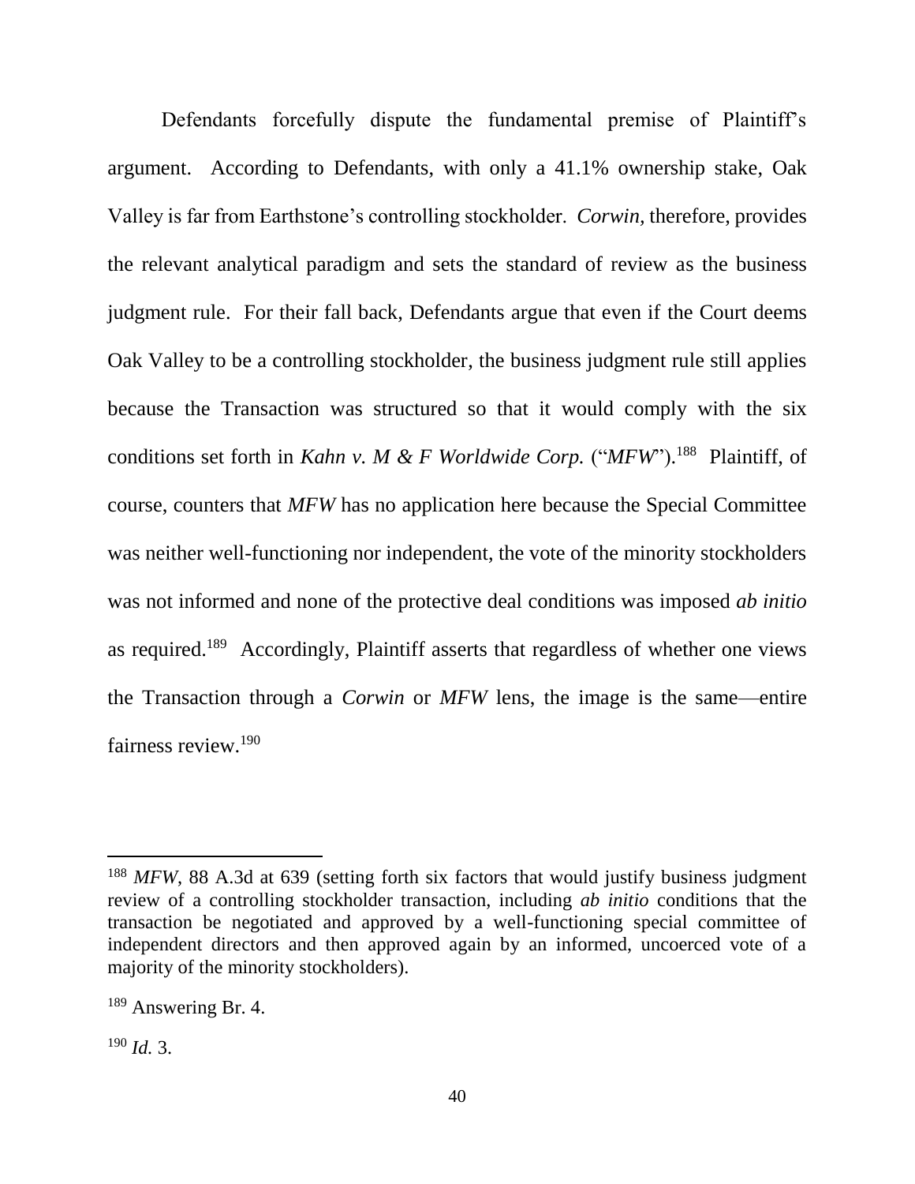Defendants forcefully dispute the fundamental premise of Plaintiff's argument. According to Defendants, with only a 41.1% ownership stake, Oak Valley is far from Earthstone's controlling stockholder. *Corwin*, therefore, provides the relevant analytical paradigm and sets the standard of review as the business judgment rule. For their fall back, Defendants argue that even if the Court deems Oak Valley to be a controlling stockholder, the business judgment rule still applies because the Transaction was structured so that it would comply with the six conditions set forth in *Kahn v. M & F Worldwide Corp.* ("*MFW*").[188] Plaintiff, of course, counters that *MFW* has no application here because the Special Committee was neither well-functioning nor independent, the vote of the minority stockholders was not informed and none of the protective deal conditions was imposed *ab initio* as required.[189] Accordingly, Plaintiff asserts that regardless of whether one views the Transaction through a *Corwin* or *MFW* lens, the image is the same—entire fairness review.[190]

---

[188] *MFW*, 88 A.3d at 639 (setting forth six factors that would justify business judgment review of a controlling stockholder transaction, including *ab initio* conditions that the transaction be negotiated and approved by a well-functioning special committee of independent directors and then approved again by an informed, uncoerced vote of a majority of the minority stockholders).

[189] Answering Br. 4.

[190] *Id.* 3.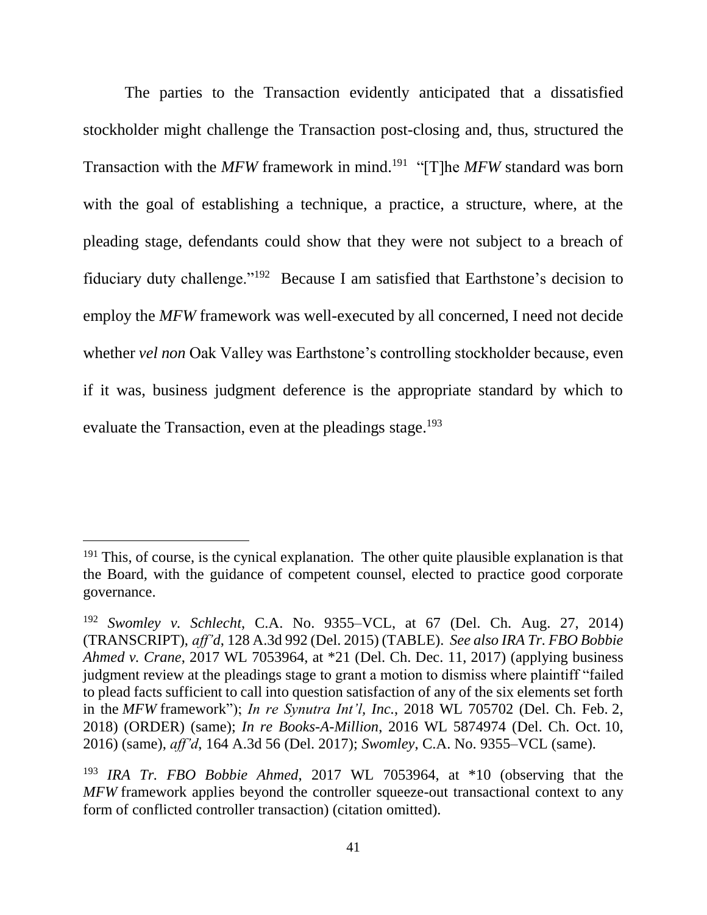The parties to the Transaction evidently anticipated that a dissatisfied stockholder might challenge the Transaction post-closing and, thus, structured the Transaction with the *MFW* framework in mind.[191] "[T]he *MFW* standard was born with the goal of establishing a technique, a practice, a structure, where, at the pleading stage, defendants could show that they were not subject to a breach of fiduciary duty challenge."[192] Because I am satisfied that Earthstone's decision to employ the *MFW* framework was well-executed by all concerned, I need not decide whether *vel non* Oak Valley was Earthstone's controlling stockholder because, even if it was, business judgment deference is the appropriate standard by which to evaluate the Transaction, even at the pleadings stage.[193]

---

[191] This, of course, is the cynical explanation. The other quite plausible explanation is that the Board, with the guidance of competent counsel, elected to practice good corporate governance.

[192] *Swomley v. Schlecht*, C.A. No. 9355–VCL, at 67 (Del. Ch. Aug. 27, 2014) (TRANSCRIPT), *aff'd*, 128 A.3d 992 (Del. 2015) (TABLE). *See also IRA Tr. FBO Bobbie Ahmed v. Crane*, 2017 WL 7053964, at *21 (Del. Ch. Dec. 11, 2017) (applying business judgment review at the pleadings stage to grant a motion to dismiss where plaintiff "failed to plead facts sufficient to call into question satisfaction of any of the six elements set forth in the *MFW* framework"); *In re Synutra Int'l, Inc.*, 2018 WL 705702 (Del. Ch. Feb. 2, 2018) (ORDER) (same); *In re Books-A-Million*, 2016 WL 5874974 (Del. Ch. Oct. 10, 2016) (same), *aff'd*, 164 A.3d 56 (Del. 2017); *Swomley*, C.A. No. 9355–VCL (same).

[193] *IRA Tr. FBO Bobbie Ahmed*, 2017 WL 7053964, at *10 (observing that the *MFW* framework applies beyond the controller squeeze-out transactional context to any form of conflicted controller transaction) (citation omitted).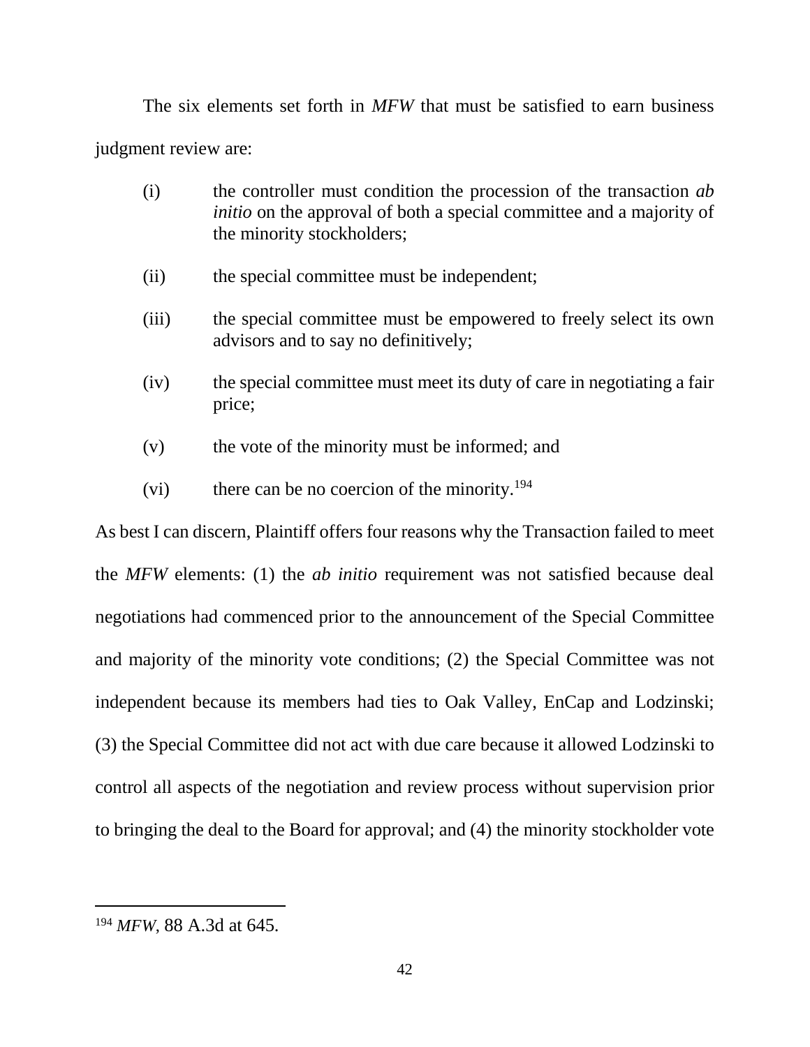The six elements set forth in *MFW* that must be satisfied to earn business judgment review are:

(i) the controller must condition the procession of the transaction *ab initio* on the approval of both a special committee and a majority of the minority stockholders;

(ii) the special committee must be independent;

(iii) the special committee must be empowered to freely select its own advisors and to say no definitively;

(iv) the special committee must meet its duty of care in negotiating a fair price;

(v) the vote of the minority must be informed; and

(vi) there can be no coercion of the minority.[194]

As best I can discern, Plaintiff offers four reasons why the Transaction failed to meet the *MFW* elements: (1) the *ab initio* requirement was not satisfied because deal negotiations had commenced prior to the announcement of the Special Committee and majority of the minority vote conditions; (2) the Special Committee was not independent because its members had ties to Oak Valley, EnCap and Lodzinski; (3) the Special Committee did not act with due care because it allowed Lodzinski to control all aspects of the negotiation and review process without supervision prior to bringing the deal to the Board for approval; and (4) the minority stockholder vote

---

[194] *MFW*, 88 A.3d at 645.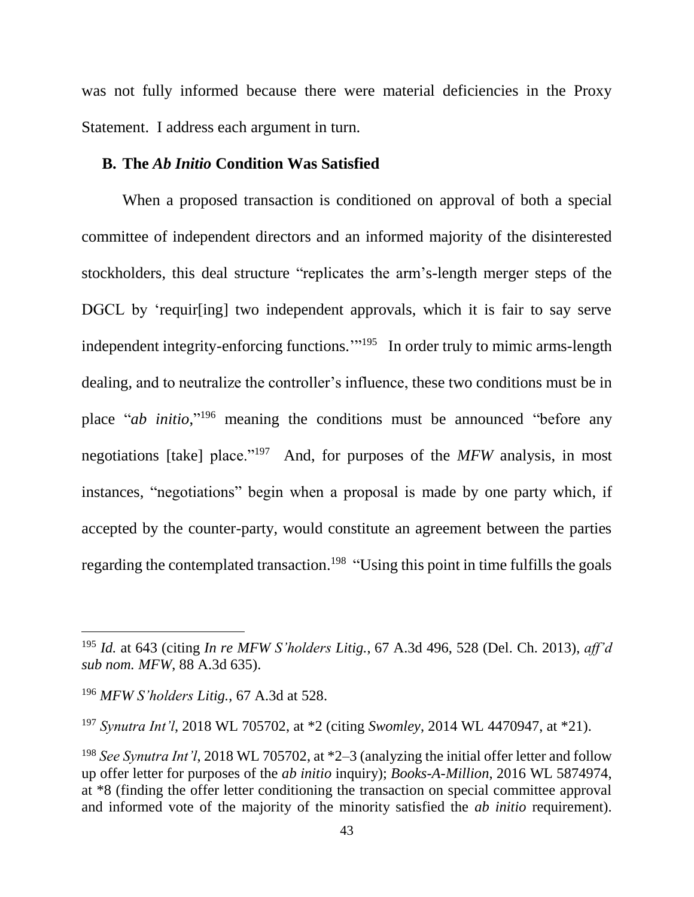was not fully informed because there were material deficiencies in the Proxy Statement. I address each argument in turn.

### B. The *Ab Initio* Condition Was Satisfied

When a proposed transaction is conditioned on approval of both a special committee of independent directors and an informed majority of the disinterested stockholders, this deal structure "replicates the arm's-length merger steps of the DGCL by 'requir[ing] two independent approvals, which it is fair to say serve independent integrity-enforcing functions.'"[195] In order truly to mimic arms-length dealing, and to neutralize the controller's influence, these two conditions must be in place "*ab initio*,"[196] meaning the conditions must be announced "before any negotiations [take] place."[197] And, for purposes of the *MFW* analysis, in most instances, "negotiations" begin when a proposal is made by one party which, if accepted by the counter-party, would constitute an agreement between the parties regarding the contemplated transaction.[198] "Using this point in time fulfills the goals

---

[195] *Id.* at 643 (citing *In re MFW S'holders Litig.*, 67 A.3d 496, 528 (Del. Ch. 2013), *aff'd sub nom. MFW*, 88 A.3d 635).

[196] *MFW S'holders Litig.*, 67 A.3d at 528.

[197] *Synutra Int'l*, 2018 WL 705702, at *2 (citing *Swomley*, 2014 WL 4470947, at *21).

[198] *See Synutra Int'l*, 2018 WL 705702, at *2–3 (analyzing the initial offer letter and follow up offer letter for purposes of the *ab initio* inquiry); *Books-A-Million*, 2016 WL 5874974, at *8 (finding the offer letter conditioning the transaction on special committee approval and informed vote of the majority of the minority satisfied the *ab initio* requirement).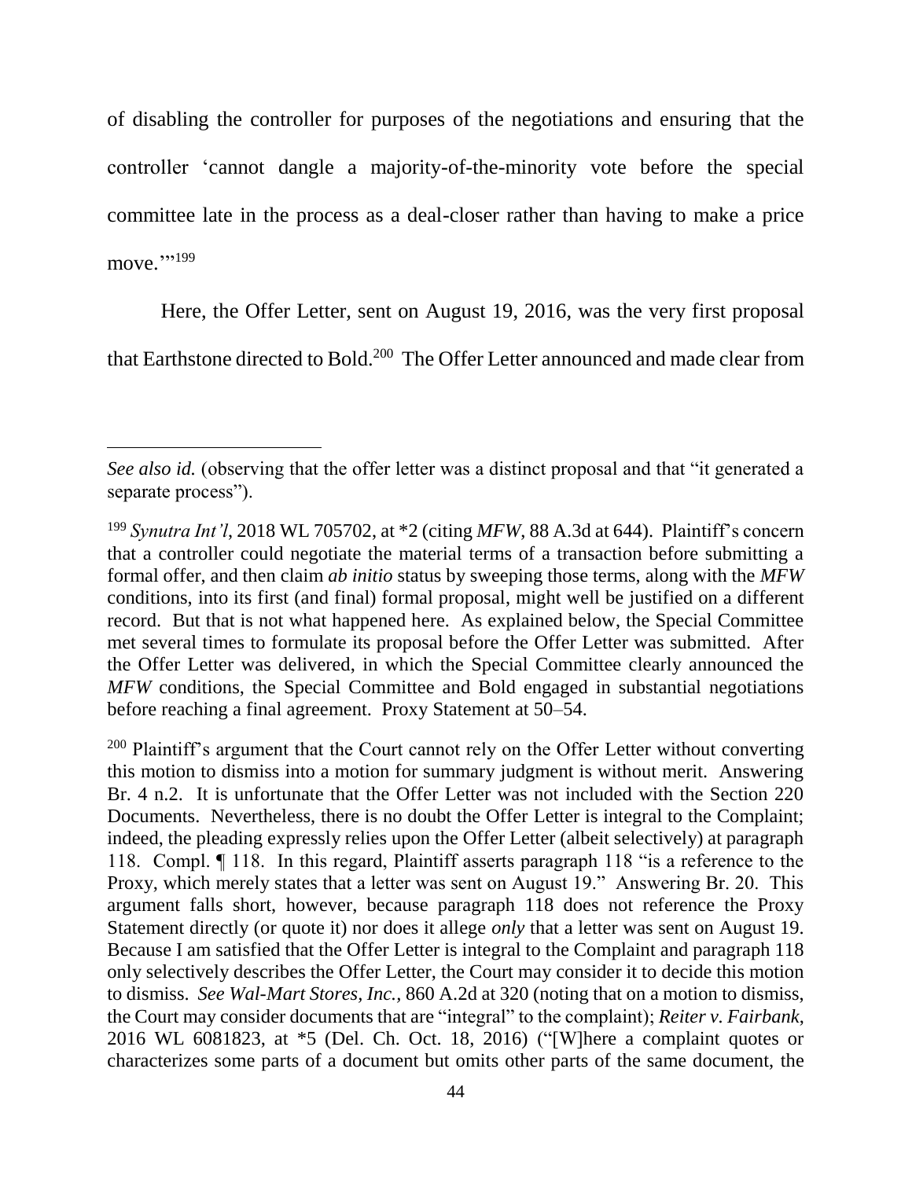of disabling the controller for purposes of the negotiations and ensuring that the controller 'cannot dangle a majority-of-the-minority vote before the special committee late in the process as a deal-closer rather than having to make a price move.'"[199]

Here, the Offer Letter, sent on August 19, 2016, was the very first proposal that Earthstone directed to Bold.[200] The Offer Letter announced and made clear from

---

*See also id.* (observing that the offer letter was a distinct proposal and that "it generated a separate process").

[199] *Synutra Int'l*, 2018 WL 705702, at *2 (citing *MFW*, 88 A.3d at 644). Plaintiff's concern that a controller could negotiate the material terms of a transaction before submitting a formal offer, and then claim *ab initio* status by sweeping those terms, along with the *MFW* conditions, into its first (and final) formal proposal, might well be justified on a different record. But that is not what happened here. As explained below, the Special Committee met several times to formulate its proposal before the Offer Letter was submitted. After the Offer Letter was delivered, in which the Special Committee clearly announced the *MFW* conditions, the Special Committee and Bold engaged in substantial negotiations before reaching a final agreement. Proxy Statement at 50–54.

[200] Plaintiff's argument that the Court cannot rely on the Offer Letter without converting this motion to dismiss into a motion for summary judgment is without merit. Answering Br. 4 n.2. It is unfortunate that the Offer Letter was not included with the Section 220 Documents. Nevertheless, there is no doubt the Offer Letter is integral to the Complaint; indeed, the pleading expressly relies upon the Offer Letter (albeit selectively) at paragraph 118. Compl. ¶ 118. In this regard, Plaintiff asserts paragraph 118 "is a reference to the Proxy, which merely states that a letter was sent on August 19." Answering Br. 20. This argument falls short, however, because paragraph 118 does not reference the Proxy Statement directly (or quote it) nor does it allege *only* that a letter was sent on August 19. Because I am satisfied that the Offer Letter is integral to the Complaint and paragraph 118 only selectively describes the Offer Letter, the Court may consider it to decide this motion to dismiss. *See Wal-Mart Stores, Inc.*, 860 A.2d at 320 (noting that on a motion to dismiss, the Court may consider documents that are "integral" to the complaint); *Reiter v. Fairbank*, 2016 WL 6081823, at *5 (Del. Ch. Oct. 18, 2016) ("[W]here a complaint quotes or characterizes some parts of a document but omits other parts of the same document, the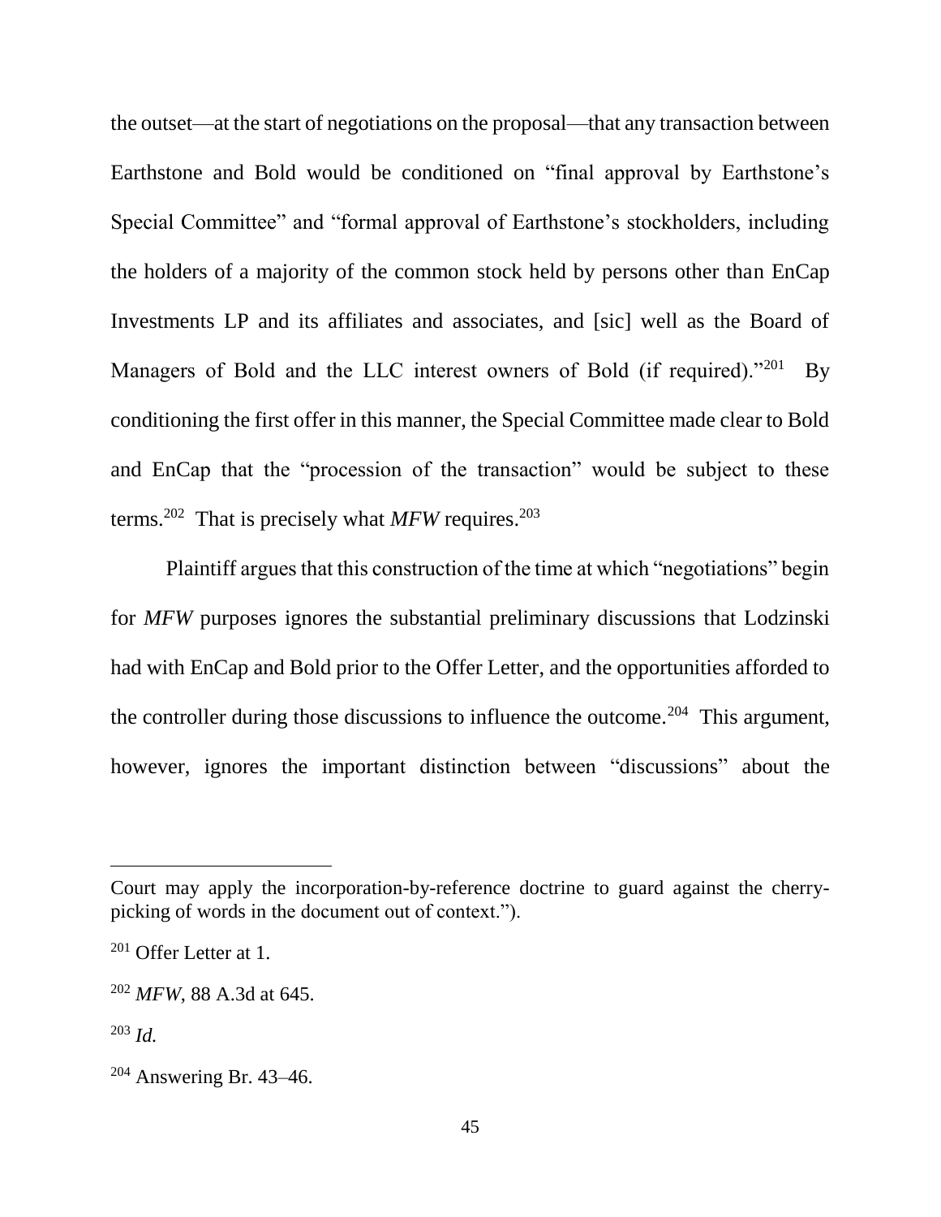the outset—at the start of negotiations on the proposal—that any transaction between Earthstone and Bold would be conditioned on "final approval by Earthstone's Special Committee" and "formal approval of Earthstone's stockholders, including the holders of a majority of the common stock held by persons other than EnCap Investments LP and its affiliates and associates, and [sic] well as the Board of Managers of Bold and the LLC interest owners of Bold (if required)."[201] By conditioning the first offer in this manner, the Special Committee made clear to Bold and EnCap that the "procession of the transaction" would be subject to these terms.[202] That is precisely what *MFW* requires.[203]

Plaintiff argues that this construction of the time at which "negotiations" begin for *MFW* purposes ignores the substantial preliminary discussions that Lodzinski had with EnCap and Bold prior to the Offer Letter, and the opportunities afforded to the controller during those discussions to influence the outcome.[204] This argument, however, ignores the important distinction between "discussions" about the

---

Court may apply the incorporation-by-reference doctrine to guard against the cherry-picking of words in the document out of context.").

[201] Offer Letter at 1.

[202] *MFW*, 88 A.3d at 645.

[203] *Id.*

[204] Answering Br. 43–46.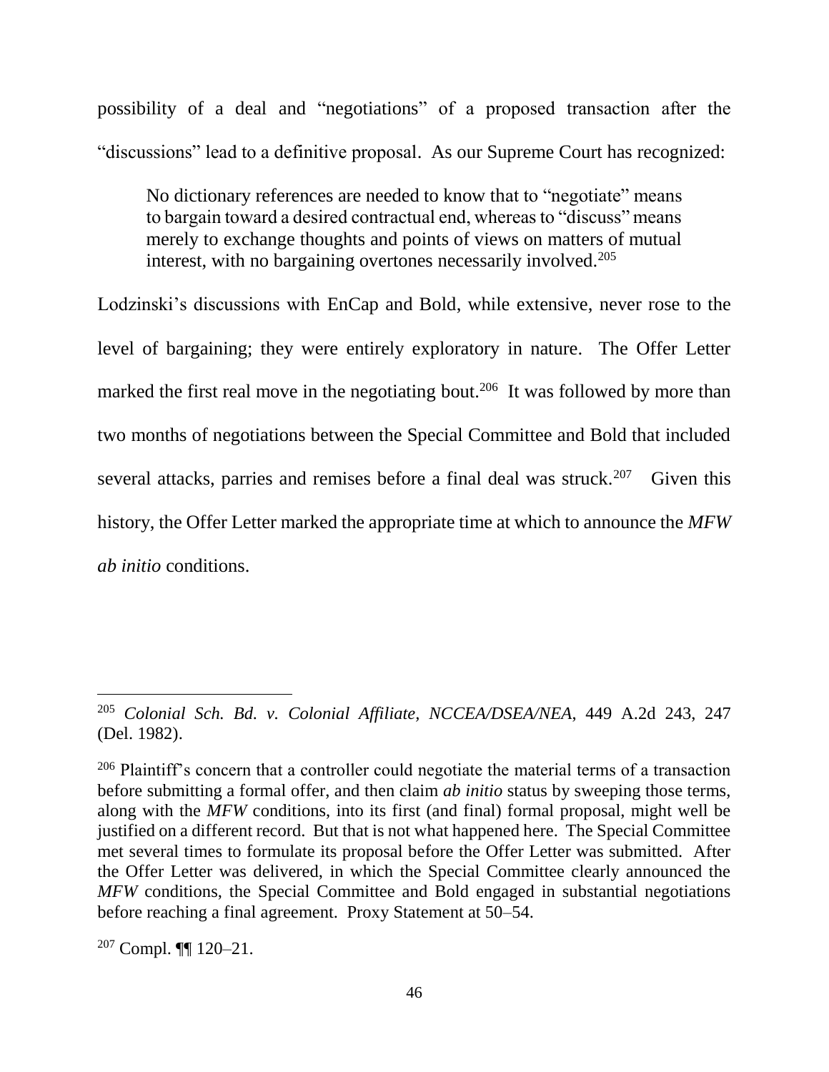possibility of a deal and "negotiations" of a proposed transaction after the "discussions" lead to a definitive proposal. As our Supreme Court has recognized:

> No dictionary references are needed to know that to "negotiate" means to bargain toward a desired contractual end, whereas to "discuss" means merely to exchange thoughts and points of views on matters of mutual interest, with no bargaining overtones necessarily involved.[205]

Lodzinski's discussions with EnCap and Bold, while extensive, never rose to the level of bargaining; they were entirely exploratory in nature. The Offer Letter marked the first real move in the negotiating bout.[206] It was followed by more than two months of negotiations between the Special Committee and Bold that included several attacks, parries and remises before a final deal was struck.[207] Given this history, the Offer Letter marked the appropriate time at which to announce the *MFW ab initio* conditions.

---

[205] *Colonial Sch. Bd. v. Colonial Affiliate, NCCEA/DSEA/NEA*, 449 A.2d 243, 247 (Del. 1982).

[206] Plaintiff's concern that a controller could negotiate the material terms of a transaction before submitting a formal offer, and then claim *ab initio* status by sweeping those terms, along with the *MFW* conditions, into its first (and final) formal proposal, might well be justified on a different record. But that is not what happened here. The Special Committee met several times to formulate its proposal before the Offer Letter was submitted. After the Offer Letter was delivered, in which the Special Committee clearly announced the *MFW* conditions, the Special Committee and Bold engaged in substantial negotiations before reaching a final agreement. Proxy Statement at 50–54.

[207] Compl. ¶¶ 120–21.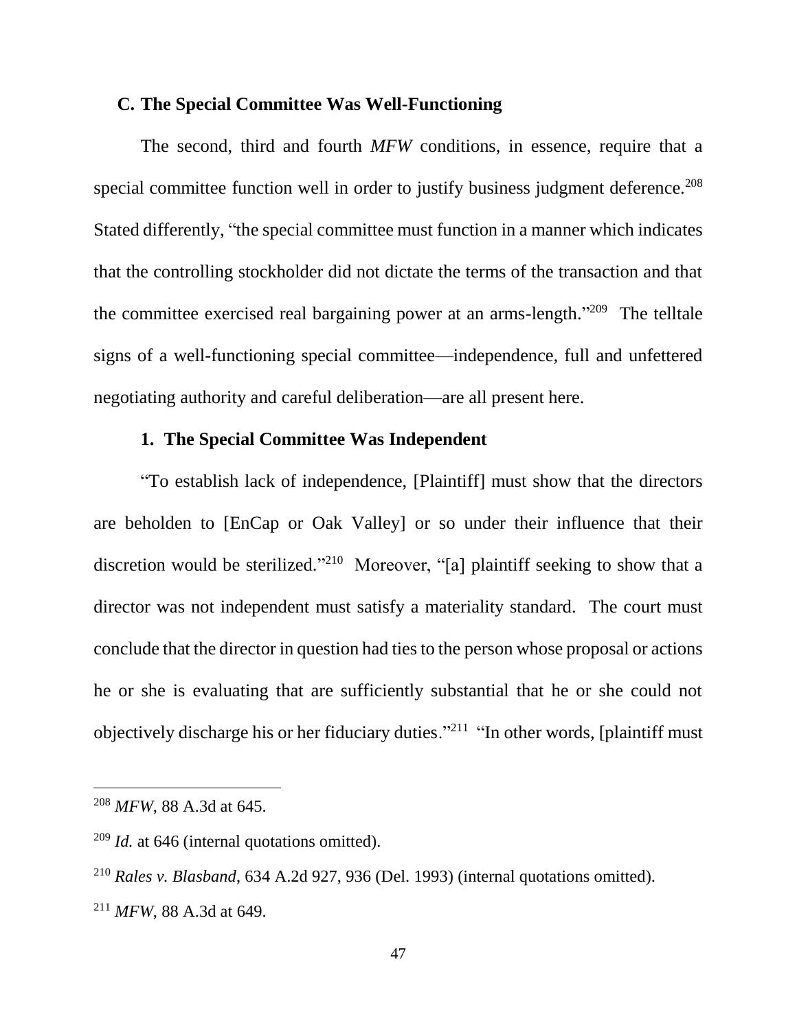### C. The Special Committee Was Well-Functioning

The second, third and fourth *MFW* conditions, in essence, require that a special committee function well in order to justify business judgment deference.[208] Stated differently, "the special committee must function in a manner which indicates that the controlling stockholder did not dictate the terms of the transaction and that the committee exercised real bargaining power at an arms-length."[209] The telltale signs of a well-functioning special committee—independence, full and unfettered negotiating authority and careful deliberation—are all present here.

#### 1. The Special Committee Was Independent

"To establish lack of independence, [Plaintiff] must show that the directors are beholden to [EnCap or Oak Valley] or so under their influence that their discretion would be sterilized."[210] Moreover, "[a] plaintiff seeking to show that a director was not independent must satisfy a materiality standard. The court must conclude that the director in question had ties to the person whose proposal or actions he or she is evaluating that are sufficiently substantial that he or she could not objectively discharge his or her fiduciary duties."[211] "In other words, [plaintiff must

---

[208] *MFW*, 88 A.3d at 645.

[209] *Id.* at 646 (internal quotations omitted).

[210] *Rales v. Blasband*, 634 A.2d 927, 936 (Del. 1993) (internal quotations omitted).

[211] *MFW*, 88 A.3d at 649.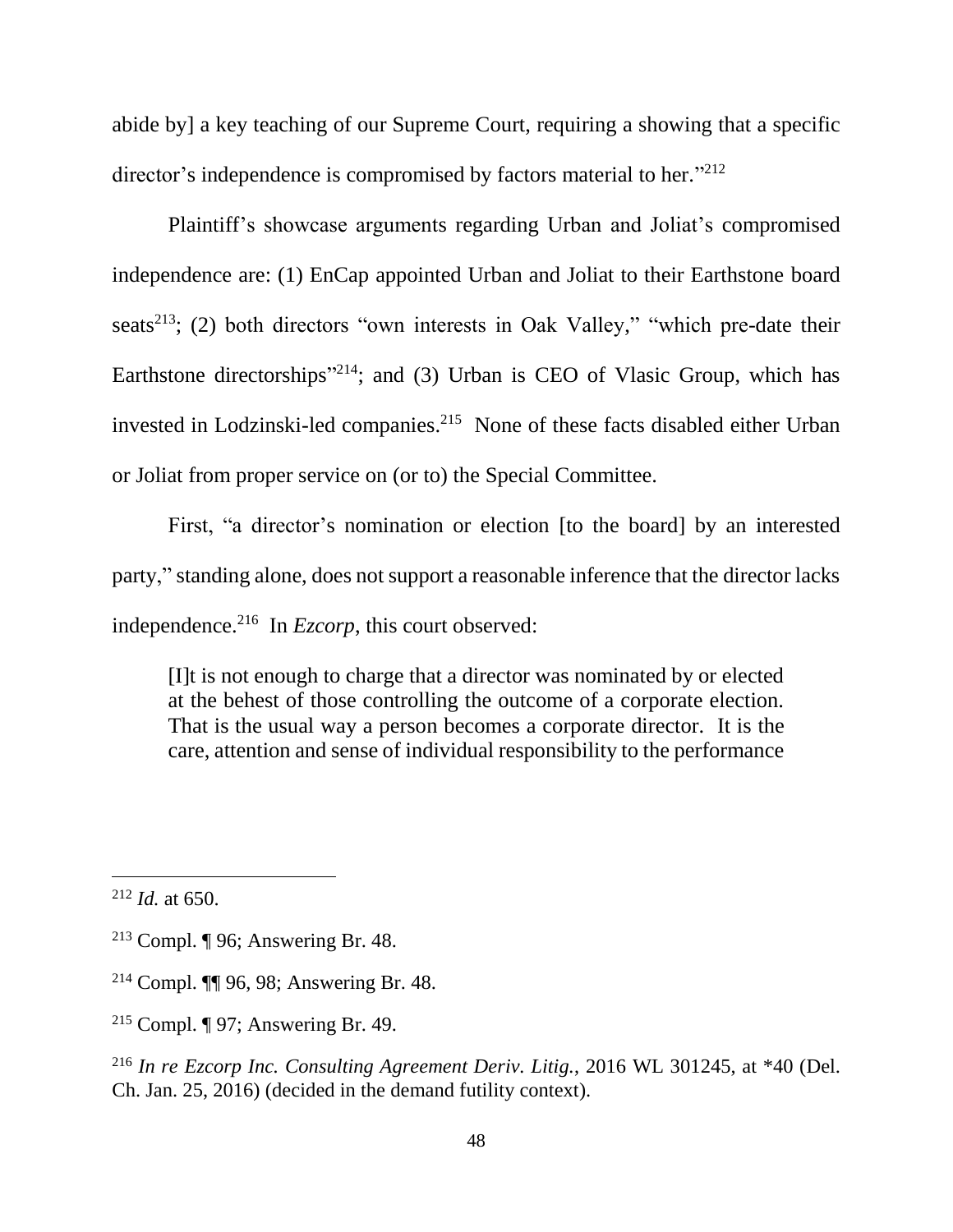abide by] a key teaching of our Supreme Court, requiring a showing that a specific director's independence is compromised by factors material to her."[212]

Plaintiff's showcase arguments regarding Urban and Joliat's compromised independence are: (1) EnCap appointed Urban and Joliat to their Earthstone board seats[213]; (2) both directors "own interests in Oak Valley," "which pre-date their Earthstone directorships"[214]; and (3) Urban is CEO of Vlasic Group, which has invested in Lodzinski-led companies.[215] None of these facts disabled either Urban or Joliat from proper service on (or to) the Special Committee.

First, "a director's nomination or election [to the board] by an interested party," standing alone, does not support a reasonable inference that the director lacks independence.[216] In *Ezcorp*, this court observed:

> [I]t is not enough to charge that a director was nominated by or elected at the behest of those controlling the outcome of a corporate election. That is the usual way a person becomes a corporate director. It is the care, attention and sense of individual responsibility to the performance

---

[212] *Id.* at 650.

[213] Compl. ¶ 96; Answering Br. 48.

[214] Compl. ¶¶ 96, 98; Answering Br. 48.

[215] Compl. ¶ 97; Answering Br. 49.

[216] *In re Ezcorp Inc. Consulting Agreement Deriv. Litig.*, 2016 WL 301245, at *40 (Del. Ch. Jan. 25, 2016) (decided in the demand futility context).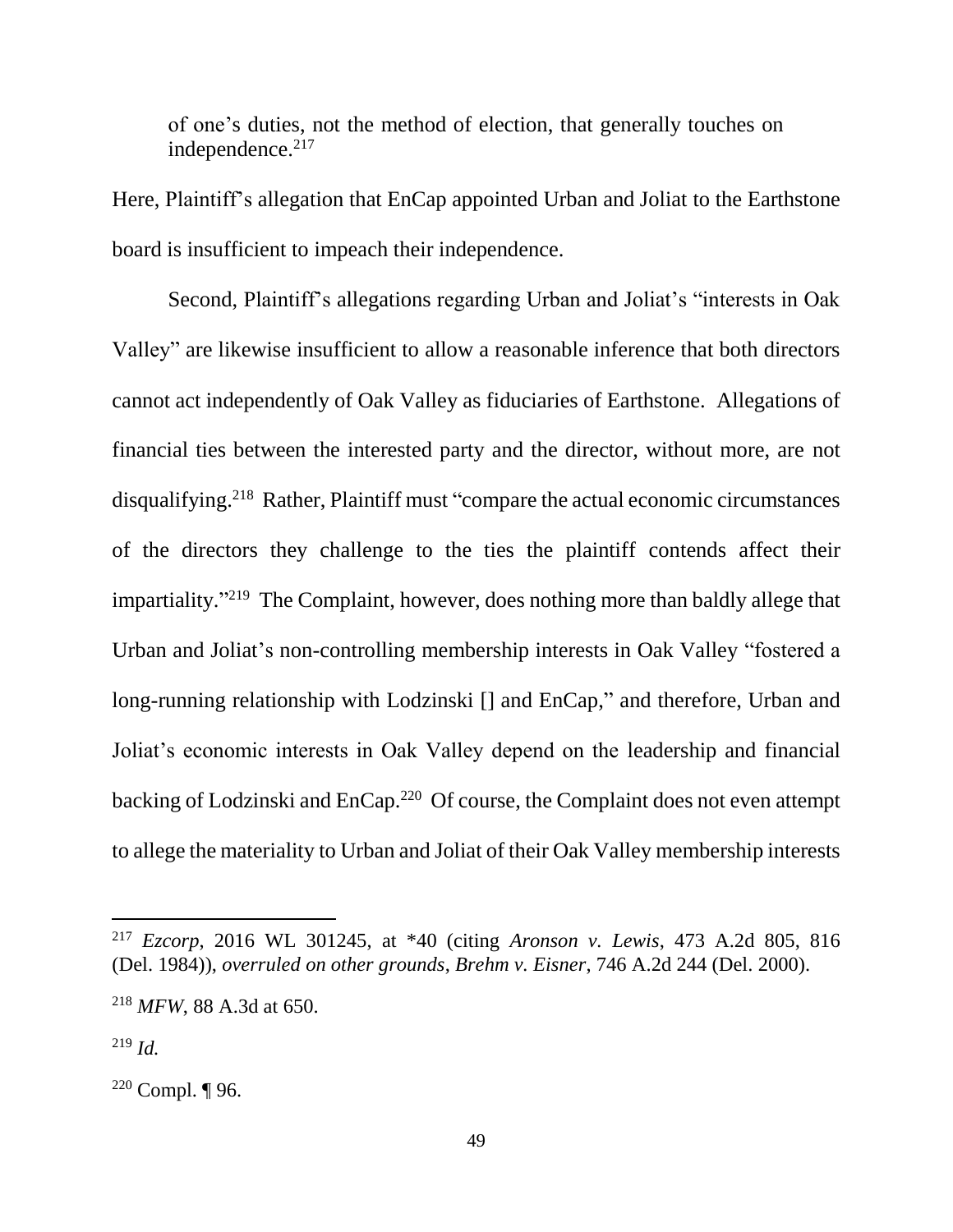of one's duties, not the method of election, that generally touches on independence.[217]

Here, Plaintiff's allegation that EnCap appointed Urban and Joliat to the Earthstone board is insufficient to impeach their independence.

Second, Plaintiff's allegations regarding Urban and Joliat's "interests in Oak Valley" are likewise insufficient to allow a reasonable inference that both directors cannot act independently of Oak Valley as fiduciaries of Earthstone. Allegations of financial ties between the interested party and the director, without more, are not disqualifying.[218] Rather, Plaintiff must "compare the actual economic circumstances of the directors they challenge to the ties the plaintiff contends affect their impartiality."[219] The Complaint, however, does nothing more than baldly allege that Urban and Joliat's non-controlling membership interests in Oak Valley "fostered a long-running relationship with Lodzinski [] and EnCap," and therefore, Urban and Joliat's economic interests in Oak Valley depend on the leadership and financial backing of Lodzinski and EnCap.[220] Of course, the Complaint does not even attempt to allege the materiality to Urban and Joliat of their Oak Valley membership interests

---

[217] *Ezcorp*, 2016 WL 301245, at *40 (citing *Aronson v. Lewis*, 473 A.2d 805, 816 (Del. 1984)), *overruled on other grounds*, *Brehm v. Eisner*, 746 A.2d 244 (Del. 2000).

[218] *MFW*, 88 A.3d at 650.

[219] *Id.*

[220] Compl. ¶ 96.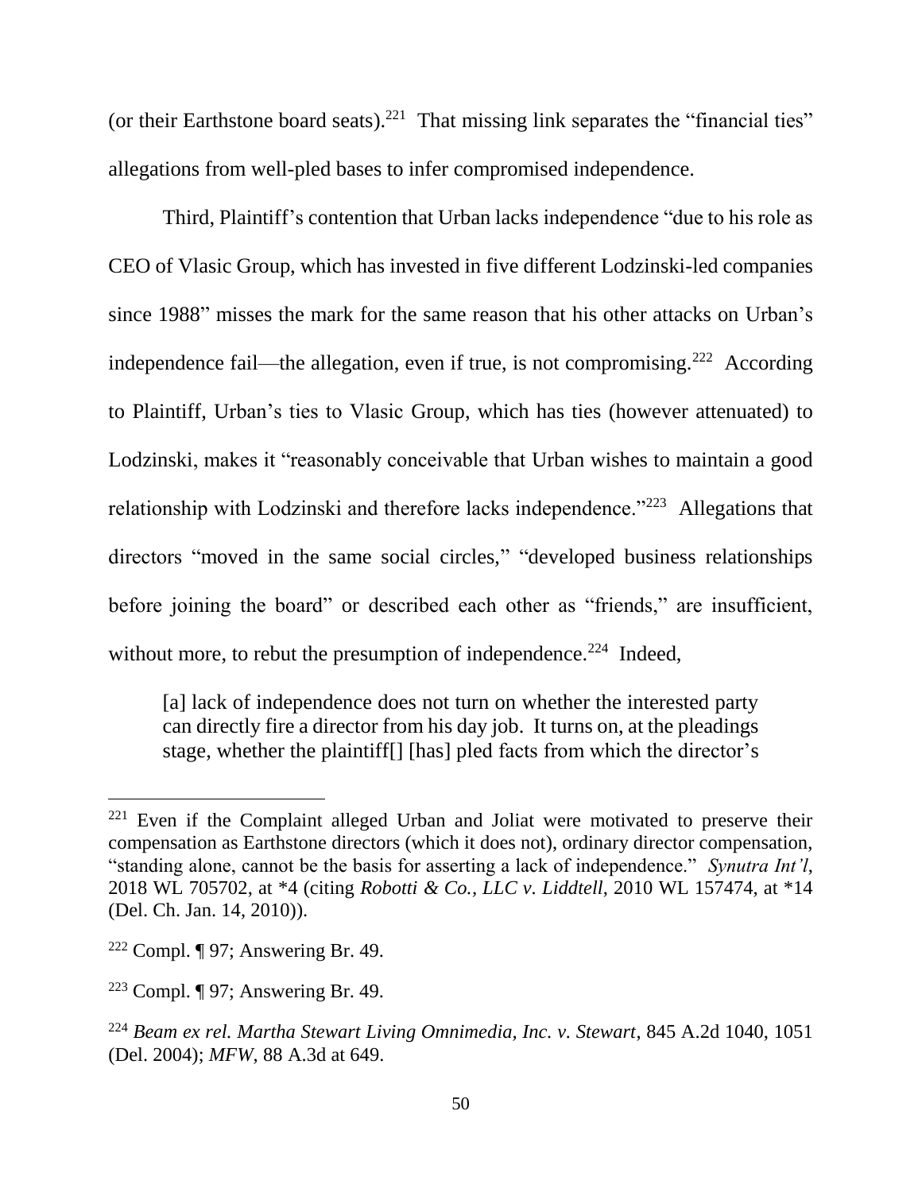(or their Earthstone board seats).[221] That missing link separates the "financial ties" allegations from well-pled bases to infer compromised independence.

Third, Plaintiff's contention that Urban lacks independence "due to his role as CEO of Vlasic Group, which has invested in five different Lodzinski-led companies since 1988" misses the mark for the same reason that his other attacks on Urban's independence fail—the allegation, even if true, is not compromising.[222] According to Plaintiff, Urban's ties to Vlasic Group, which has ties (however attenuated) to Lodzinski, makes it "reasonably conceivable that Urban wishes to maintain a good relationship with Lodzinski and therefore lacks independence."[223] Allegations that directors "moved in the same social circles," "developed business relationships before joining the board" or described each other as "friends," are insufficient, without more, to rebut the presumption of independence.[224] Indeed,

> [a] lack of independence does not turn on whether the interested party can directly fire a director from his day job. It turns on, at the pleadings stage, whether the plaintiff[] [has] pled facts from which the director's

---

[221] Even if the Complaint alleged Urban and Joliat were motivated to preserve their compensation as Earthstone directors (which it does not), ordinary director compensation, "standing alone, cannot be the basis for asserting a lack of independence." *Synutra Int'l*, 2018 WL 705702, at *4 (citing *Robotti & Co., LLC v. Liddtell*, 2010 WL 157474, at *14 (Del. Ch. Jan. 14, 2010)).

[222] Compl. ¶ 97; Answering Br. 49.

[223] Compl. ¶ 97; Answering Br. 49.

[224] *Beam ex rel. Martha Stewart Living Omnimedia, Inc. v. Stewart*, 845 A.2d 1040, 1051 (Del. 2004); *MFW*, 88 A.3d at 649.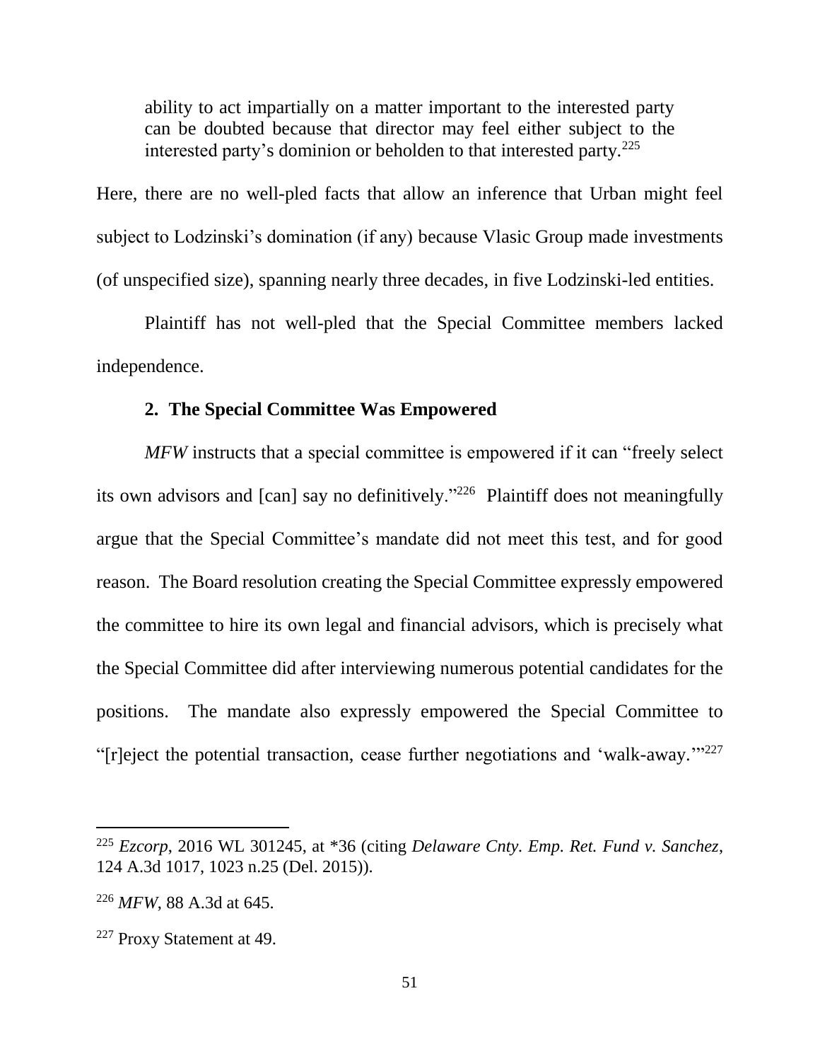ability to act impartially on a matter important to the interested party can be doubted because that director may feel either subject to the interested party's dominion or beholden to that interested party.[225]

Here, there are no well-pled facts that allow an inference that Urban might feel subject to Lodzinski's domination (if any) because Vlasic Group made investments (of unspecified size), spanning nearly three decades, in five Lodzinski-led entities.

Plaintiff has not well-pled that the Special Committee members lacked independence.

### 2. The Special Committee Was Empowered

*MFW* instructs that a special committee is empowered if it can "freely select its own advisors and [can] say no definitively."[226] Plaintiff does not meaningfully argue that the Special Committee's mandate did not meet this test, and for good reason. The Board resolution creating the Special Committee expressly empowered the committee to hire its own legal and financial advisors, which is precisely what the Special Committee did after interviewing numerous potential candidates for the positions. The mandate also expressly empowered the Special Committee to "[r]eject the potential transaction, cease further negotiations and 'walk-away.'"[227]

---

[225] *Ezcorp*, 2016 WL 301245, at *36 (citing *Delaware Cnty. Emp. Ret. Fund v. Sanchez*, 124 A.3d 1017, 1023 n.25 (Del. 2015)).

[226] *MFW*, 88 A.3d at 645.

[227] Proxy Statement at 49.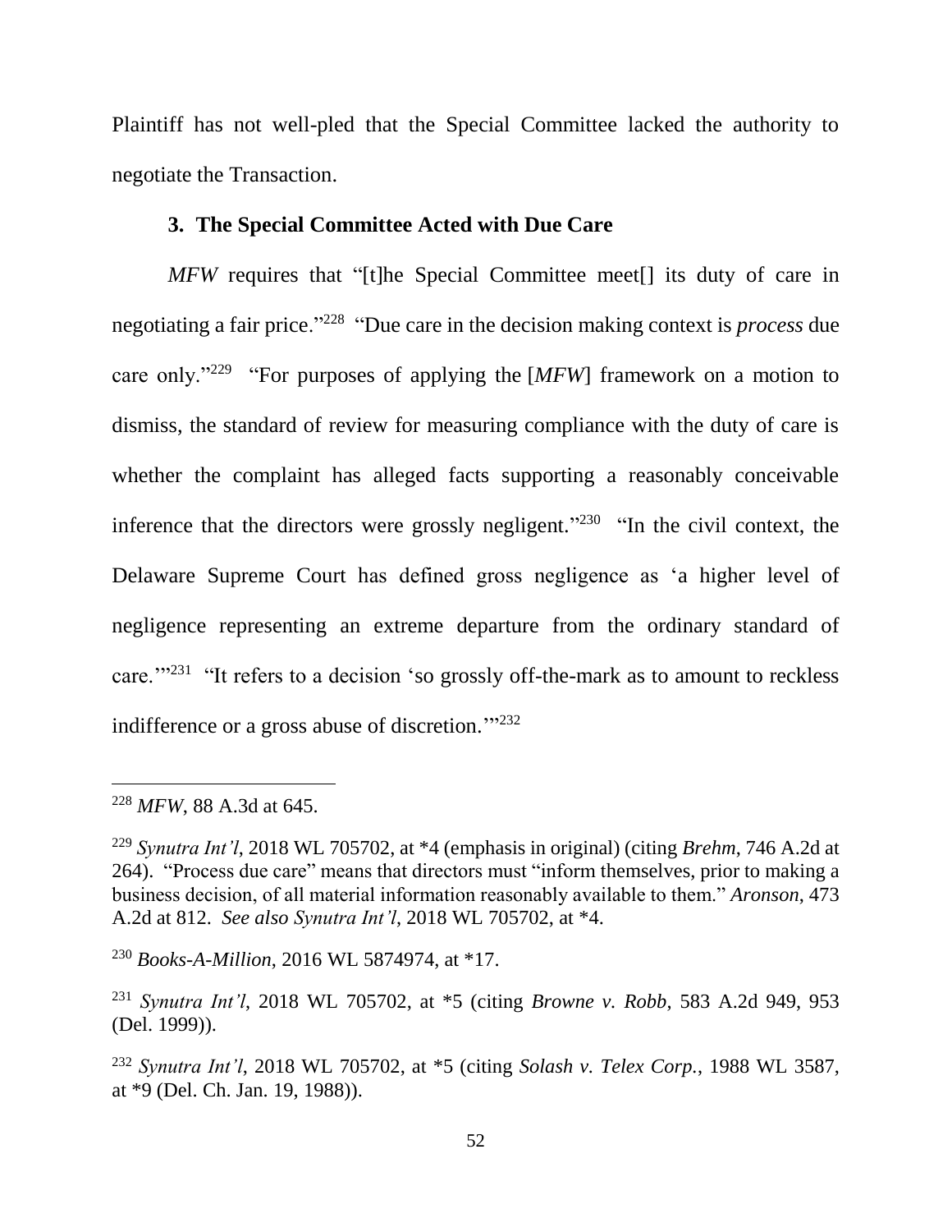Plaintiff has not well-pled that the Special Committee lacked the authority to negotiate the Transaction.

### 3. The Special Committee Acted with Due Care

*MFW* requires that "[t]he Special Committee meet[] its duty of care in negotiating a fair price."[228] "Due care in the decision making context is *process* due care only."[229] "For purposes of applying the [*MFW*] framework on a motion to dismiss, the standard of review for measuring compliance with the duty of care is whether the complaint has alleged facts supporting a reasonably conceivable inference that the directors were grossly negligent."[230] "In the civil context, the Delaware Supreme Court has defined gross negligence as 'a higher level of negligence representing an extreme departure from the ordinary standard of care.'"[231] "It refers to a decision 'so grossly off-the-mark as to amount to reckless indifference or a gross abuse of discretion.'"[232]

---

[228] *MFW*, 88 A.3d at 645.

[229] *Synutra Int'l*, 2018 WL 705702, at *4 (emphasis in original) (citing *Brehm*, 746 A.2d at 264). "Process due care" means that directors must "inform themselves, prior to making a business decision, of all material information reasonably available to them." *Aronson*, 473 A.2d at 812. *See also Synutra Int'l*, 2018 WL 705702, at *4.

[230] *Books-A-Million*, 2016 WL 5874974, at *17.

[231] *Synutra Int'l*, 2018 WL 705702, at *5 (citing *Browne v. Robb*, 583 A.2d 949, 953 (Del. 1999)).

[232] *Synutra Int'l*, 2018 WL 705702, at *5 (citing *Solash v. Telex Corp.*, 1988 WL 3587, at *9 (Del. Ch. Jan. 19, 1988)).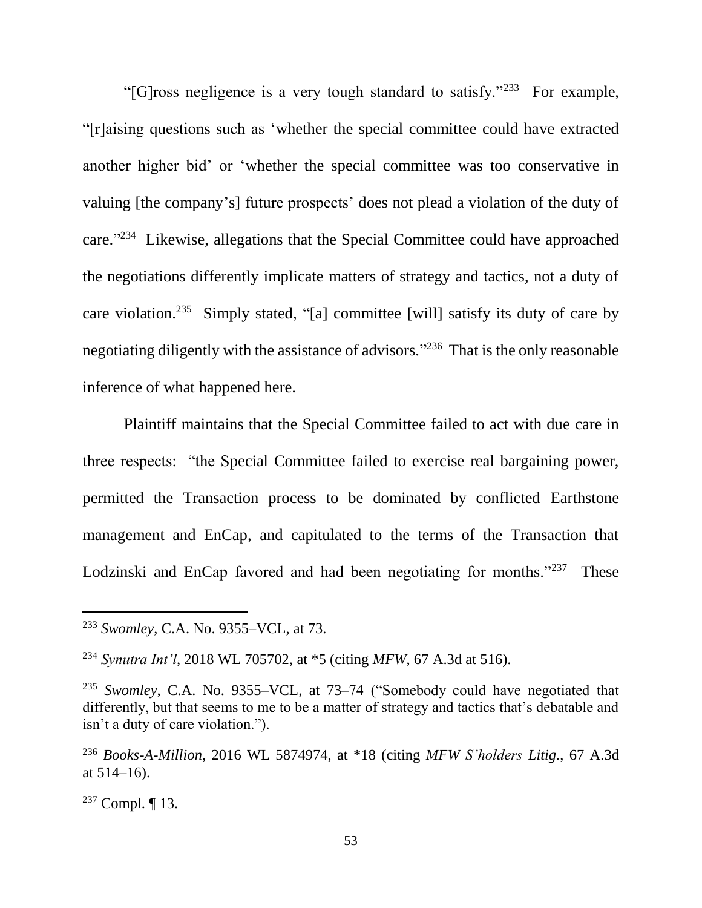"[G]ross negligence is a very tough standard to satisfy."[233] For example, "[r]aising questions such as 'whether the special committee could have extracted another higher bid' or 'whether the special committee was too conservative in valuing [the company's] future prospects' does not plead a violation of the duty of care."[234] Likewise, allegations that the Special Committee could have approached the negotiations differently implicate matters of strategy and tactics, not a duty of care violation.[235] Simply stated, "[a] committee [will] satisfy its duty of care by negotiating diligently with the assistance of advisors."[236] That is the only reasonable inference of what happened here.

Plaintiff maintains that the Special Committee failed to act with due care in three respects: "the Special Committee failed to exercise real bargaining power, permitted the Transaction process to be dominated by conflicted Earthstone management and EnCap, and capitulated to the terms of the Transaction that Lodzinski and EnCap favored and had been negotiating for months."[237] These

---

[233] *Swomley*, C.A. No. 9355–VCL, at 73.

[234] *Synutra Int'l*, 2018 WL 705702, at *5 (citing *MFW*, 67 A.3d at 516).

[235] *Swomley*, C.A. No. 9355–VCL, at 73–74 ("Somebody could have negotiated that differently, but that seems to me to be a matter of strategy and tactics that's debatable and isn't a duty of care violation.").

[236] *Books-A-Million*, 2016 WL 5874974, at *18 (citing *MFW S'holders Litig.*, 67 A.3d at 514–16).

[237] Compl. ¶ 13.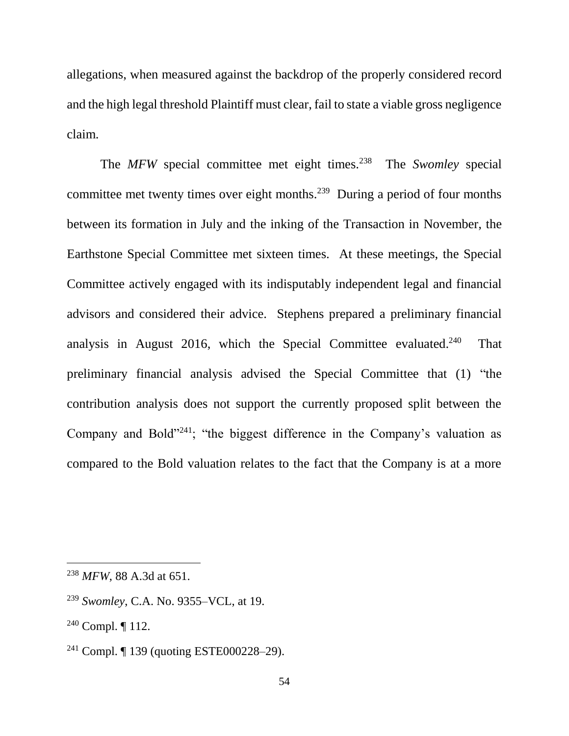allegations, when measured against the backdrop of the properly considered record and the high legal threshold Plaintiff must clear, fail to state a viable gross negligence claim.

The *MFW* special committee met eight times.[238] The *Swomley* special committee met twenty times over eight months.[239] During a period of four months between its formation in July and the inking of the Transaction in November, the Earthstone Special Committee met sixteen times. At these meetings, the Special Committee actively engaged with its indisputably independent legal and financial advisors and considered their advice. Stephens prepared a preliminary financial analysis in August 2016, which the Special Committee evaluated.[240] That preliminary financial analysis advised the Special Committee that (1) "the contribution analysis does not support the currently proposed split between the Company and Bold"[241]; "the biggest difference in the Company's valuation as compared to the Bold valuation relates to the fact that the Company is at a more

---

[238] *MFW*, 88 A.3d at 651.

[239] *Swomley*, C.A. No. 9355–VCL, at 19.

[240] Compl. ¶ 112.

[241] Compl. ¶ 139 (quoting ESTE000228–29).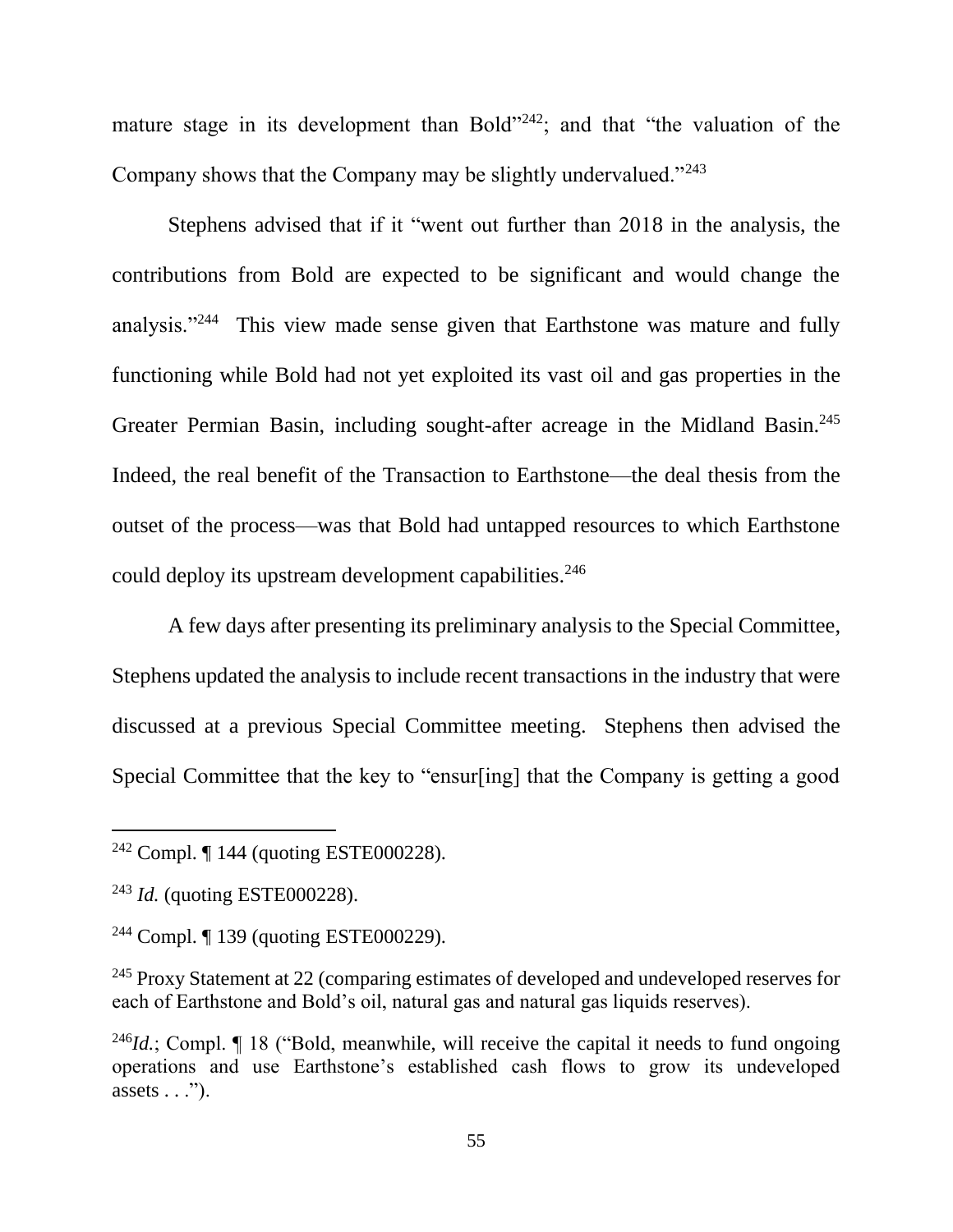mature stage in its development than Bold"[242]; and that "the valuation of the Company shows that the Company may be slightly undervalued."[243]

Stephens advised that if it "went out further than 2018 in the analysis, the contributions from Bold are expected to be significant and would change the analysis."[244] This view made sense given that Earthstone was mature and fully functioning while Bold had not yet exploited its vast oil and gas properties in the Greater Permian Basin, including sought-after acreage in the Midland Basin.[245] Indeed, the real benefit of the Transaction to Earthstone—the deal thesis from the outset of the process—was that Bold had untapped resources to which Earthstone could deploy its upstream development capabilities.[246]

A few days after presenting its preliminary analysis to the Special Committee, Stephens updated the analysis to include recent transactions in the industry that were discussed at a previous Special Committee meeting. Stephens then advised the Special Committee that the key to "ensur[ing] that the Company is getting a good

---

[242] Compl. ¶ 144 (quoting ESTE000228).

[243] *Id.* (quoting ESTE000228).

[244] Compl. ¶ 139 (quoting ESTE000229).

[245] Proxy Statement at 22 (comparing estimates of developed and undeveloped reserves for each of Earthstone and Bold's oil, natural gas and natural gas liquids reserves).

[246] *Id.*; Compl. ¶ 18 ("Bold, meanwhile, will receive the capital it needs to fund ongoing operations and use Earthstone's established cash flows to grow its undeveloped assets . . .").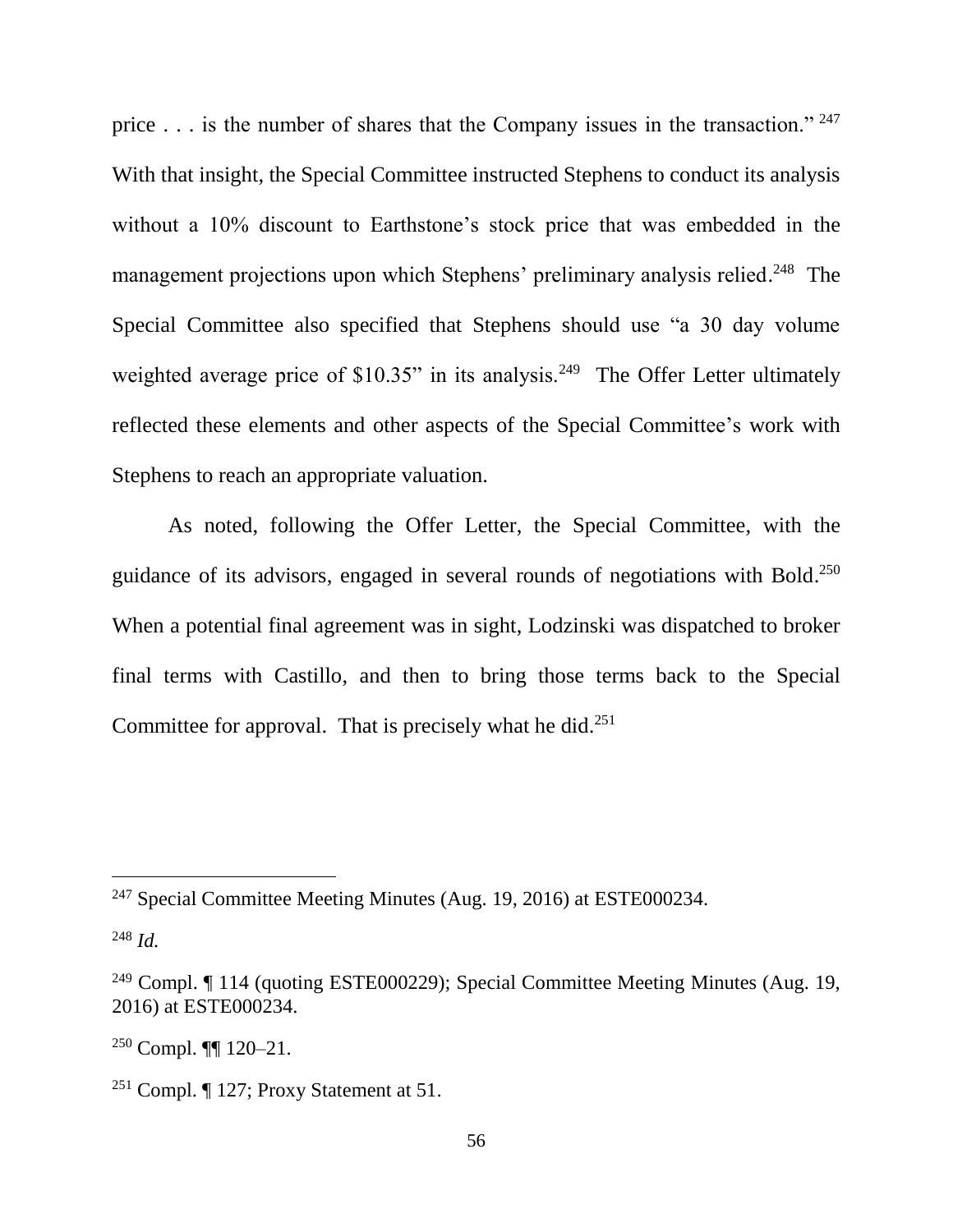price . . . is the number of shares that the Company issues in the transaction." [247] With that insight, the Special Committee instructed Stephens to conduct its analysis without a 10% discount to Earthstone's stock price that was embedded in the management projections upon which Stephens' preliminary analysis relied.[248] The Special Committee also specified that Stephens should use "a 30 day volume weighted average price of $10.35" in its analysis.[249] The Offer Letter ultimately reflected these elements and other aspects of the Special Committee's work with Stephens to reach an appropriate valuation.

As noted, following the Offer Letter, the Special Committee, with the guidance of its advisors, engaged in several rounds of negotiations with Bold.[250] When a potential final agreement was in sight, Lodzinski was dispatched to broker final terms with Castillo, and then to bring those terms back to the Special Committee for approval. That is precisely what he did.[251]

---

[247] Special Committee Meeting Minutes (Aug. 19, 2016) at ESTE000234.

[248] *Id.*

[249] Compl. ¶ 114 (quoting ESTE000229); Special Committee Meeting Minutes (Aug. 19, 2016) at ESTE000234.

[250] Compl. ¶¶ 120–21.

[251] Compl. ¶ 127; Proxy Statement at 51.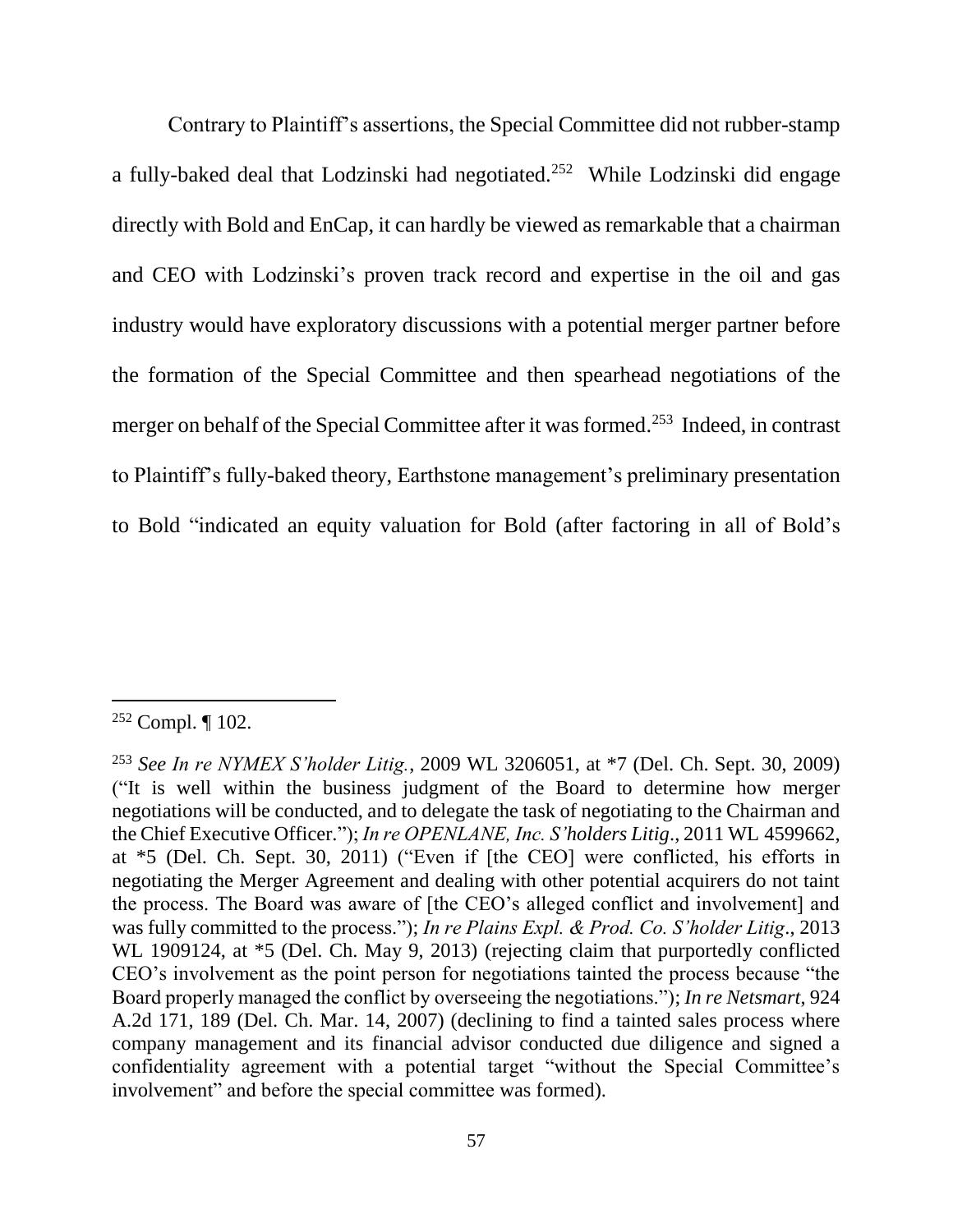Contrary to Plaintiff's assertions, the Special Committee did not rubber-stamp a fully-baked deal that Lodzinski had negotiated.[252] While Lodzinski did engage directly with Bold and EnCap, it can hardly be viewed as remarkable that a chairman and CEO with Lodzinski's proven track record and expertise in the oil and gas industry would have exploratory discussions with a potential merger partner before the formation of the Special Committee and then spearhead negotiations of the merger on behalf of the Special Committee after it was formed.[253] Indeed, in contrast to Plaintiff's fully-baked theory, Earthstone management's preliminary presentation to Bold "indicated an equity valuation for Bold (after factoring in all of Bold's

---

[252] Compl. ¶ 102.

[253] *See In re NYMEX S'holder Litig.*, 2009 WL 3206051, at *7 (Del. Ch. Sept. 30, 2009) ("It is well within the business judgment of the Board to determine how merger negotiations will be conducted, and to delegate the task of negotiating to the Chairman and the Chief Executive Officer."); *In re OPENLANE, Inc. S'holders Litig*., 2011 WL 4599662, at *5 (Del. Ch. Sept. 30, 2011) ("Even if [the CEO] were conflicted, his efforts in negotiating the Merger Agreement and dealing with other potential acquirers do not taint the process. The Board was aware of [the CEO's alleged conflict and involvement] and was fully committed to the process."); *In re Plains Expl. & Prod. Co. S'holder Litig*., 2013 WL 1909124, at *5 (Del. Ch. May 9, 2013) (rejecting claim that purportedly conflicted CEO's involvement as the point person for negotiations tainted the process because "the Board properly managed the conflict by overseeing the negotiations."); *In re Netsmart*, 924 A.2d 171, 189 (Del. Ch. Mar. 14, 2007) (declining to find a tainted sales process where company management and its financial advisor conducted due diligence and signed a confidentiality agreement with a potential target "without the Special Committee's involvement" and before the special committee was formed).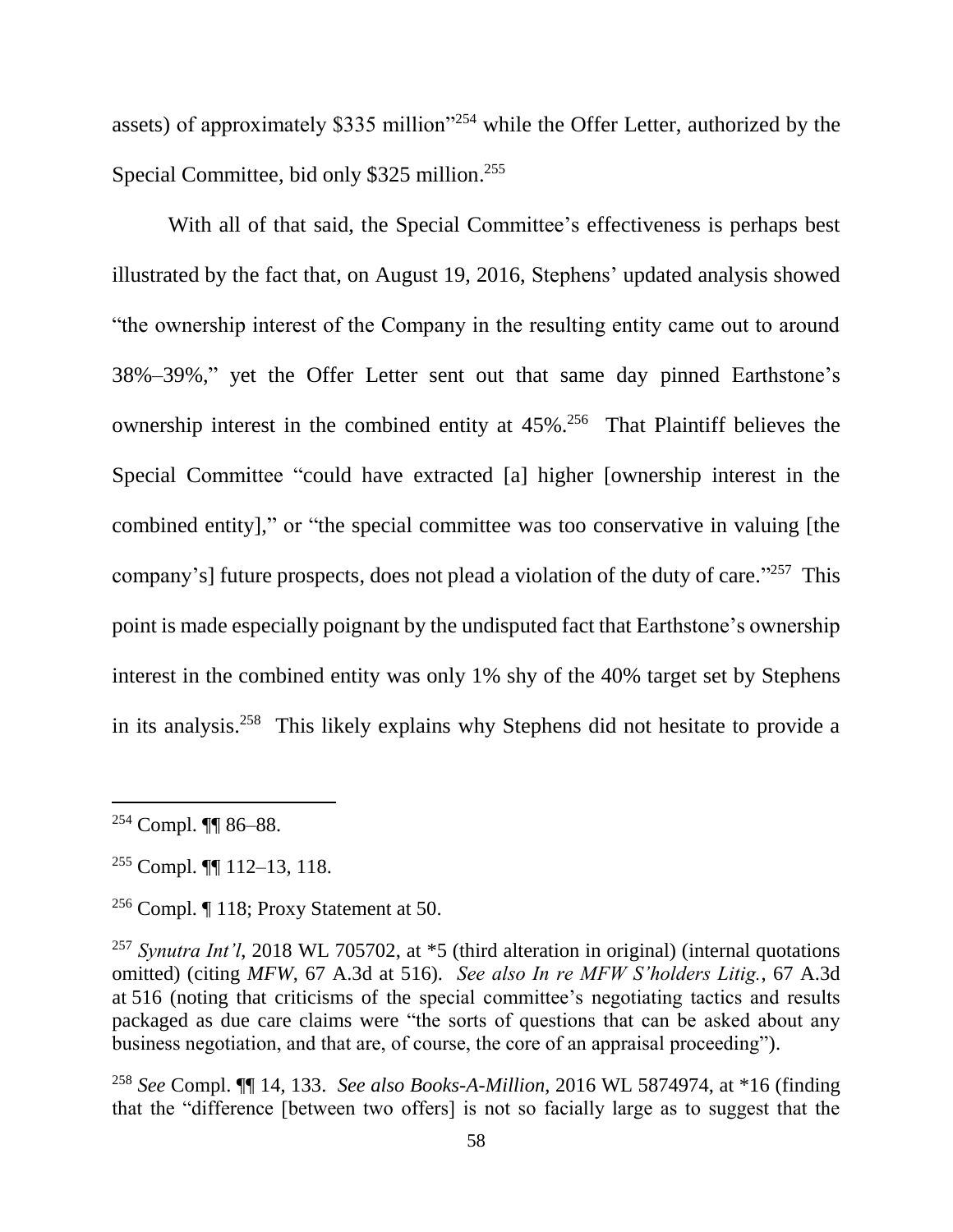assets) of approximately $335 million"[254] while the Offer Letter, authorized by the Special Committee, bid only $325 million.[255]

With all of that said, the Special Committee's effectiveness is perhaps best illustrated by the fact that, on August 19, 2016, Stephens' updated analysis showed "the ownership interest of the Company in the resulting entity came out to around 38%–39%," yet the Offer Letter sent out that same day pinned Earthstone's ownership interest in the combined entity at 45%.[256] That Plaintiff believes the Special Committee "could have extracted [a] higher [ownership interest in the combined entity]," or "the special committee was too conservative in valuing [the company's] future prospects, does not plead a violation of the duty of care."[257] This point is made especially poignant by the undisputed fact that Earthstone's ownership interest in the combined entity was only 1% shy of the 40% target set by Stephens in its analysis.[258] This likely explains why Stephens did not hesitate to provide a

---

[254] Compl. ¶¶ 86–88.

[255] Compl. ¶¶ 112–13, 118.

[256] Compl. ¶ 118; Proxy Statement at 50.

[257] *Synutra Int'l*, 2018 WL 705702, at *5 (third alteration in original) (internal quotations omitted) (citing *MFW*, 67 A.3d at 516). *See also In re MFW S'holders Litig.*, 67 A.3d at 516 (noting that criticisms of the special committee's negotiating tactics and results packaged as due care claims were "the sorts of questions that can be asked about any business negotiation, and that are, of course, the core of an appraisal proceeding").

[258] *See* Compl. ¶¶ 14, 133. *See also Books-A-Million*, 2016 WL 5874974, at *16 (finding that the "difference [between two offers] is not so facially large as to suggest that the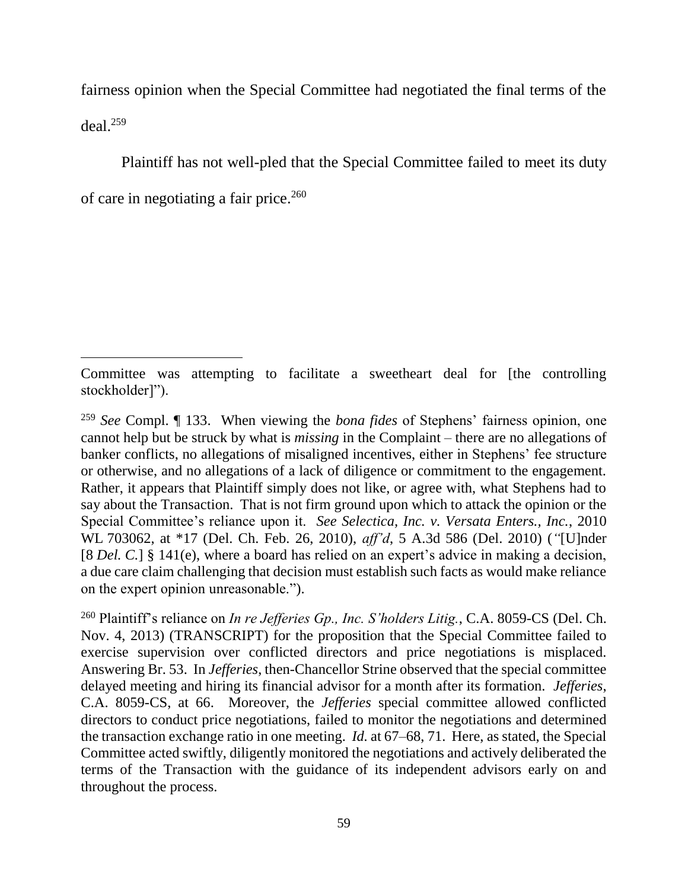fairness opinion when the Special Committee had negotiated the final terms of the deal.[259]

Plaintiff has not well-pled that the Special Committee failed to meet its duty of care in negotiating a fair price.[260]

---

Committee was attempting to facilitate a sweetheart deal for [the controlling stockholder]").

[259] *See* Compl. ¶ 133. When viewing the *bona fides* of Stephens' fairness opinion, one cannot help but be struck by what is *missing* in the Complaint – there are no allegations of banker conflicts, no allegations of misaligned incentives, either in Stephens' fee structure or otherwise, and no allegations of a lack of diligence or commitment to the engagement. Rather, it appears that Plaintiff simply does not like, or agree with, what Stephens had to say about the Transaction. That is not firm ground upon which to attack the opinion or the Special Committee's reliance upon it. *See Selectica, Inc. v. Versata Enters., Inc.*, 2010 WL 703062, at *17 (Del. Ch. Feb. 26, 2010), *aff'd*, 5 A.3d 586 (Del. 2010) ("[U]nder [8 *Del. C.*] § 141(e), where a board has relied on an expert's advice in making a decision, a due care claim challenging that decision must establish such facts as would make reliance on the expert opinion unreasonable.").

[260] Plaintiff's reliance on *In re Jefferies Gp., Inc. S'holders Litig.*, C.A. 8059-CS (Del. Ch. Nov. 4, 2013) (TRANSCRIPT) for the proposition that the Special Committee failed to exercise supervision over conflicted directors and price negotiations is misplaced. Answering Br. 53. In *Jefferies*, then-Chancellor Strine observed that the special committee delayed meeting and hiring its financial advisor for a month after its formation. *Jefferies*, C.A. 8059-CS, at 66. Moreover, the *Jefferies* special committee allowed conflicted directors to conduct price negotiations, failed to monitor the negotiations and determined the transaction exchange ratio in one meeting. *Id.* at 67–68, 71. Here, as stated, the Special Committee acted swiftly, diligently monitored the negotiations and actively deliberated the terms of the Transaction with the guidance of its independent advisors early on and throughout the process.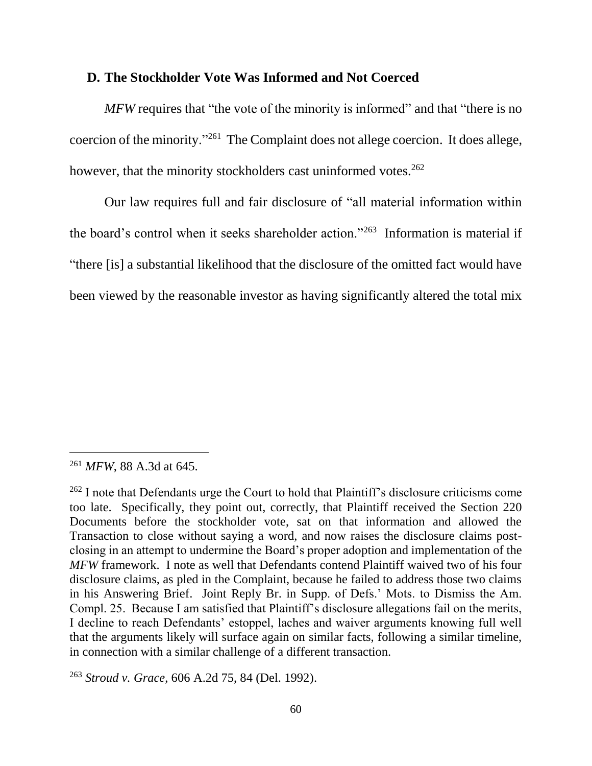### D. The Stockholder Vote Was Informed and Not Coerced

*MFW* requires that "the vote of the minority is informed" and that "there is no coercion of the minority."[261] The Complaint does not allege coercion. It does allege, however, that the minority stockholders cast uninformed votes.[262]

Our law requires full and fair disclosure of "all material information within the board's control when it seeks shareholder action."[263] Information is material if "there [is] a substantial likelihood that the disclosure of the omitted fact would have been viewed by the reasonable investor as having significantly altered the total mix

---

[261] *MFW*, 88 A.3d at 645.

[262] I note that Defendants urge the Court to hold that Plaintiff's disclosure criticisms come too late. Specifically, they point out, correctly, that Plaintiff received the Section 220 Documents before the stockholder vote, sat on that information and allowed the Transaction to close without saying a word, and now raises the disclosure claims post-closing in an attempt to undermine the Board's proper adoption and implementation of the *MFW* framework. I note as well that Defendants contend Plaintiff waived two of his four disclosure claims, as pled in the Complaint, because he failed to address those two claims in his Answering Brief. Joint Reply Br. in Supp. of Defs.' Mots. to Dismiss the Am. Compl. 25. Because I am satisfied that Plaintiff's disclosure allegations fail on the merits, I decline to reach Defendants' estoppel, laches and waiver arguments knowing full well that the arguments likely will surface again on similar facts, following a similar timeline, in connection with a similar challenge of a different transaction.

[263] *Stroud v. Grace*, 606 A.2d 75, 84 (Del. 1992).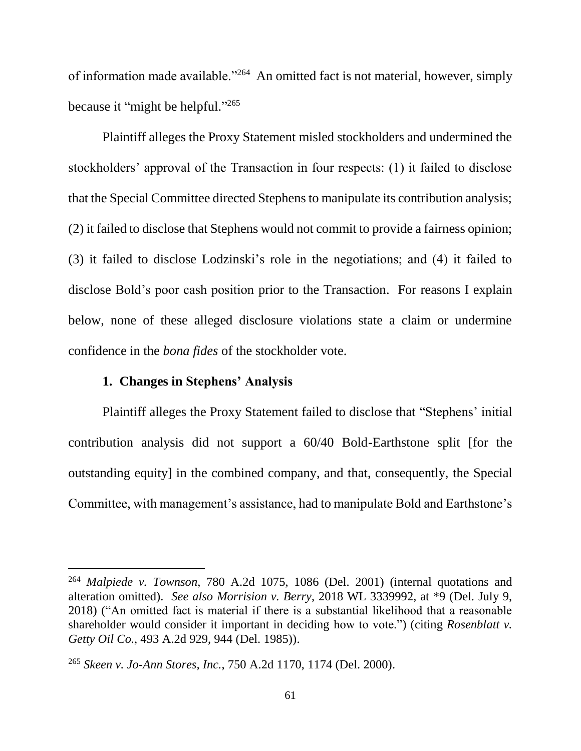of information made available."[264] An omitted fact is not material, however, simply because it "might be helpful."[265]

Plaintiff alleges the Proxy Statement misled stockholders and undermined the stockholders' approval of the Transaction in four respects: (1) it failed to disclose that the Special Committee directed Stephens to manipulate its contribution analysis; (2) it failed to disclose that Stephens would not commit to provide a fairness opinion; (3) it failed to disclose Lodzinski's role in the negotiations; and (4) it failed to disclose Bold's poor cash position prior to the Transaction. For reasons I explain below, none of these alleged disclosure violations state a claim or undermine confidence in the *bona fides* of the stockholder vote.

### 1. Changes in Stephens' Analysis

Plaintiff alleges the Proxy Statement failed to disclose that "Stephens' initial contribution analysis did not support a 60/40 Bold-Earthstone split [for the outstanding equity] in the combined company, and that, consequently, the Special Committee, with management's assistance, had to manipulate Bold and Earthstone's

---

[264] *Malpiede v. Townson*, 780 A.2d 1075, 1086 (Del. 2001) (internal quotations and alteration omitted). *See also Morrision v. Berry*, 2018 WL 3339992, at *9 (Del. July 9, 2018) ("An omitted fact is material if there is a substantial likelihood that a reasonable shareholder would consider it important in deciding how to vote.") (citing *Rosenblatt v. Getty Oil Co.*, 493 A.2d 929, 944 (Del. 1985)).

[265] *Skeen v. Jo-Ann Stores, Inc.*, 750 A.2d 1170, 1174 (Del. 2000).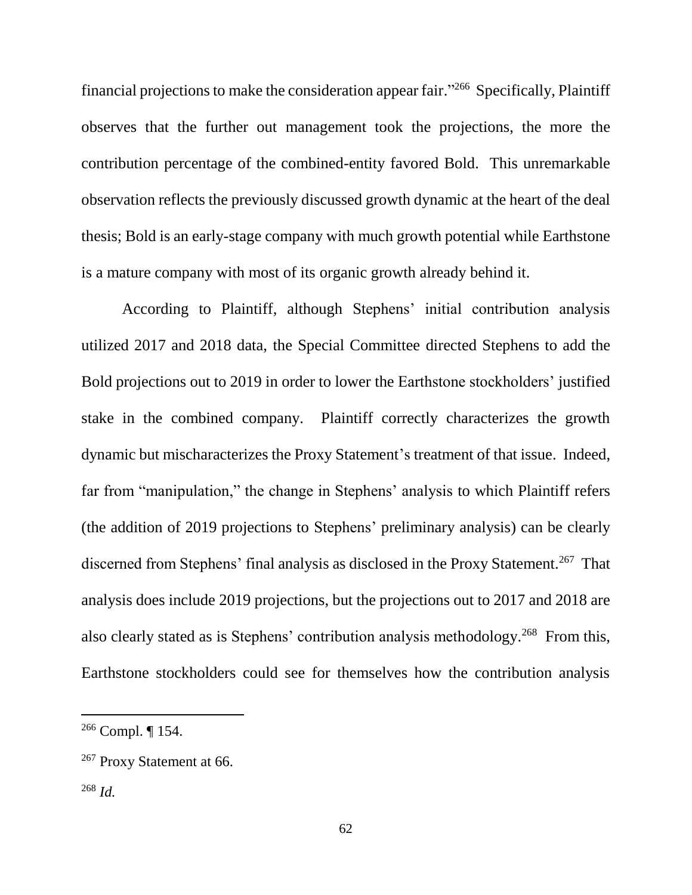financial projections to make the consideration appear fair."[266] Specifically, Plaintiff observes that the further out management took the projections, the more the contribution percentage of the combined-entity favored Bold. This unremarkable observation reflects the previously discussed growth dynamic at the heart of the deal thesis; Bold is an early-stage company with much growth potential while Earthstone is a mature company with most of its organic growth already behind it.

According to Plaintiff, although Stephens' initial contribution analysis utilized 2017 and 2018 data, the Special Committee directed Stephens to add the Bold projections out to 2019 in order to lower the Earthstone stockholders' justified stake in the combined company. Plaintiff correctly characterizes the growth dynamic but mischaracterizes the Proxy Statement's treatment of that issue. Indeed, far from "manipulation," the change in Stephens' analysis to which Plaintiff refers (the addition of 2019 projections to Stephens' preliminary analysis) can be clearly discerned from Stephens' final analysis as disclosed in the Proxy Statement.[267] That analysis does include 2019 projections, but the projections out to 2017 and 2018 are also clearly stated as is Stephens' contribution analysis methodology.[268] From this, Earthstone stockholders could see for themselves how the contribution analysis

---

[266] Compl. ¶ 154.

[267] Proxy Statement at 66.

[268] *Id.*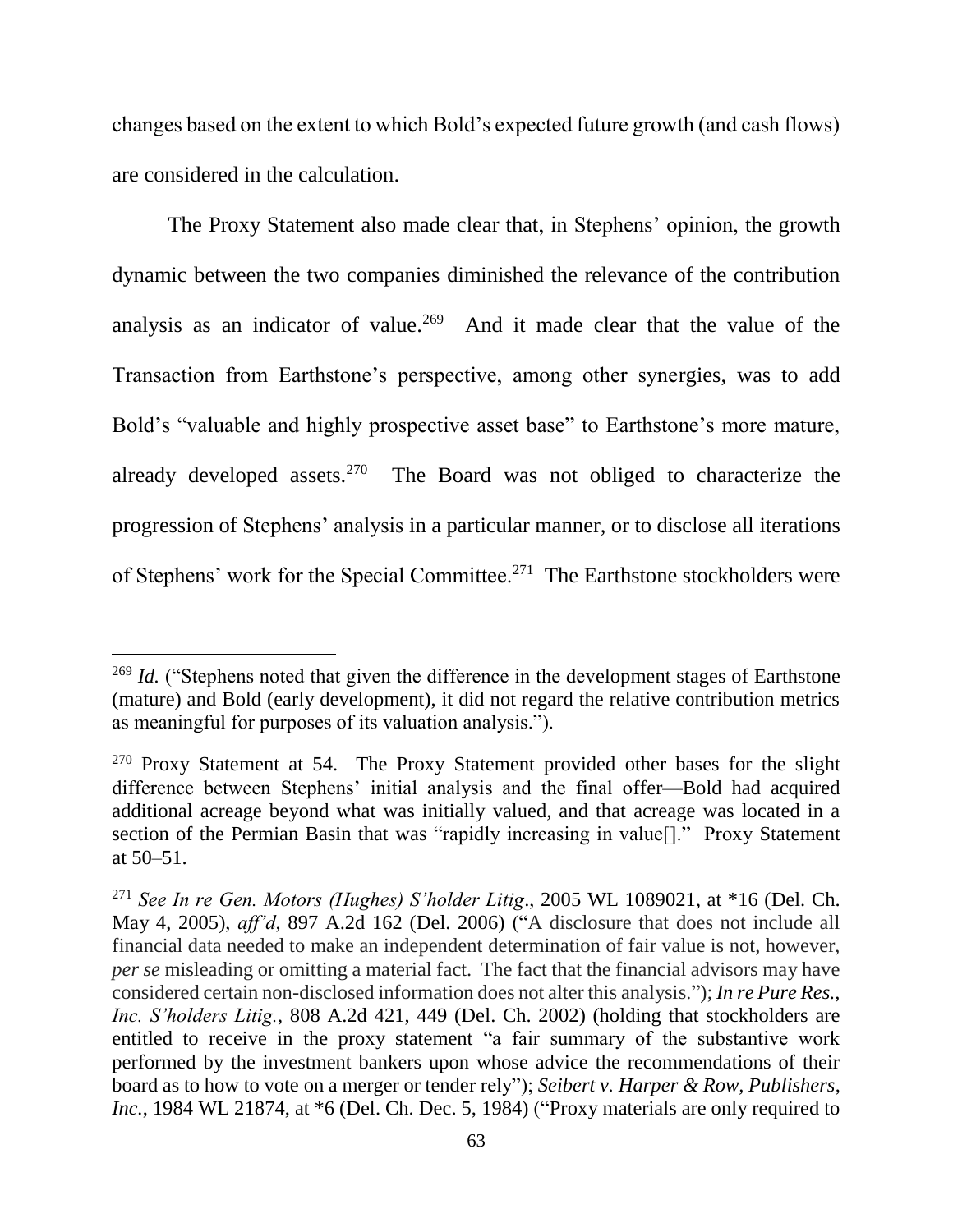changes based on the extent to which Bold's expected future growth (and cash flows) are considered in the calculation.

The Proxy Statement also made clear that, in Stephens' opinion, the growth dynamic between the two companies diminished the relevance of the contribution analysis as an indicator of value.[269] And it made clear that the value of the Transaction from Earthstone's perspective, among other synergies, was to add Bold's "valuable and highly prospective asset base" to Earthstone's more mature, already developed assets.[270] The Board was not obliged to characterize the progression of Stephens' analysis in a particular manner, or to disclose all iterations of Stephens' work for the Special Committee.[271] The Earthstone stockholders were

---

[269] *Id.* ("Stephens noted that given the difference in the development stages of Earthstone (mature) and Bold (early development), it did not regard the relative contribution metrics as meaningful for purposes of its valuation analysis.").

[270] Proxy Statement at 54. The Proxy Statement provided other bases for the slight difference between Stephens' initial analysis and the final offer—Bold had acquired additional acreage beyond what was initially valued, and that acreage was located in a section of the Permian Basin that was "rapidly increasing in value[]." Proxy Statement at 50–51.

[271] *See In re Gen. Motors (Hughes) S'holder Litig*., 2005 WL 1089021, at *16 (Del. Ch. May 4, 2005), *aff'd*, 897 A.2d 162 (Del. 2006) ("A disclosure that does not include all financial data needed to make an independent determination of fair value is not, however, *per se* misleading or omitting a material fact. The fact that the financial advisors may have considered certain non-disclosed information does not alter this analysis."); *In re Pure Res., Inc. S'holders Litig.*, 808 A.2d 421, 449 (Del. Ch. 2002) (holding that stockholders are entitled to receive in the proxy statement "a fair summary of the substantive work performed by the investment bankers upon whose advice the recommendations of their board as to how to vote on a merger or tender rely"); *Seibert v. Harper & Row, Publishers, Inc.*, 1984 WL 21874, at *6 (Del. Ch. Dec. 5, 1984) ("Proxy materials are only required to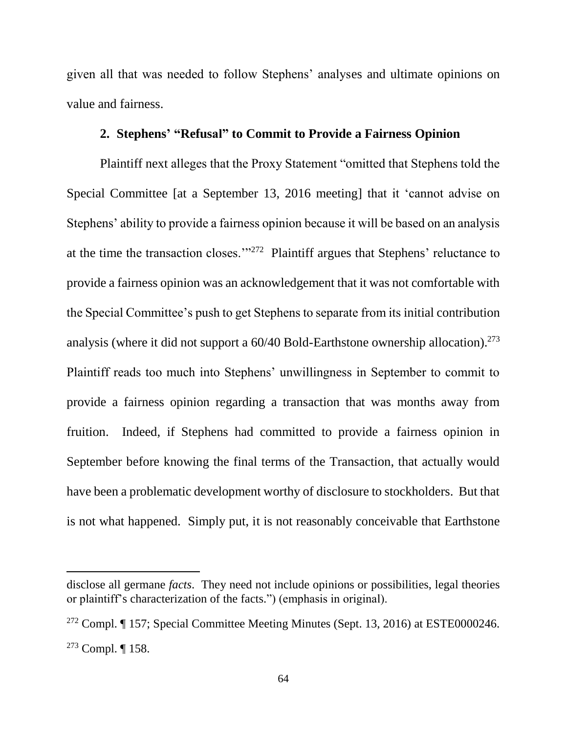given all that was needed to follow Stephens' analyses and ultimate opinions on value and fairness.

### 2. Stephens' "Refusal" to Commit to Provide a Fairness Opinion

Plaintiff next alleges that the Proxy Statement "omitted that Stephens told the Special Committee [at a September 13, 2016 meeting] that it 'cannot advise on Stephens' ability to provide a fairness opinion because it will be based on an analysis at the time the transaction closes.'"[272] Plaintiff argues that Stephens' reluctance to provide a fairness opinion was an acknowledgement that it was not comfortable with the Special Committee's push to get Stephens to separate from its initial contribution analysis (where it did not support a 60/40 Bold-Earthstone ownership allocation).[273] Plaintiff reads too much into Stephens' unwillingness in September to commit to provide a fairness opinion regarding a transaction that was months away from fruition. Indeed, if Stephens had committed to provide a fairness opinion in September before knowing the final terms of the Transaction, that actually would have been a problematic development worthy of disclosure to stockholders. But that is not what happened. Simply put, it is not reasonably conceivable that Earthstone

---

disclose all germane *facts*. They need not include opinions or possibilities, legal theories or plaintiff's characterization of the facts.") (emphasis in original).

[272] Compl. ¶ 157; Special Committee Meeting Minutes (Sept. 13, 2016) at ESTE0000246.

[273] Compl. ¶ 158.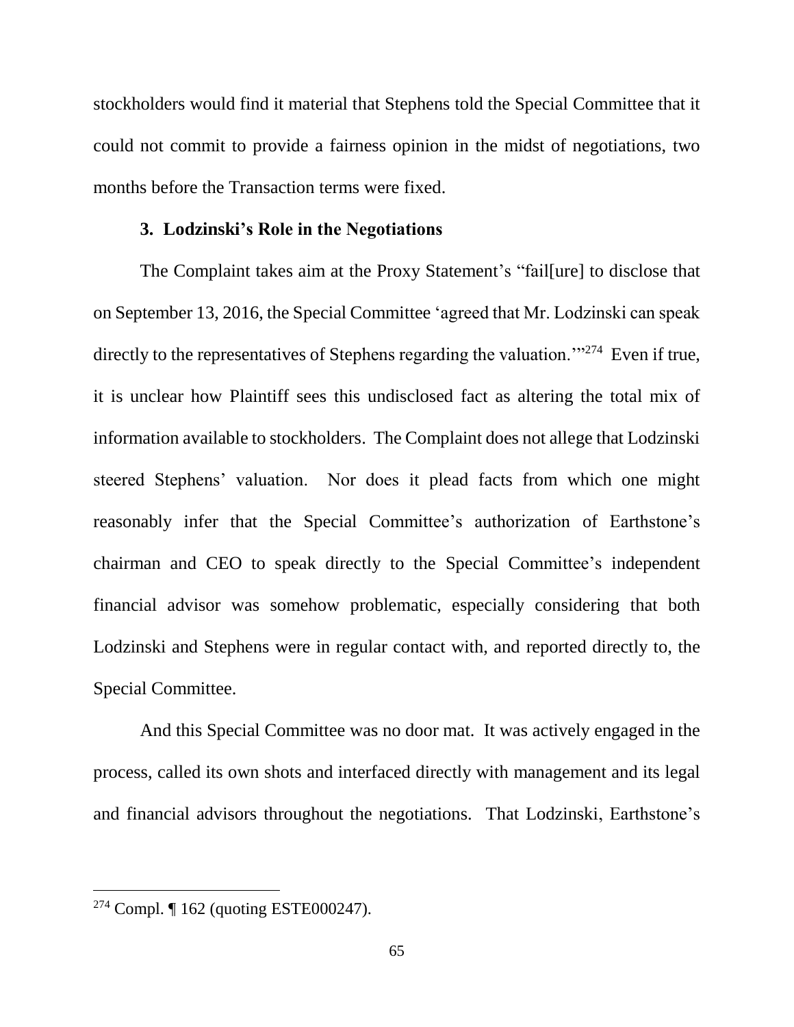stockholders would find it material that Stephens told the Special Committee that it could not commit to provide a fairness opinion in the midst of negotiations, two months before the Transaction terms were fixed.

### 3. Lodzinski's Role in the Negotiations

The Complaint takes aim at the Proxy Statement's "fail[ure] to disclose that on September 13, 2016, the Special Committee 'agreed that Mr. Lodzinski can speak directly to the representatives of Stephens regarding the valuation.'"[274] Even if true, it is unclear how Plaintiff sees this undisclosed fact as altering the total mix of information available to stockholders. The Complaint does not allege that Lodzinski steered Stephens' valuation. Nor does it plead facts from which one might reasonably infer that the Special Committee's authorization of Earthstone's chairman and CEO to speak directly to the Special Committee's independent financial advisor was somehow problematic, especially considering that both Lodzinski and Stephens were in regular contact with, and reported directly to, the Special Committee.

And this Special Committee was no door mat. It was actively engaged in the process, called its own shots and interfaced directly with management and its legal and financial advisors throughout the negotiations. That Lodzinski, Earthstone's

---

[274] Compl. ¶ 162 (quoting ESTE000247).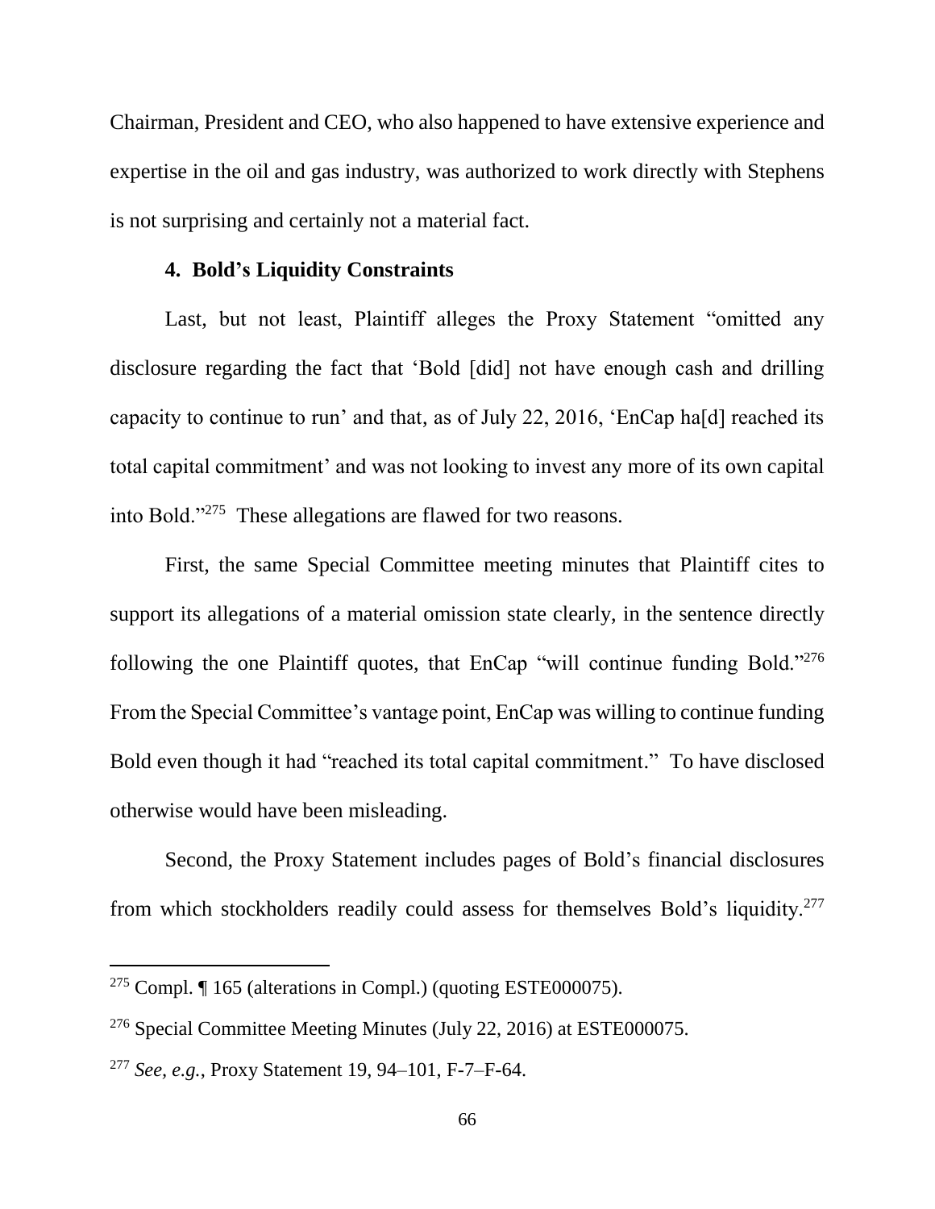Chairman, President and CEO, who also happened to have extensive experience and expertise in the oil and gas industry, was authorized to work directly with Stephens is not surprising and certainly not a material fact.

#### 4. Bold's Liquidity Constraints

Last, but not least, Plaintiff alleges the Proxy Statement "omitted any disclosure regarding the fact that 'Bold [did] not have enough cash and drilling capacity to continue to run' and that, as of July 22, 2016, 'EnCap ha[d] reached its total capital commitment' and was not looking to invest any more of its own capital into Bold."[275] These allegations are flawed for two reasons.

First, the same Special Committee meeting minutes that Plaintiff cites to support its allegations of a material omission state clearly, in the sentence directly following the one Plaintiff quotes, that EnCap "will continue funding Bold."[276] From the Special Committee's vantage point, EnCap was willing to continue funding Bold even though it had "reached its total capital commitment." To have disclosed otherwise would have been misleading.

Second, the Proxy Statement includes pages of Bold's financial disclosures from which stockholders readily could assess for themselves Bold's liquidity.[277]

---

[275] Compl. ¶ 165 (alterations in Compl.) (quoting ESTE000075).

[276] Special Committee Meeting Minutes (July 22, 2016) at ESTE000075.

[277] *See, e.g.*, Proxy Statement 19, 94–101, F-7–F-64.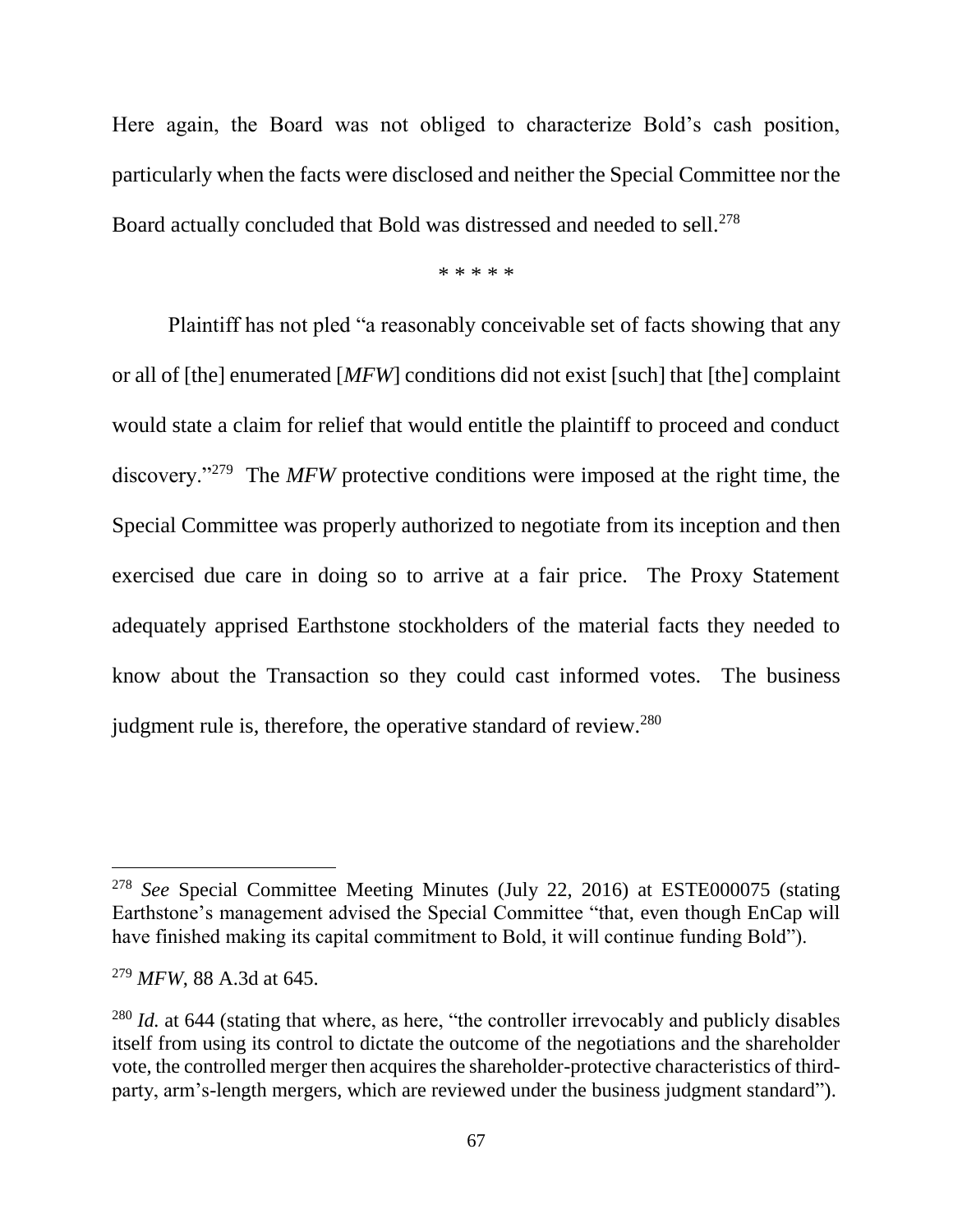Here again, the Board was not obliged to characterize Bold's cash position, particularly when the facts were disclosed and neither the Special Committee nor the Board actually concluded that Bold was distressed and needed to sell.[278]

\* \* \* \* \*

Plaintiff has not pled "a reasonably conceivable set of facts showing that any or all of [the] enumerated [*MFW*] conditions did not exist [such] that [the] complaint would state a claim for relief that would entitle the plaintiff to proceed and conduct discovery."[279] The *MFW* protective conditions were imposed at the right time, the Special Committee was properly authorized to negotiate from its inception and then exercised due care in doing so to arrive at a fair price. The Proxy Statement adequately apprised Earthstone stockholders of the material facts they needed to know about the Transaction so they could cast informed votes. The business judgment rule is, therefore, the operative standard of review.[280]

---

[278] *See* Special Committee Meeting Minutes (July 22, 2016) at ESTE000075 (stating Earthstone's management advised the Special Committee "that, even though EnCap will have finished making its capital commitment to Bold, it will continue funding Bold").

[279] *MFW*, 88 A.3d at 645.

[280] *Id.* at 644 (stating that where, as here, "the controller irrevocably and publicly disables itself from using its control to dictate the outcome of the negotiations and the shareholder vote, the controlled merger then acquires the shareholder-protective characteristics of third-party, arm's-length mergers, which are reviewed under the business judgment standard").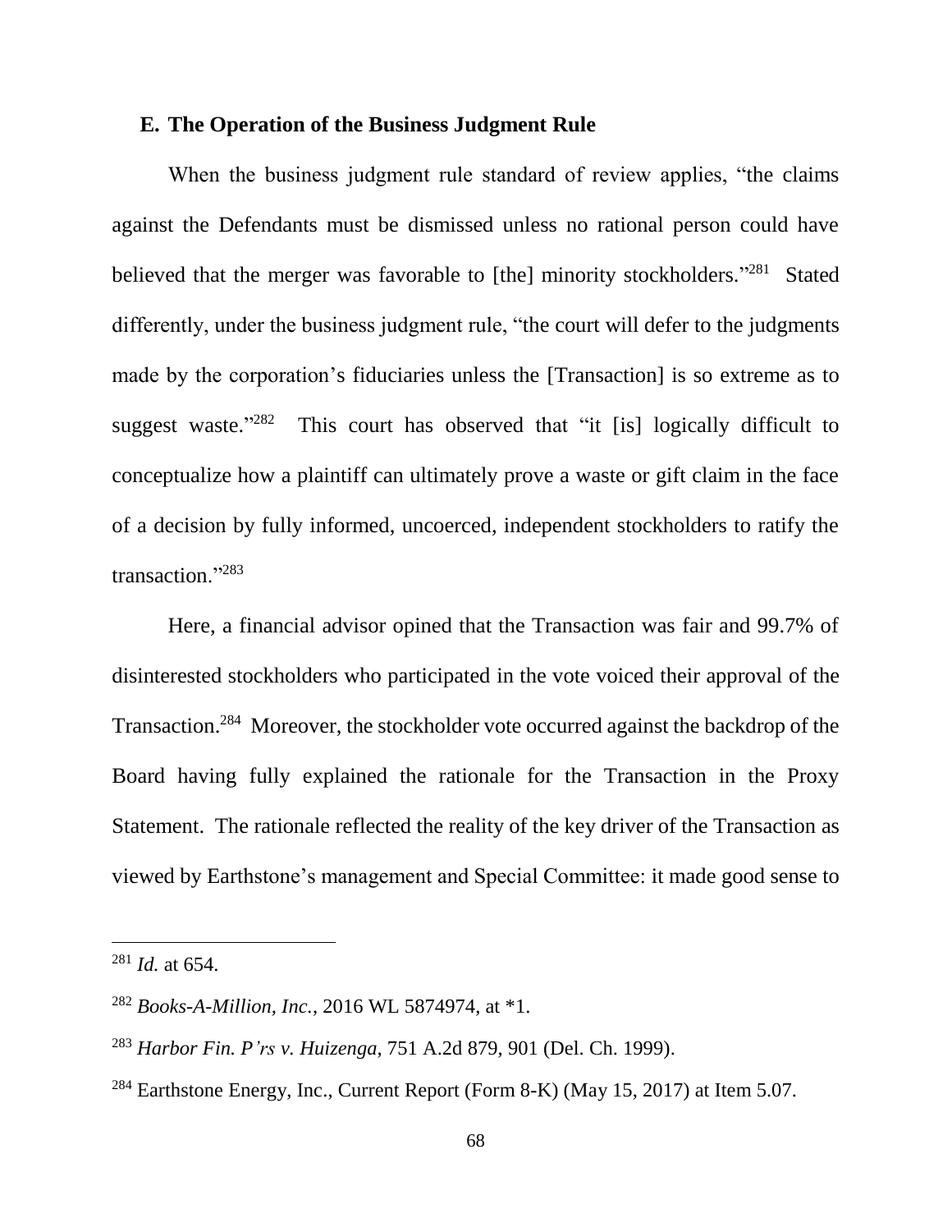### E. The Operation of the Business Judgment Rule

When the business judgment rule standard of review applies, "the claims against the Defendants must be dismissed unless no rational person could have believed that the merger was favorable to [the] minority stockholders."[281] Stated differently, under the business judgment rule, "the court will defer to the judgments made by the corporation's fiduciaries unless the [Transaction] is so extreme as to suggest waste."[282] This court has observed that "it [is] logically difficult to conceptualize how a plaintiff can ultimately prove a waste or gift claim in the face of a decision by fully informed, uncoerced, independent stockholders to ratify the transaction."[283]

Here, a financial advisor opined that the Transaction was fair and 99.7% of disinterested stockholders who participated in the vote voiced their approval of the Transaction.[284] Moreover, the stockholder vote occurred against the backdrop of the Board having fully explained the rationale for the Transaction in the Proxy Statement. The rationale reflected the reality of the key driver of the Transaction as viewed by Earthstone's management and Special Committee: it made good sense to

---

[281] *Id.* at 654.

[282] *Books-A-Million, Inc.*, 2016 WL 5874974, at *1.

[283] *Harbor Fin. P'rs v. Huizenga*, 751 A.2d 879, 901 (Del. Ch. 1999).

[284] Earthstone Energy, Inc., Current Report (Form 8-K) (May 15, 2017) at Item 5.07.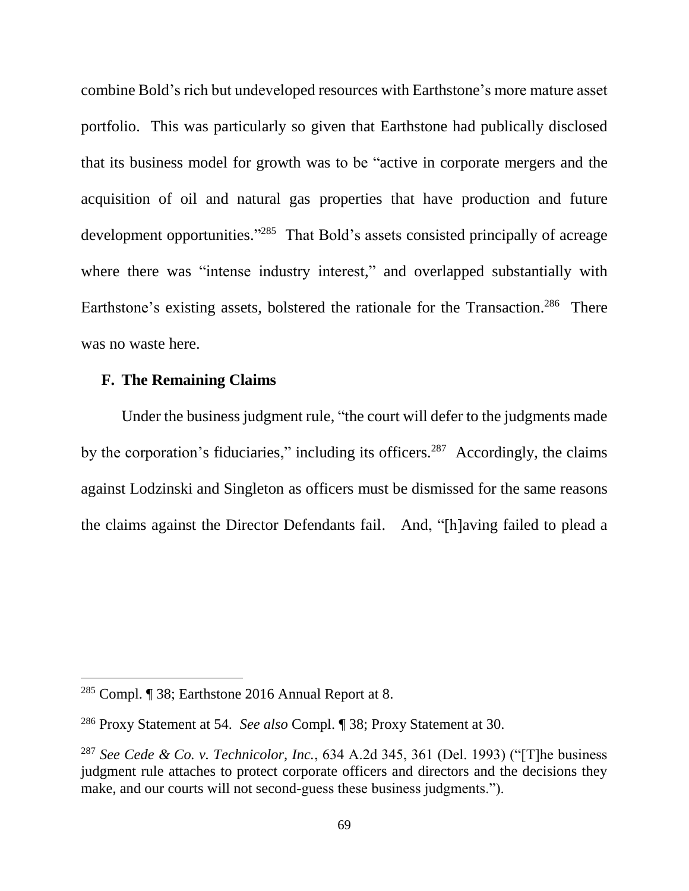combine Bold's rich but undeveloped resources with Earthstone's more mature asset portfolio. This was particularly so given that Earthstone had publically disclosed that its business model for growth was to be "active in corporate mergers and the acquisition of oil and natural gas properties that have production and future development opportunities."[285] That Bold's assets consisted principally of acreage where there was "intense industry interest," and overlapped substantially with Earthstone's existing assets, bolstered the rationale for the Transaction.[286] There was no waste here.

### F. The Remaining Claims

Under the business judgment rule, "the court will defer to the judgments made by the corporation's fiduciaries," including its officers.[287] Accordingly, the claims against Lodzinski and Singleton as officers must be dismissed for the same reasons the claims against the Director Defendants fail. And, "[h]aving failed to plead a

---

[285] Compl. ¶ 38; Earthstone 2016 Annual Report at 8.

[286] Proxy Statement at 54. *See also* Compl. ¶ 38; Proxy Statement at 30.

[287] *See Cede & Co. v. Technicolor, Inc.*, 634 A.2d 345, 361 (Del. 1993) ("[T]he business judgment rule attaches to protect corporate officers and directors and the decisions they make, and our courts will not second-guess these business judgments.").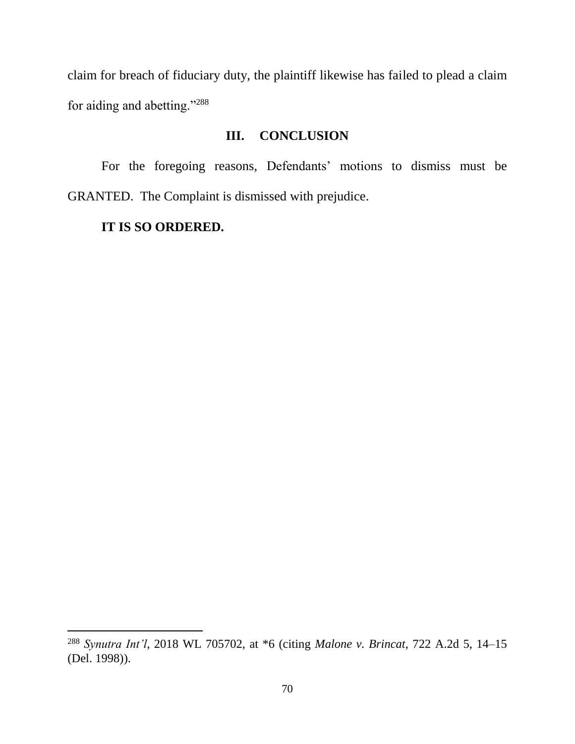claim for breach of fiduciary duty, the plaintiff likewise has failed to plead a claim for aiding and abetting."[288]

## III. CONCLUSION

For the foregoing reasons, Defendants' motions to dismiss must be GRANTED. The Complaint is dismissed with prejudice.

**IT IS SO ORDERED.**

---

[288] *Synutra Int'l*, 2018 WL 705702, at *6 (citing *Malone v. Brincat*, 722 A.2d 5, 14–15 (Del. 1998)).